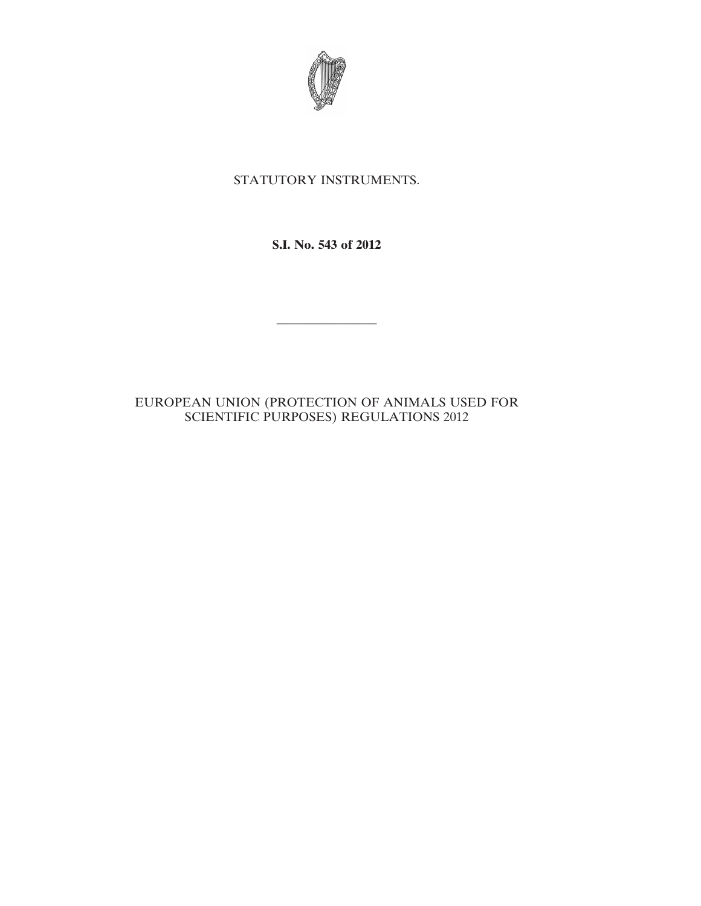STATUTORY INSTRUMENTS.

**S.I. No. 543 of 2012**

---

EUROPEAN UNION (PROTECTION OF ANIMALS USED FOR SCIENTIFIC PURPOSES) REGULATIONS 2012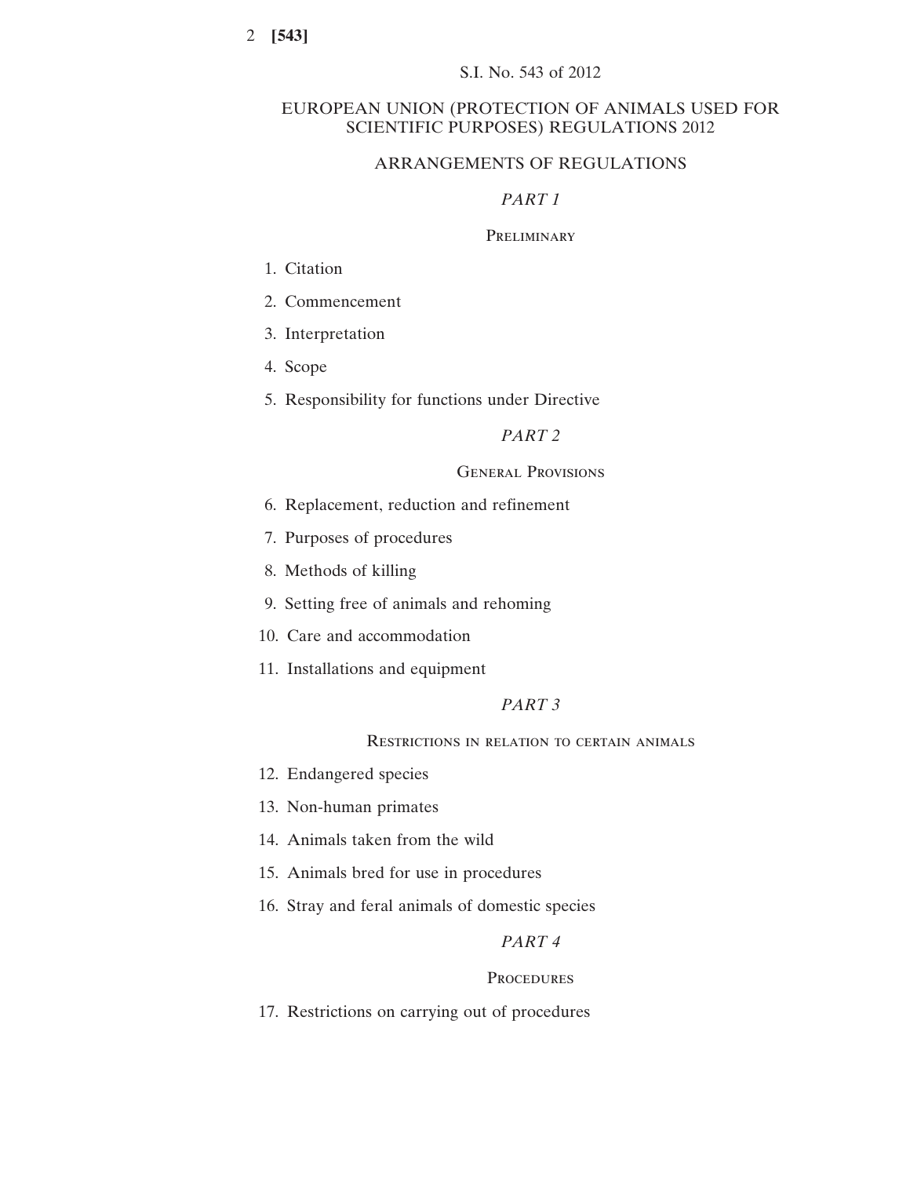S.I. No. 543 of 2012

# EUROPEAN UNION (PROTECTION OF ANIMALS USED FOR SCIENTIFIC PURPOSES) REGULATIONS 2012

## ARRANGEMENTS OF REGULATIONS

### *PART 1*

### Preliminary

1. Citation
2. Commencement
3. Interpretation
4. Scope
5. Responsibility for functions under Directive

### *PART 2*

### General Provisions

6. Replacement, reduction and refinement
7. Purposes of procedures
8. Methods of killing
9. Setting free of animals and rehoming
10. Care and accommodation
11. Installations and equipment

### *PART 3*

### Restrictions in relation to certain animals

12. Endangered species
13. Non-human primates
14. Animals taken from the wild
15. Animals bred for use in procedures
16. Stray and feral animals of domestic species

### *PART 4*

### Procedures

17. Restrictions on carrying out of procedures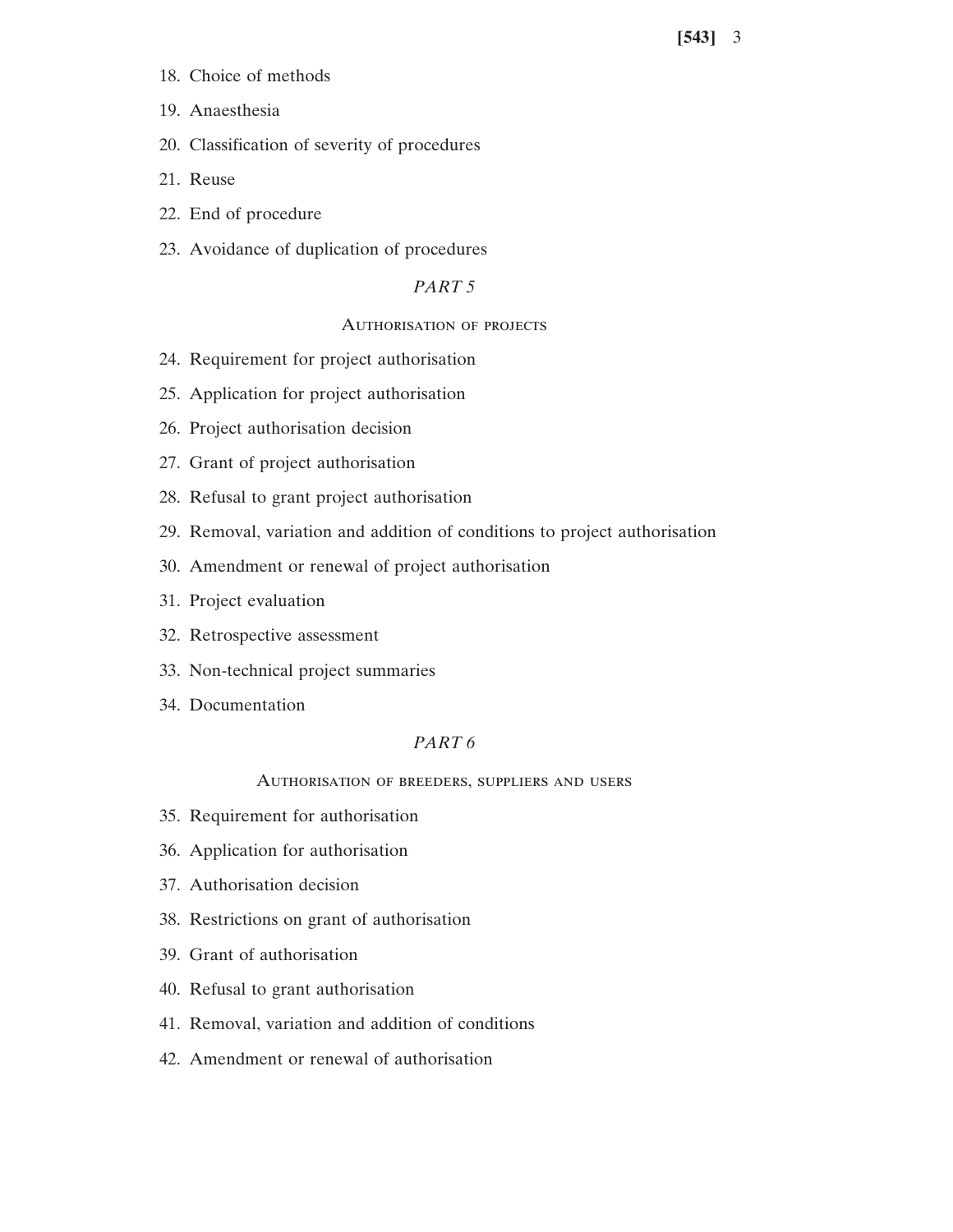18. Choice of methods

19. Anaesthesia

20. Classification of severity of procedures

21. Reuse

22. End of procedure

23. Avoidance of duplication of procedures

*PART 5*

AUTHORISATION OF PROJECTS

24. Requirement for project authorisation

25. Application for project authorisation

26. Project authorisation decision

27. Grant of project authorisation

28. Refusal to grant project authorisation

29. Removal, variation and addition of conditions to project authorisation

30. Amendment or renewal of project authorisation

31. Project evaluation

32. Retrospective assessment

33. Non-technical project summaries

34. Documentation

*PART 6*

AUTHORISATION OF BREEDERS, SUPPLIERS AND USERS

35. Requirement for authorisation

36. Application for authorisation

37. Authorisation decision

38. Restrictions on grant of authorisation

39. Grant of authorisation

40. Refusal to grant authorisation

41. Removal, variation and addition of conditions

42. Amendment or renewal of authorisation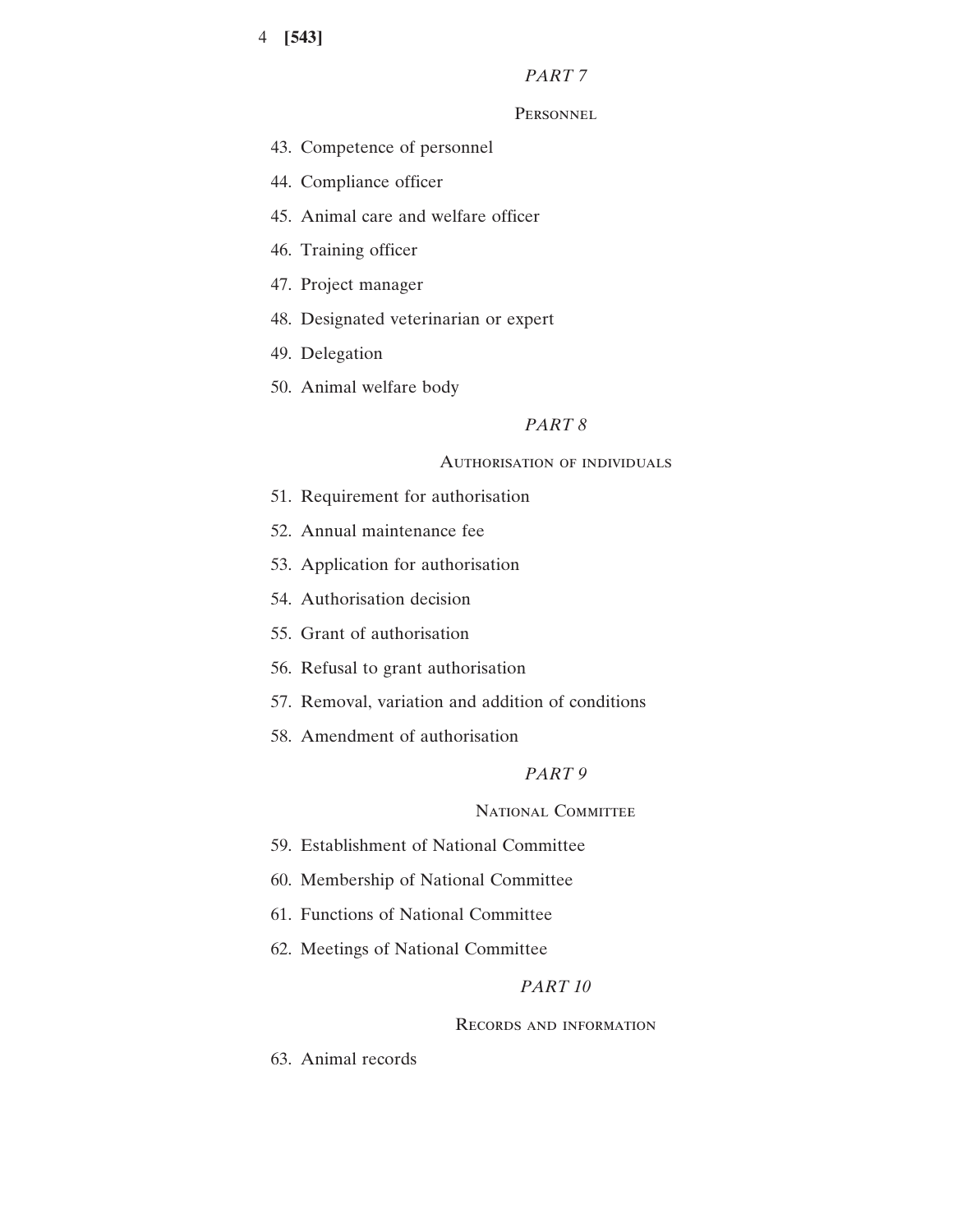*PART 7*

Personnel

43. Competence of personnel
44. Compliance officer
45. Animal care and welfare officer
46. Training officer
47. Project manager
48. Designated veterinarian or expert
49. Delegation
50. Animal welfare body

*PART 8*

Authorisation of individuals

51. Requirement for authorisation
52. Annual maintenance fee
53. Application for authorisation
54. Authorisation decision
55. Grant of authorisation
56. Refusal to grant authorisation
57. Removal, variation and addition of conditions
58. Amendment of authorisation

*PART 9*

National Committee

59. Establishment of National Committee
60. Membership of National Committee
61. Functions of National Committee
62. Meetings of National Committee

*PART 10*

Records and information

63. Animal records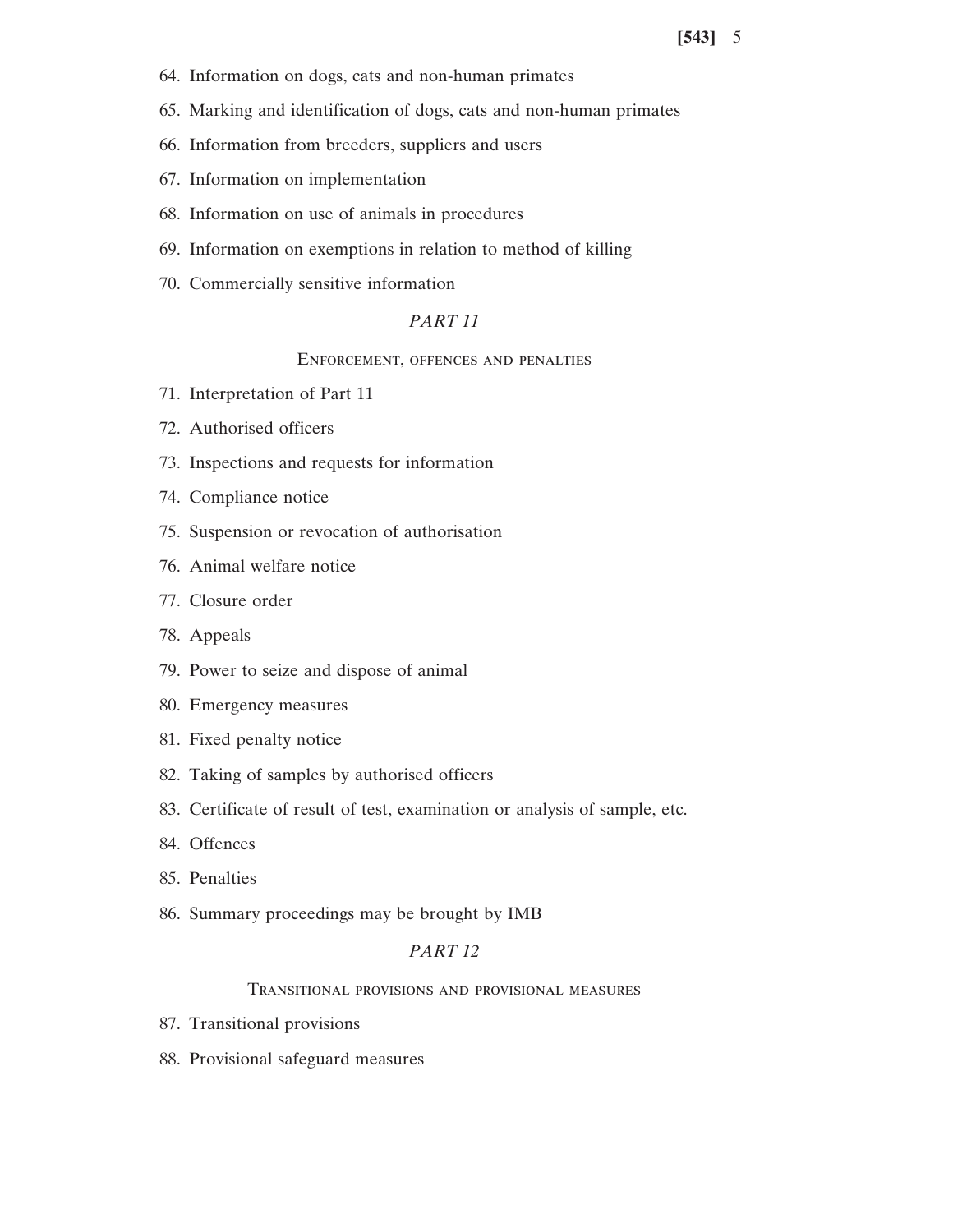64. Information on dogs, cats and non-human primates

65. Marking and identification of dogs, cats and non-human primates

66. Information from breeders, suppliers and users

67. Information on implementation

68. Information on use of animals in procedures

69. Information on exemptions in relation to method of killing

70. Commercially sensitive information

## *PART 11*

### Enforcement, offences and penalties

71. Interpretation of Part 11

72. Authorised officers

73. Inspections and requests for information

74. Compliance notice

75. Suspension or revocation of authorisation

76. Animal welfare notice

77. Closure order

78. Appeals

79. Power to seize and dispose of animal

80. Emergency measures

81. Fixed penalty notice

82. Taking of samples by authorised officers

83. Certificate of result of test, examination or analysis of sample, etc.

84. Offences

85. Penalties

86. Summary proceedings may be brought by IMB

## *PART 12*

### Transitional provisions and provisional measures

87. Transitional provisions

88. Provisional safeguard measures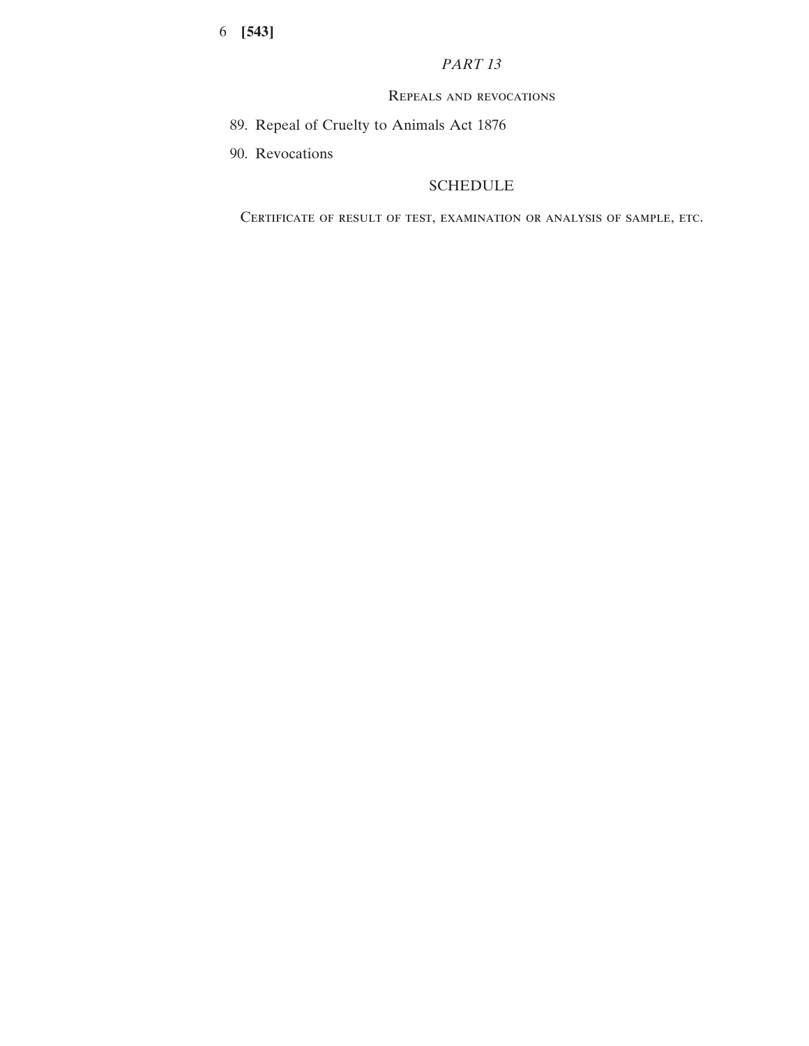*PART 13*

Repeals and revocations

89. Repeal of Cruelty to Animals Act 1876

90. Revocations

SCHEDULE

Certificate of result of test, examination or analysis of sample, etc.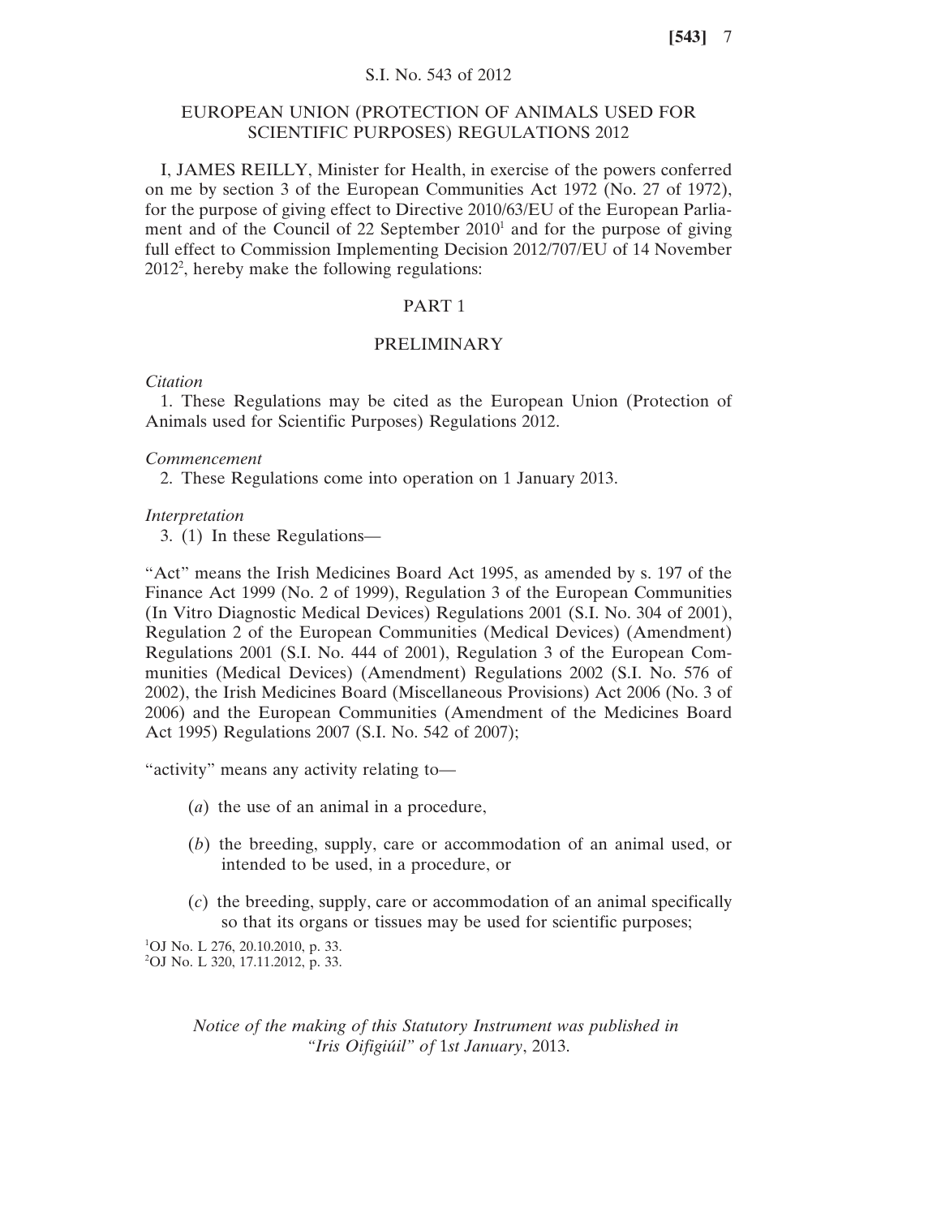S.I. No. 543 of 2012

# EUROPEAN UNION (PROTECTION OF ANIMALS USED FOR SCIENTIFIC PURPOSES) REGULATIONS 2012

I, JAMES REILLY, Minister for Health, in exercise of the powers conferred on me by section 3 of the European Communities Act 1972 (No. 27 of 1972), for the purpose of giving effect to Directive 2010/63/EU of the European Parliament and of the Council of 22 September 2010[1] and for the purpose of giving full effect to Commission Implementing Decision 2012/707/EU of 14 November 2012[2], hereby make the following regulations:

## PART 1

## PRELIMINARY

*Citation*

1. These Regulations may be cited as the European Union (Protection of Animals used for Scientific Purposes) Regulations 2012.

*Commencement*

2. These Regulations come into operation on 1 January 2013.

*Interpretation*

3. (1) In these Regulations—

"Act" means the Irish Medicines Board Act 1995, as amended by s. 197 of the Finance Act 1999 (No. 2 of 1999), Regulation 3 of the European Communities (In Vitro Diagnostic Medical Devices) Regulations 2001 (S.I. No. 304 of 2001), Regulation 2 of the European Communities (Medical Devices) (Amendment) Regulations 2001 (S.I. No. 444 of 2001), Regulation 3 of the European Communities (Medical Devices) (Amendment) Regulations 2002 (S.I. No. 576 of 2002), the Irish Medicines Board (Miscellaneous Provisions) Act 2006 (No. 3 of 2006) and the European Communities (Amendment of the Medicines Board Act 1995) Regulations 2007 (S.I. No. 542 of 2007);

"activity" means any activity relating to—

(*a*) the use of an animal in a procedure,

(*b*) the breeding, supply, care or accommodation of an animal used, or intended to be used, in a procedure, or

(*c*) the breeding, supply, care or accommodation of an animal specifically so that its organs or tissues may be used for scientific purposes;

[1]OJ No. L 276, 20.10.2010, p. 33.
[2]OJ No. L 320, 17.11.2012, p. 33.

*Notice of the making of this Statutory Instrument was published in "Iris Oifigiúil" of* 1*st January*, 2013.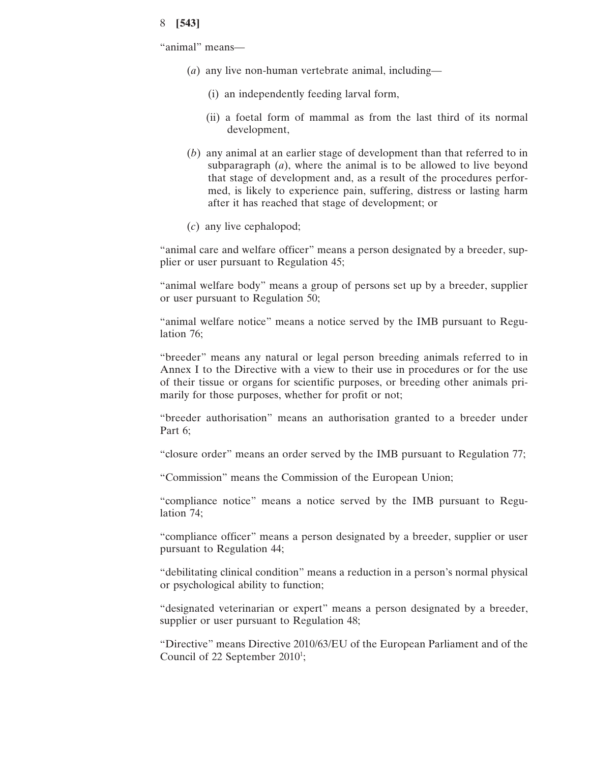"animal" means—

(*a*) any live non-human vertebrate animal, including—

(i) an independently feeding larval form,

(ii) a foetal form of mammal as from the last third of its normal development,

(*b*) any animal at an earlier stage of development than that referred to in subparagraph (*a*), where the animal is to be allowed to live beyond that stage of development and, as a result of the procedures performed, is likely to experience pain, suffering, distress or lasting harm after it has reached that stage of development; or

(*c*) any live cephalopod;

"animal care and welfare officer" means a person designated by a breeder, supplier or user pursuant to Regulation 45;

"animal welfare body" means a group of persons set up by a breeder, supplier or user pursuant to Regulation 50;

"animal welfare notice" means a notice served by the IMB pursuant to Regulation 76;

"breeder" means any natural or legal person breeding animals referred to in Annex I to the Directive with a view to their use in procedures or for the use of their tissue or organs for scientific purposes, or breeding other animals primarily for those purposes, whether for profit or not;

"breeder authorisation" means an authorisation granted to a breeder under Part 6;

"closure order" means an order served by the IMB pursuant to Regulation 77;

"Commission" means the Commission of the European Union;

"compliance notice" means a notice served by the IMB pursuant to Regulation 74;

"compliance officer" means a person designated by a breeder, supplier or user pursuant to Regulation 44;

"debilitating clinical condition" means a reduction in a person's normal physical or psychological ability to function;

"designated veterinarian or expert" means a person designated by a breeder, supplier or user pursuant to Regulation 48;

"Directive" means Directive 2010/63/EU of the European Parliament and of the Council of 22 September 2010[1];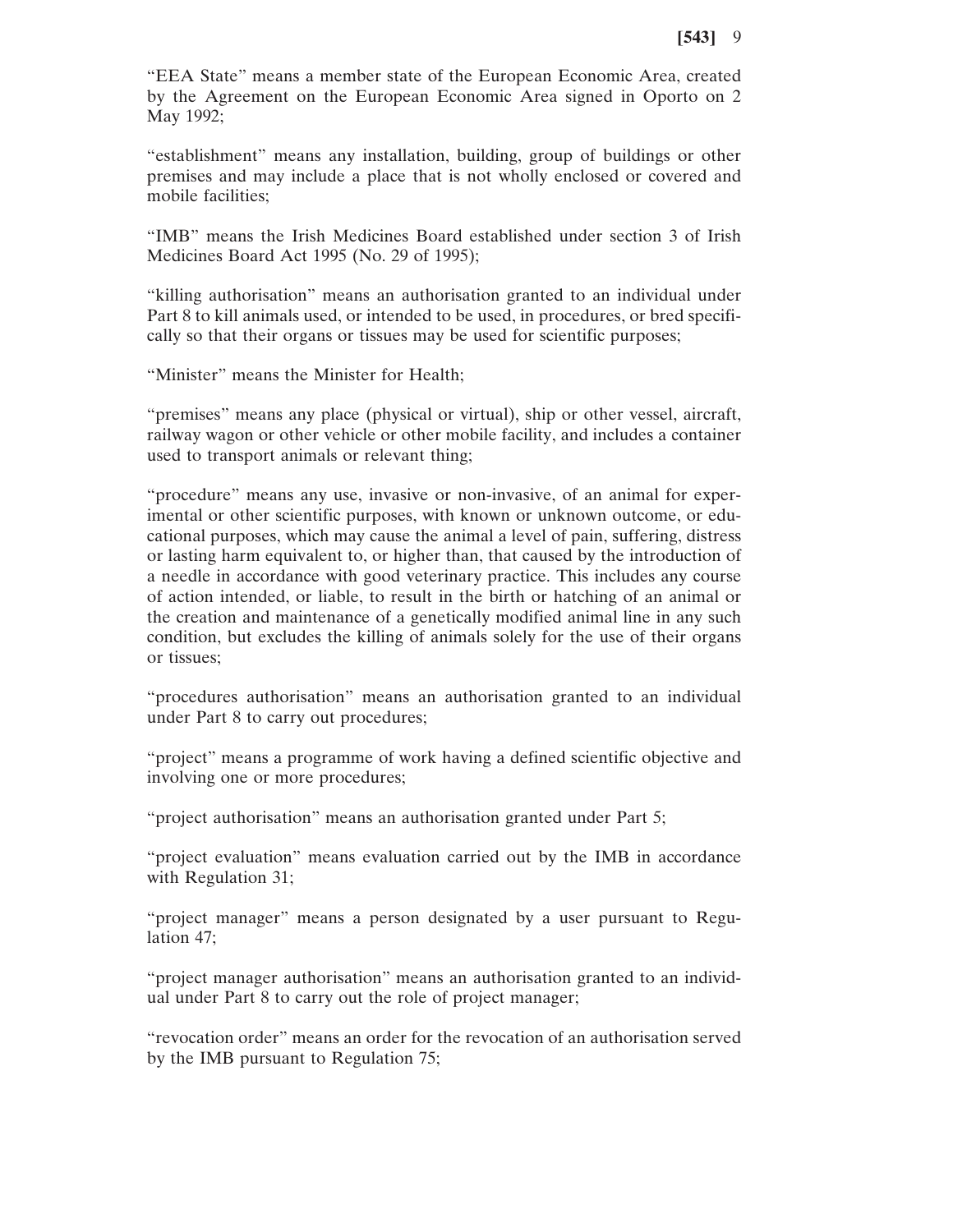"EEA State" means a member state of the European Economic Area, created by the Agreement on the European Economic Area signed in Oporto on 2 May 1992;

"establishment" means any installation, building, group of buildings or other premises and may include a place that is not wholly enclosed or covered and mobile facilities;

"IMB" means the Irish Medicines Board established under section 3 of Irish Medicines Board Act 1995 (No. 29 of 1995);

"killing authorisation" means an authorisation granted to an individual under Part 8 to kill animals used, or intended to be used, in procedures, or bred specifically so that their organs or tissues may be used for scientific purposes;

"Minister" means the Minister for Health;

"premises" means any place (physical or virtual), ship or other vessel, aircraft, railway wagon or other vehicle or other mobile facility, and includes a container used to transport animals or relevant thing;

"procedure" means any use, invasive or non-invasive, of an animal for experimental or other scientific purposes, with known or unknown outcome, or educational purposes, which may cause the animal a level of pain, suffering, distress or lasting harm equivalent to, or higher than, that caused by the introduction of a needle in accordance with good veterinary practice. This includes any course of action intended, or liable, to result in the birth or hatching of an animal or the creation and maintenance of a genetically modified animal line in any such condition, but excludes the killing of animals solely for the use of their organs or tissues;

"procedures authorisation" means an authorisation granted to an individual under Part 8 to carry out procedures;

"project" means a programme of work having a defined scientific objective and involving one or more procedures;

"project authorisation" means an authorisation granted under Part 5;

"project evaluation" means evaluation carried out by the IMB in accordance with Regulation 31;

"project manager" means a person designated by a user pursuant to Regulation 47;

"project manager authorisation" means an authorisation granted to an individual under Part 8 to carry out the role of project manager;

"revocation order" means an order for the revocation of an authorisation served by the IMB pursuant to Regulation 75;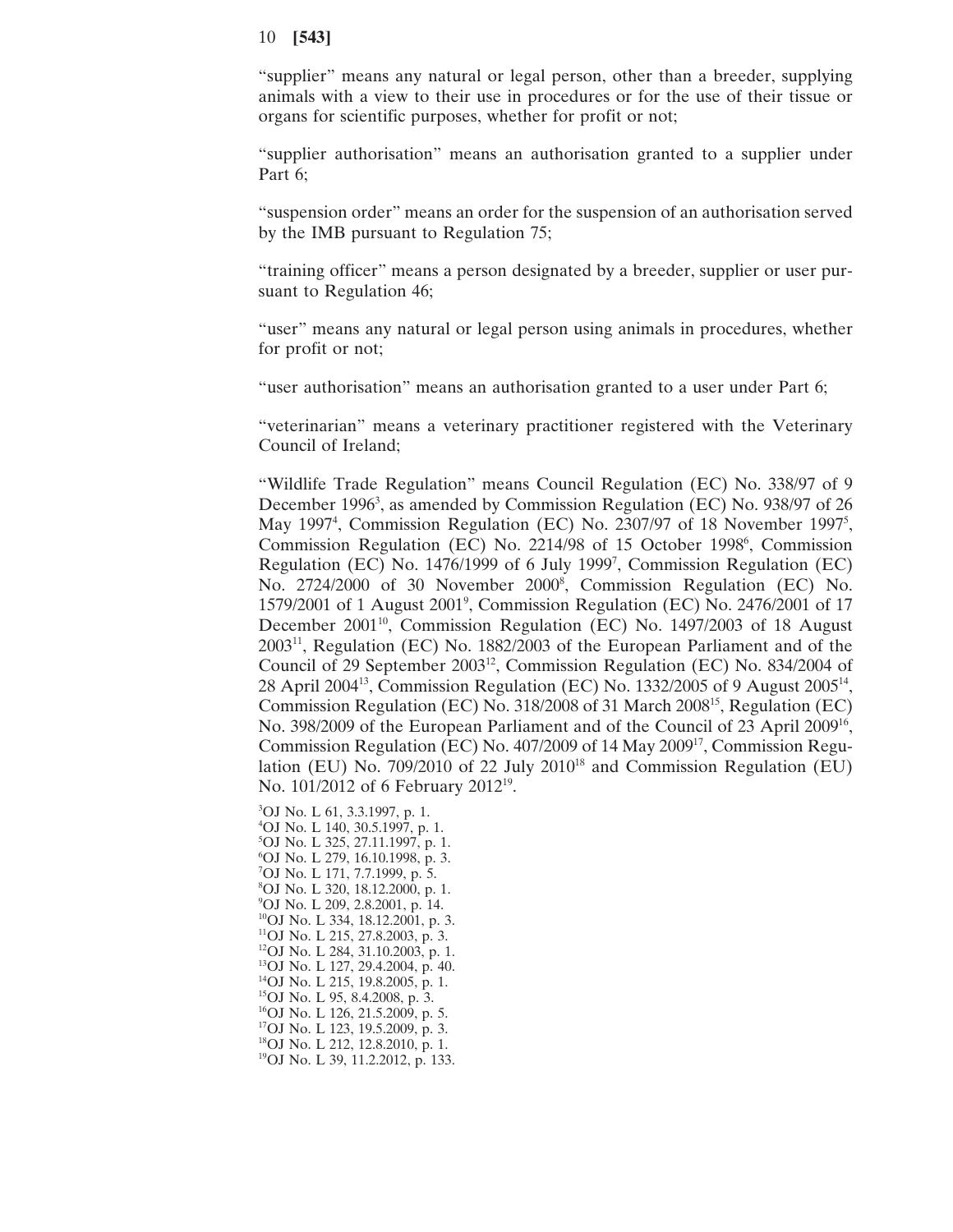"supplier" means any natural or legal person, other than a breeder, supplying animals with a view to their use in procedures or for the use of their tissue or organs for scientific purposes, whether for profit or not;

"supplier authorisation" means an authorisation granted to a supplier under Part 6;

"suspension order" means an order for the suspension of an authorisation served by the IMB pursuant to Regulation 75;

"training officer" means a person designated by a breeder, supplier or user pursuant to Regulation 46;

"user" means any natural or legal person using animals in procedures, whether for profit or not;

"user authorisation" means an authorisation granted to a user under Part 6;

"veterinarian" means a veterinary practitioner registered with the Veterinary Council of Ireland;

"Wildlife Trade Regulation" means Council Regulation (EC) No. 338/97 of 9 December 1996[3], as amended by Commission Regulation (EC) No. 938/97 of 26 May 1997[4], Commission Regulation (EC) No. 2307/97 of 18 November 1997[5], Commission Regulation (EC) No. 2214/98 of 15 October 1998[6], Commission Regulation (EC) No. 1476/1999 of 6 July 1999[7], Commission Regulation (EC) No. 2724/2000 of 30 November 2000[8], Commission Regulation (EC) No. 1579/2001 of 1 August 2001[9], Commission Regulation (EC) No. 2476/2001 of 17 December 2001[10], Commission Regulation (EC) No. 1497/2003 of 18 August 2003[11], Regulation (EC) No. 1882/2003 of the European Parliament and of the Council of 29 September 2003[12], Commission Regulation (EC) No. 834/2004 of 28 April 2004[13], Commission Regulation (EC) No. 1332/2005 of 9 August 2005[14], Commission Regulation (EC) No. 318/2008 of 31 March 2008[15], Regulation (EC) No. 398/2009 of the European Parliament and of the Council of 23 April 2009[16], Commission Regulation (EC) No. 407/2009 of 14 May 2009[17], Commission Regulation (EU) No. 709/2010 of 22 July 2010[18] and Commission Regulation (EU) No. 101/2012 of 6 February 2012[19].

[3] OJ No. L 61, 3.3.1997, p. 1.
[4] OJ No. L 140, 30.5.1997, p. 1.
[5] OJ No. L 325, 27.11.1997, p. 1.
[6] OJ No. L 279, 16.10.1998, p. 3.
[7] OJ No. L 171, 7.7.1999, p. 5.
[8] OJ No. L 320, 18.12.2000, p. 1.
[9] OJ No. L 209, 2.8.2001, p. 14.
[10] OJ No. L 334, 18.12.2001, p. 3.
[11] OJ No. L 215, 27.8.2003, p. 3.
[12] OJ No. L 284, 31.10.2003, p. 1.
[13] OJ No. L 127, 29.4.2004, p. 40.
[14] OJ No. L 215, 19.8.2005, p. 1.
[15] OJ No. L 95, 8.4.2008, p. 3.
[16] OJ No. L 126, 21.5.2009, p. 5.
[17] OJ No. L 123, 19.5.2009, p. 3.
[18] OJ No. L 212, 12.8.2010, p. 1.
[19] OJ No. L 39, 11.2.2012, p. 133.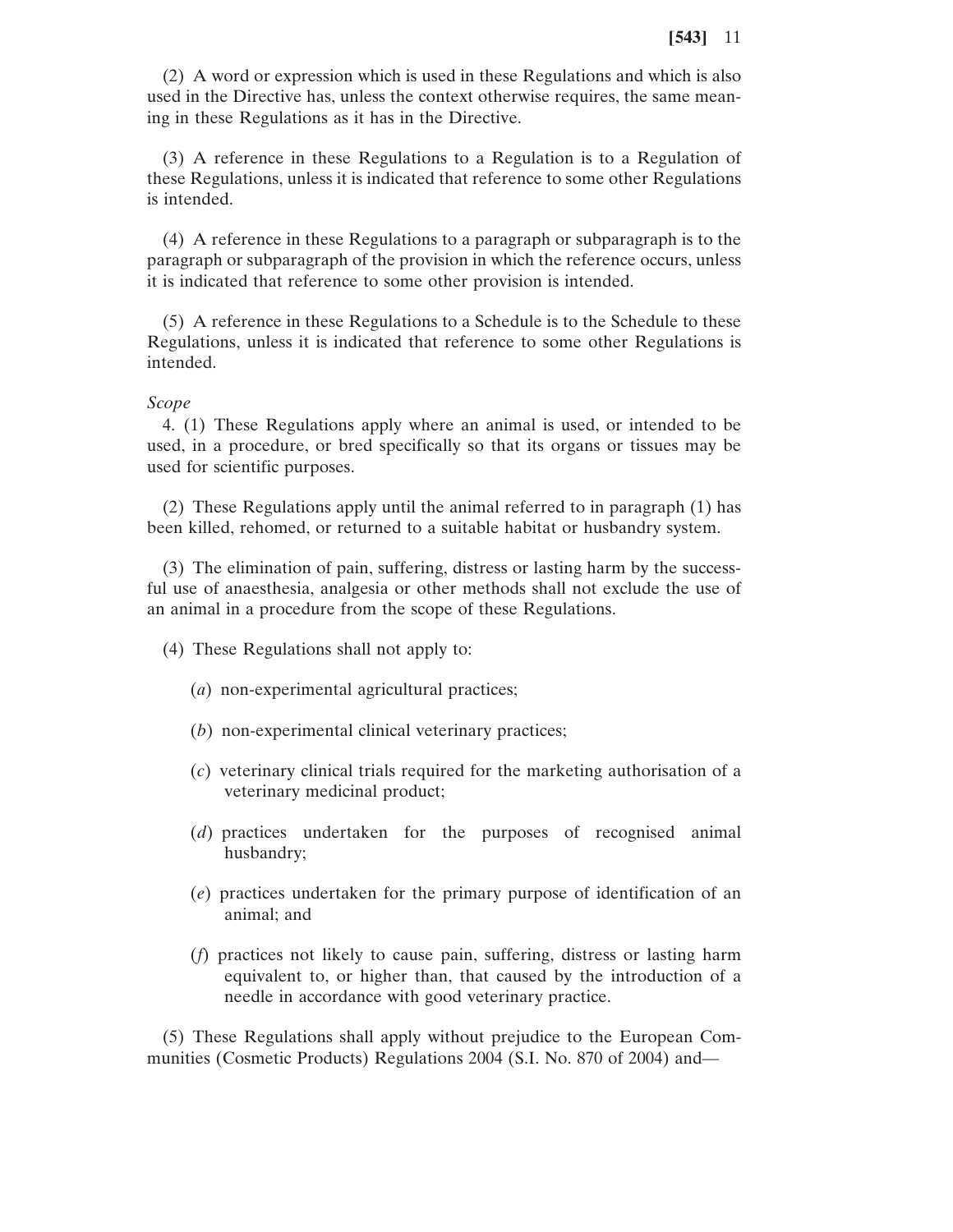(2) A word or expression which is used in these Regulations and which is also used in the Directive has, unless the context otherwise requires, the same meaning in these Regulations as it has in the Directive.

(3) A reference in these Regulations to a Regulation is to a Regulation of these Regulations, unless it is indicated that reference to some other Regulations is intended.

(4) A reference in these Regulations to a paragraph or subparagraph is to the paragraph or subparagraph of the provision in which the reference occurs, unless it is indicated that reference to some other provision is intended.

(5) A reference in these Regulations to a Schedule is to the Schedule to these Regulations, unless it is indicated that reference to some other Regulations is intended.

*Scope*

4. (1) These Regulations apply where an animal is used, or intended to be used, in a procedure, or bred specifically so that its organs or tissues may be used for scientific purposes.

(2) These Regulations apply until the animal referred to in paragraph (1) has been killed, rehomed, or returned to a suitable habitat or husbandry system.

(3) The elimination of pain, suffering, distress or lasting harm by the successful use of anaesthesia, analgesia or other methods shall not exclude the use of an animal in a procedure from the scope of these Regulations.

(4) These Regulations shall not apply to:

(*a*) non-experimental agricultural practices;

(*b*) non-experimental clinical veterinary practices;

(*c*) veterinary clinical trials required for the marketing authorisation of a veterinary medicinal product;

(*d*) practices undertaken for the purposes of recognised animal husbandry;

(*e*) practices undertaken for the primary purpose of identification of an animal; and

(*f*) practices not likely to cause pain, suffering, distress or lasting harm equivalent to, or higher than, that caused by the introduction of a needle in accordance with good veterinary practice.

(5) These Regulations shall apply without prejudice to the European Communities (Cosmetic Products) Regulations 2004 (S.I. No. 870 of 2004) and—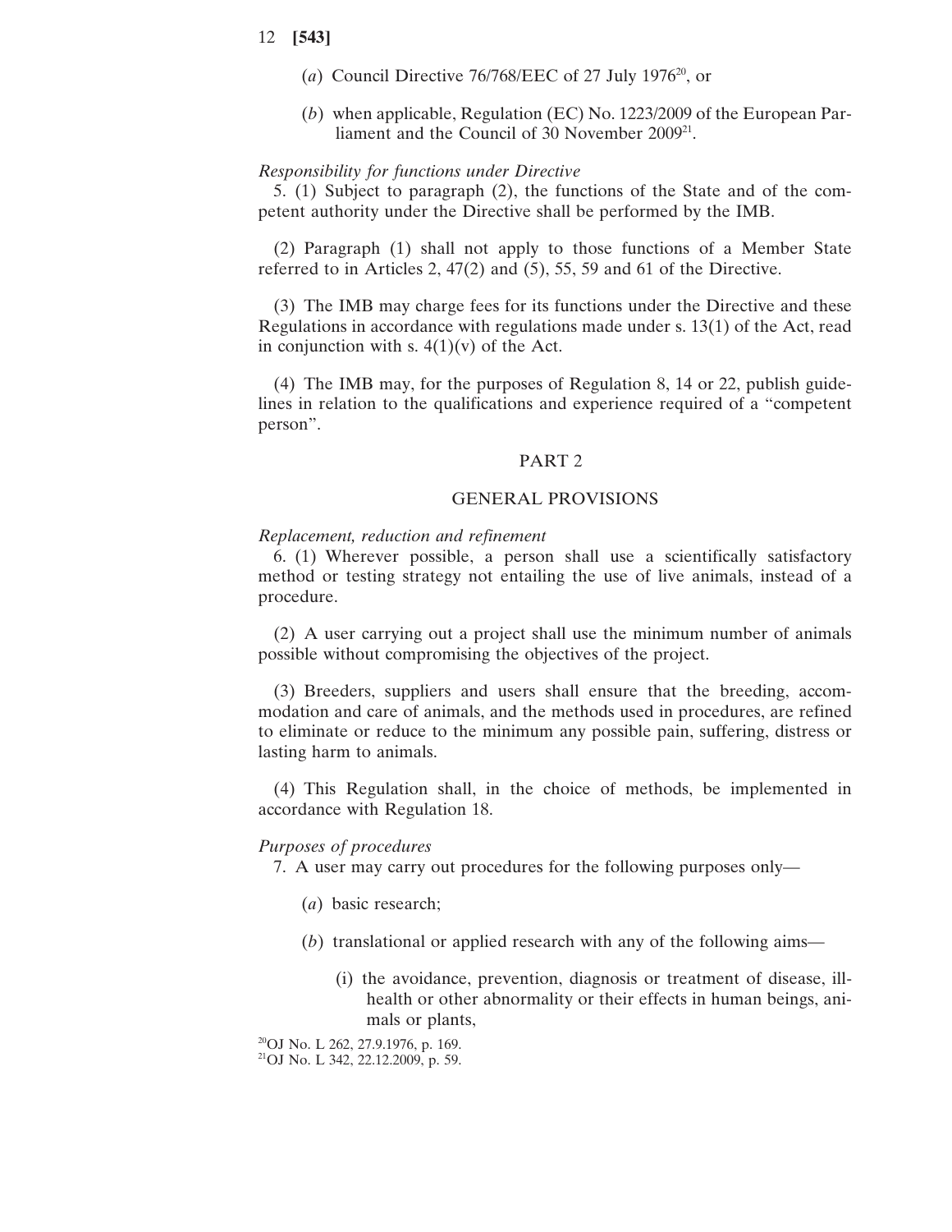(*a*) Council Directive 76/768/EEC of 27 July 1976[20], or

(*b*) when applicable, Regulation (EC) No. 1223/2009 of the European Parliament and the Council of 30 November 2009[21].

*Responsibility for functions under Directive*

5. (1) Subject to paragraph (2), the functions of the State and of the competent authority under the Directive shall be performed by the IMB.

(2) Paragraph (1) shall not apply to those functions of a Member State referred to in Articles 2, 47(2) and (5), 55, 59 and 61 of the Directive.

(3) The IMB may charge fees for its functions under the Directive and these Regulations in accordance with regulations made under s. 13(1) of the Act, read in conjunction with s. 4(1)(v) of the Act.

(4) The IMB may, for the purposes of Regulation 8, 14 or 22, publish guidelines in relation to the qualifications and experience required of a "competent person".

## PART 2

## GENERAL PROVISIONS

*Replacement, reduction and refinement*

6. (1) Wherever possible, a person shall use a scientifically satisfactory method or testing strategy not entailing the use of live animals, instead of a procedure.

(2) A user carrying out a project shall use the minimum number of animals possible without compromising the objectives of the project.

(3) Breeders, suppliers and users shall ensure that the breeding, accommodation and care of animals, and the methods used in procedures, are refined to eliminate or reduce to the minimum any possible pain, suffering, distress or lasting harm to animals.

(4) This Regulation shall, in the choice of methods, be implemented in accordance with Regulation 18.

*Purposes of procedures*

7. A user may carry out procedures for the following purposes only—

(*a*) basic research;

(*b*) translational or applied research with any of the following aims—

(i) the avoidance, prevention, diagnosis or treatment of disease, ill-health or other abnormality or their effects in human beings, animals or plants,

[20] OJ No. L 262, 27.9.1976, p. 169.
[21] OJ No. L 342, 22.12.2009, p. 59.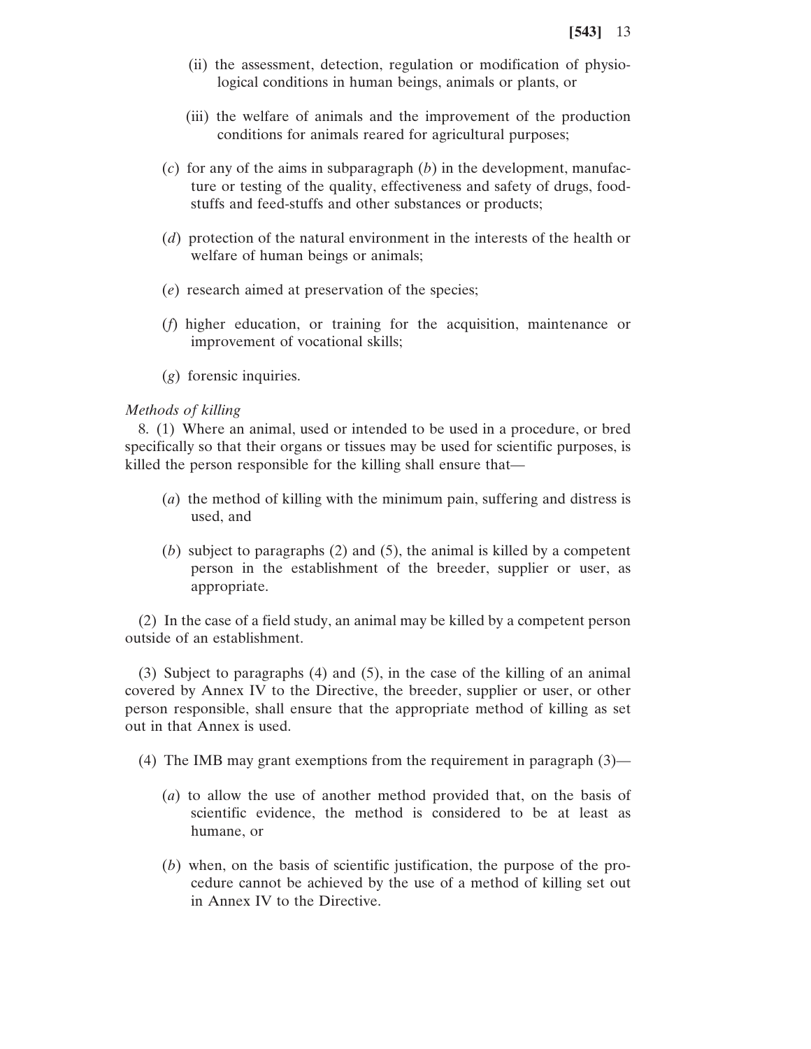(ii) the assessment, detection, regulation or modification of physiological conditions in human beings, animals or plants, or

(iii) the welfare of animals and the improvement of the production conditions for animals reared for agricultural purposes;

(*c*) for any of the aims in subparagraph (*b*) in the development, manufacture or testing of the quality, effectiveness and safety of drugs, foodstuffs and feed-stuffs and other substances or products;

(*d*) protection of the natural environment in the interests of the health or welfare of human beings or animals;

(*e*) research aimed at preservation of the species;

(*f*) higher education, or training for the acquisition, maintenance or improvement of vocational skills;

(*g*) forensic inquiries.

*Methods of killing*

8. (1) Where an animal, used or intended to be used in a procedure, or bred specifically so that their organs or tissues may be used for scientific purposes, is killed the person responsible for the killing shall ensure that—

(*a*) the method of killing with the minimum pain, suffering and distress is used, and

(*b*) subject to paragraphs (2) and (5), the animal is killed by a competent person in the establishment of the breeder, supplier or user, as appropriate.

(2) In the case of a field study, an animal may be killed by a competent person outside of an establishment.

(3) Subject to paragraphs (4) and (5), in the case of the killing of an animal covered by Annex IV to the Directive, the breeder, supplier or user, or other person responsible, shall ensure that the appropriate method of killing as set out in that Annex is used.

(4) The IMB may grant exemptions from the requirement in paragraph (3)—

(*a*) to allow the use of another method provided that, on the basis of scientific evidence, the method is considered to be at least as humane, or

(*b*) when, on the basis of scientific justification, the purpose of the procedure cannot be achieved by the use of a method of killing set out in Annex IV to the Directive.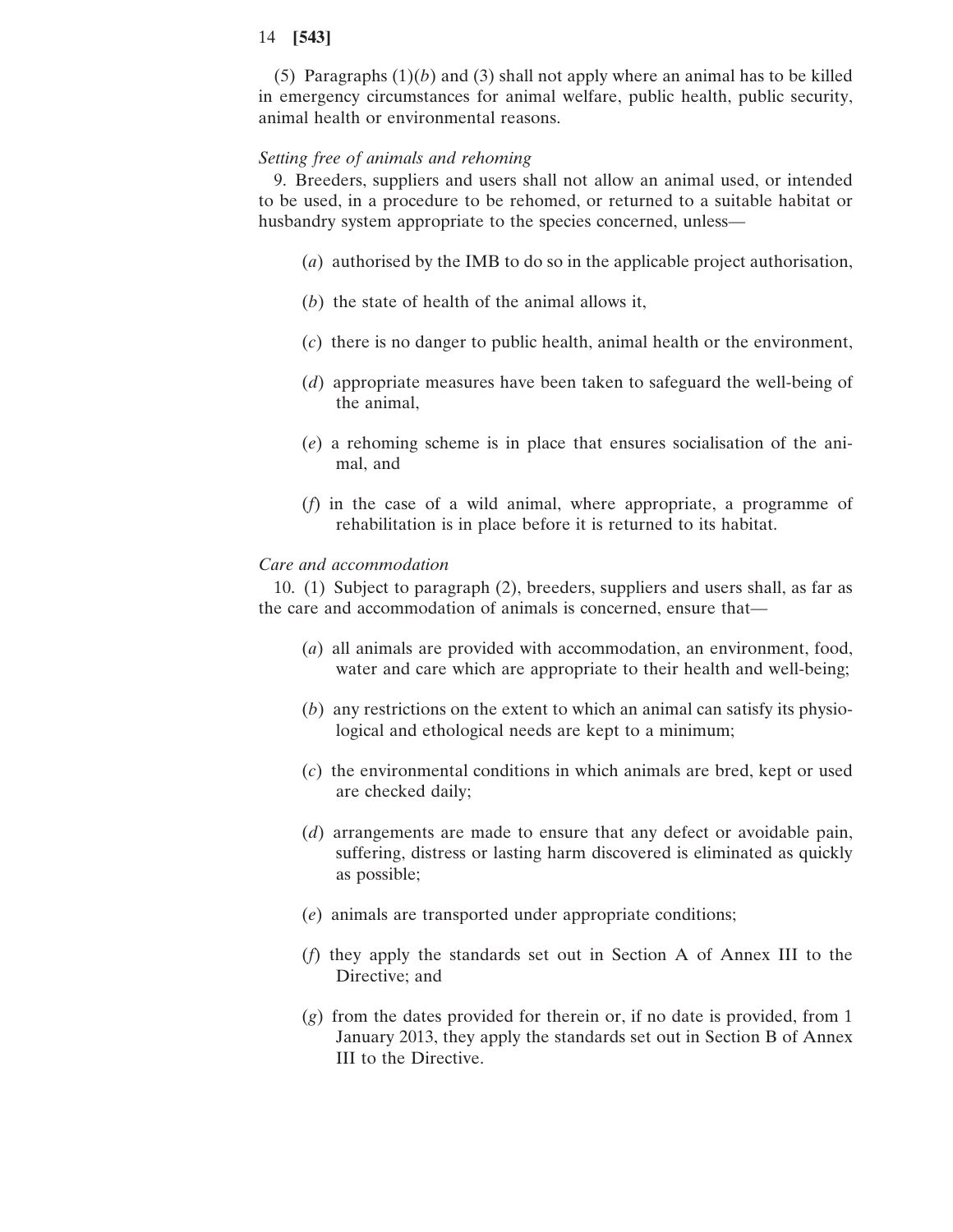(5) Paragraphs (1)(*b*) and (3) shall not apply where an animal has to be killed in emergency circumstances for animal welfare, public health, public security, animal health or environmental reasons.

*Setting free of animals and rehoming*

9. Breeders, suppliers and users shall not allow an animal used, or intended to be used, in a procedure to be rehomed, or returned to a suitable habitat or husbandry system appropriate to the species concerned, unless—

(*a*) authorised by the IMB to do so in the applicable project authorisation,

(*b*) the state of health of the animal allows it,

(*c*) there is no danger to public health, animal health or the environment,

(*d*) appropriate measures have been taken to safeguard the well-being of the animal,

(*e*) a rehoming scheme is in place that ensures socialisation of the animal, and

(*f*) in the case of a wild animal, where appropriate, a programme of rehabilitation is in place before it is returned to its habitat.

*Care and accommodation*

10. (1) Subject to paragraph (2), breeders, suppliers and users shall, as far as the care and accommodation of animals is concerned, ensure that—

(*a*) all animals are provided with accommodation, an environment, food, water and care which are appropriate to their health and well-being;

(*b*) any restrictions on the extent to which an animal can satisfy its physiological and ethological needs are kept to a minimum;

(*c*) the environmental conditions in which animals are bred, kept or used are checked daily;

(*d*) arrangements are made to ensure that any defect or avoidable pain, suffering, distress or lasting harm discovered is eliminated as quickly as possible;

(*e*) animals are transported under appropriate conditions;

(*f*) they apply the standards set out in Section A of Annex III to the Directive; and

(*g*) from the dates provided for therein or, if no date is provided, from 1 January 2013, they apply the standards set out in Section B of Annex III to the Directive.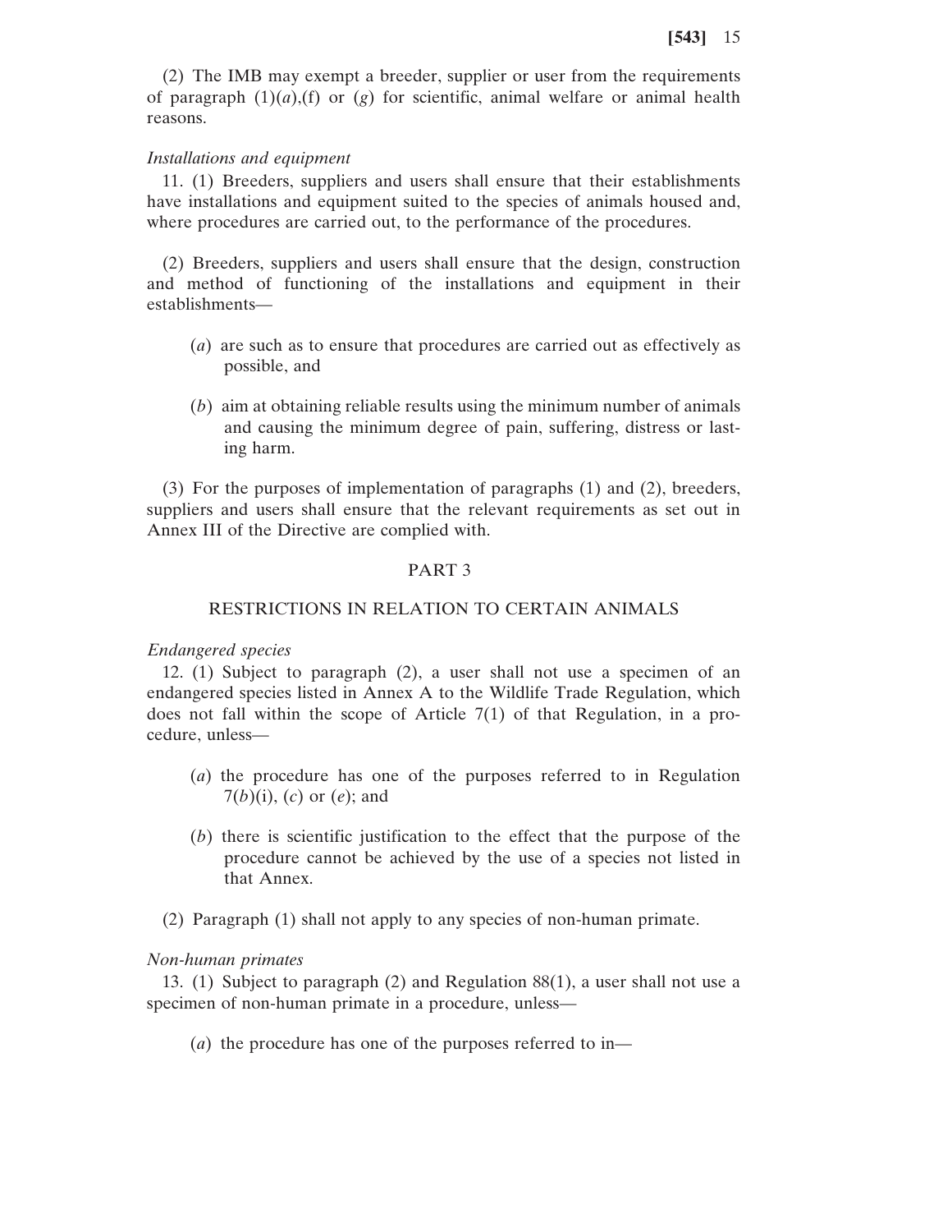(2) The IMB may exempt a breeder, supplier or user from the requirements of paragraph (1)(*a*),(f) or (*g*) for scientific, animal welfare or animal health reasons.

*Installations and equipment*

11. (1) Breeders, suppliers and users shall ensure that their establishments have installations and equipment suited to the species of animals housed and, where procedures are carried out, to the performance of the procedures.

(2) Breeders, suppliers and users shall ensure that the design, construction and method of functioning of the installations and equipment in their establishments—

(*a*) are such as to ensure that procedures are carried out as effectively as possible, and

(*b*) aim at obtaining reliable results using the minimum number of animals and causing the minimum degree of pain, suffering, distress or lasting harm.

(3) For the purposes of implementation of paragraphs (1) and (2), breeders, suppliers and users shall ensure that the relevant requirements as set out in Annex III of the Directive are complied with.

## PART 3

## RESTRICTIONS IN RELATION TO CERTAIN ANIMALS

*Endangered species*

12. (1) Subject to paragraph (2), a user shall not use a specimen of an endangered species listed in Annex A to the Wildlife Trade Regulation, which does not fall within the scope of Article 7(1) of that Regulation, in a procedure, unless—

(*a*) the procedure has one of the purposes referred to in Regulation 7(*b*)(i), (*c*) or (*e*); and

(*b*) there is scientific justification to the effect that the purpose of the procedure cannot be achieved by the use of a species not listed in that Annex.

(2) Paragraph (1) shall not apply to any species of non-human primate.

*Non-human primates*

13. (1) Subject to paragraph (2) and Regulation 88(1), a user shall not use a specimen of non-human primate in a procedure, unless—

(*a*) the procedure has one of the purposes referred to in—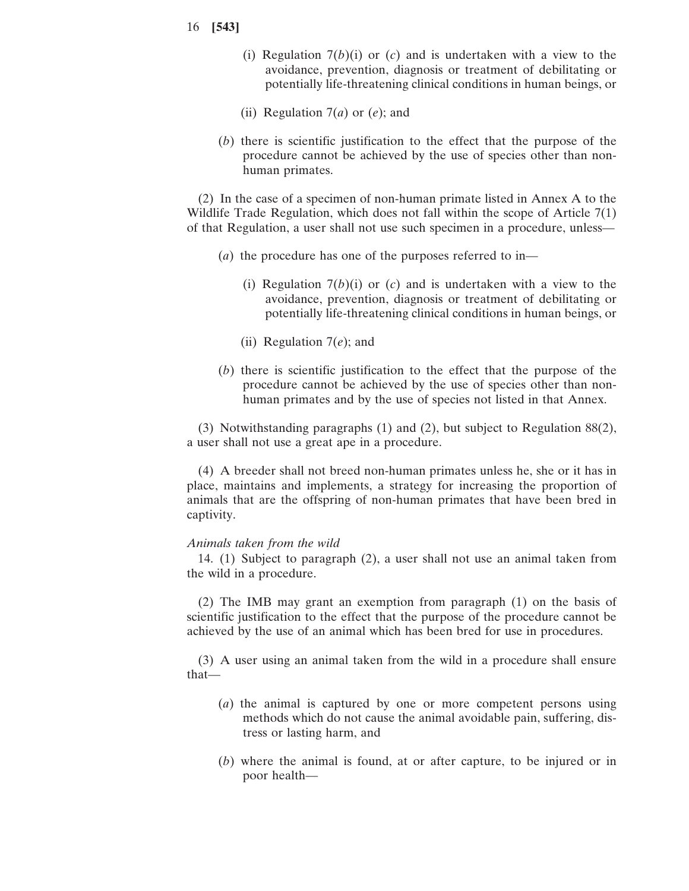(i) Regulation 7(*b*)(i) or (*c*) and is undertaken with a view to the avoidance, prevention, diagnosis or treatment of debilitating or potentially life-threatening clinical conditions in human beings, or

(ii) Regulation 7(*a*) or (*e*); and

(*b*) there is scientific justification to the effect that the purpose of the procedure cannot be achieved by the use of species other than non-human primates.

(2) In the case of a specimen of non-human primate listed in Annex A to the Wildlife Trade Regulation, which does not fall within the scope of Article 7(1) of that Regulation, a user shall not use such specimen in a procedure, unless—

(*a*) the procedure has one of the purposes referred to in—

(i) Regulation 7(*b*)(i) or (*c*) and is undertaken with a view to the avoidance, prevention, diagnosis or treatment of debilitating or potentially life-threatening clinical conditions in human beings, or

(ii) Regulation 7(*e*); and

(*b*) there is scientific justification to the effect that the purpose of the procedure cannot be achieved by the use of species other than non-human primates and by the use of species not listed in that Annex.

(3) Notwithstanding paragraphs (1) and (2), but subject to Regulation 88(2), a user shall not use a great ape in a procedure.

(4) A breeder shall not breed non-human primates unless he, she or it has in place, maintains and implements, a strategy for increasing the proportion of animals that are the offspring of non-human primates that have been bred in captivity.

*Animals taken from the wild*

14. (1) Subject to paragraph (2), a user shall not use an animal taken from the wild in a procedure.

(2) The IMB may grant an exemption from paragraph (1) on the basis of scientific justification to the effect that the purpose of the procedure cannot be achieved by the use of an animal which has been bred for use in procedures.

(3) A user using an animal taken from the wild in a procedure shall ensure that—

(*a*) the animal is captured by one or more competent persons using methods which do not cause the animal avoidable pain, suffering, distress or lasting harm, and

(*b*) where the animal is found, at or after capture, to be injured or in poor health—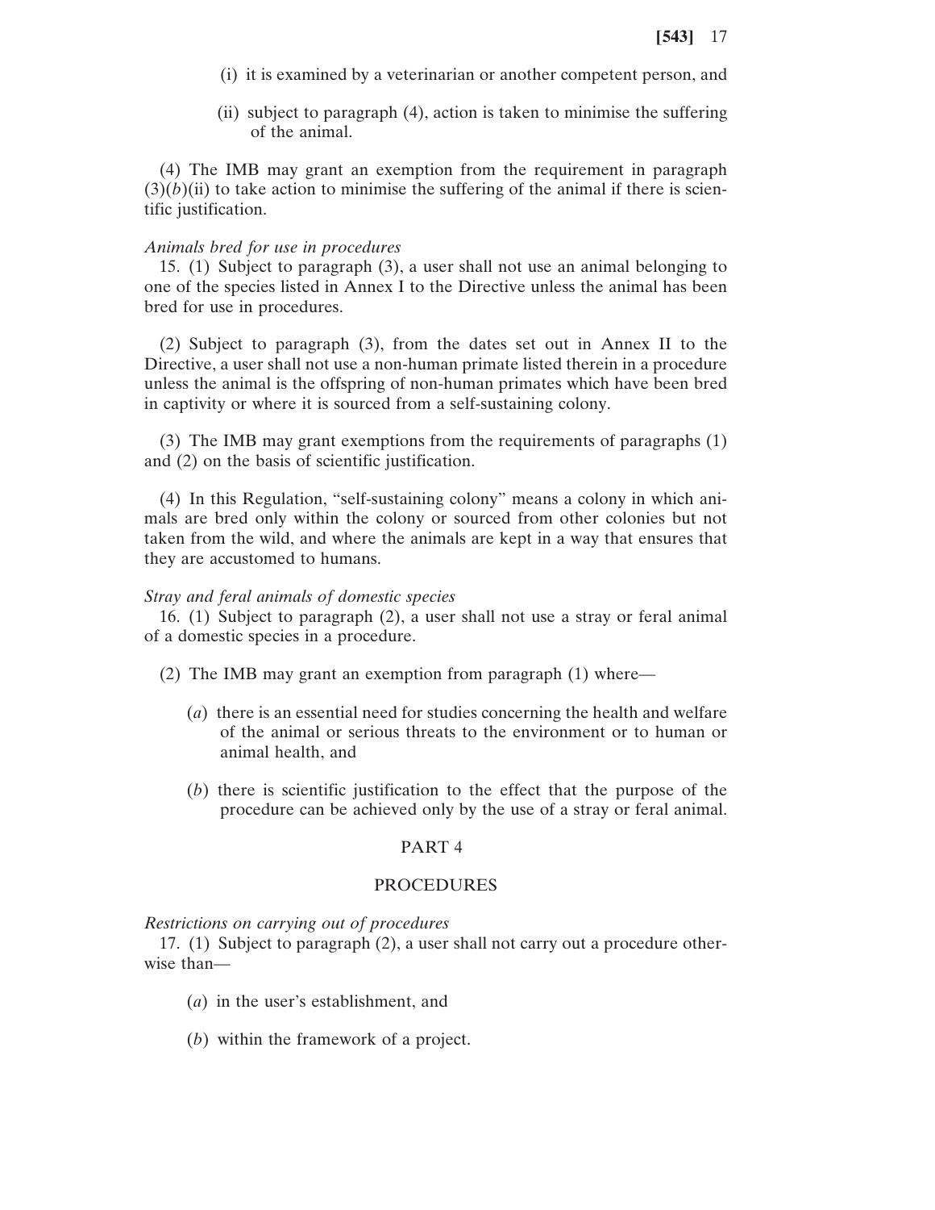(i) it is examined by a veterinarian or another competent person, and

(ii) subject to paragraph (4), action is taken to minimise the suffering of the animal.

(4) The IMB may grant an exemption from the requirement in paragraph (3)(*b*)(ii) to take action to minimise the suffering of the animal if there is scientific justification.

*Animals bred for use in procedures*

15. (1) Subject to paragraph (3), a user shall not use an animal belonging to one of the species listed in Annex I to the Directive unless the animal has been bred for use in procedures.

(2) Subject to paragraph (3), from the dates set out in Annex II to the Directive, a user shall not use a non-human primate listed therein in a procedure unless the animal is the offspring of non-human primates which have been bred in captivity or where it is sourced from a self-sustaining colony.

(3) The IMB may grant exemptions from the requirements of paragraphs (1) and (2) on the basis of scientific justification.

(4) In this Regulation, "self-sustaining colony" means a colony in which animals are bred only within the colony or sourced from other colonies but not taken from the wild, and where the animals are kept in a way that ensures that they are accustomed to humans.

*Stray and feral animals of domestic species*

16. (1) Subject to paragraph (2), a user shall not use a stray or feral animal of a domestic species in a procedure.

(2) The IMB may grant an exemption from paragraph (1) where—

(*a*) there is an essential need for studies concerning the health and welfare of the animal or serious threats to the environment or to human or animal health, and

(*b*) there is scientific justification to the effect that the purpose of the procedure can be achieved only by the use of a stray or feral animal.

## PART 4

## PROCEDURES

*Restrictions on carrying out of procedures*

17. (1) Subject to paragraph (2), a user shall not carry out a procedure otherwise than—

(*a*) in the user's establishment, and

(*b*) within the framework of a project.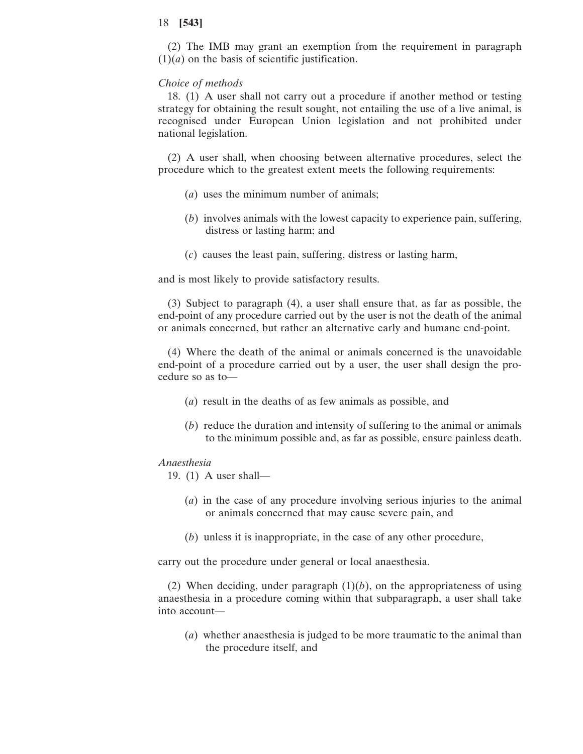(2) The IMB may grant an exemption from the requirement in paragraph (1)(*a*) on the basis of scientific justification.

*Choice of methods*

18. (1) A user shall not carry out a procedure if another method or testing strategy for obtaining the result sought, not entailing the use of a live animal, is recognised under European Union legislation and not prohibited under national legislation.

(2) A user shall, when choosing between alternative procedures, select the procedure which to the greatest extent meets the following requirements:

(*a*) uses the minimum number of animals;

(*b*) involves animals with the lowest capacity to experience pain, suffering, distress or lasting harm; and

(*c*) causes the least pain, suffering, distress or lasting harm,

and is most likely to provide satisfactory results.

(3) Subject to paragraph (4), a user shall ensure that, as far as possible, the end-point of any procedure carried out by the user is not the death of the animal or animals concerned, but rather an alternative early and humane end-point.

(4) Where the death of the animal or animals concerned is the unavoidable end-point of a procedure carried out by a user, the user shall design the procedure so as to—

(*a*) result in the deaths of as few animals as possible, and

(*b*) reduce the duration and intensity of suffering to the animal or animals to the minimum possible and, as far as possible, ensure painless death.

*Anaesthesia*

19. (1) A user shall—

(*a*) in the case of any procedure involving serious injuries to the animal or animals concerned that may cause severe pain, and

(*b*) unless it is inappropriate, in the case of any other procedure,

carry out the procedure under general or local anaesthesia.

(2) When deciding, under paragraph (1)(*b*), on the appropriateness of using anaesthesia in a procedure coming within that subparagraph, a user shall take into account—

(*a*) whether anaesthesia is judged to be more traumatic to the animal than the procedure itself, and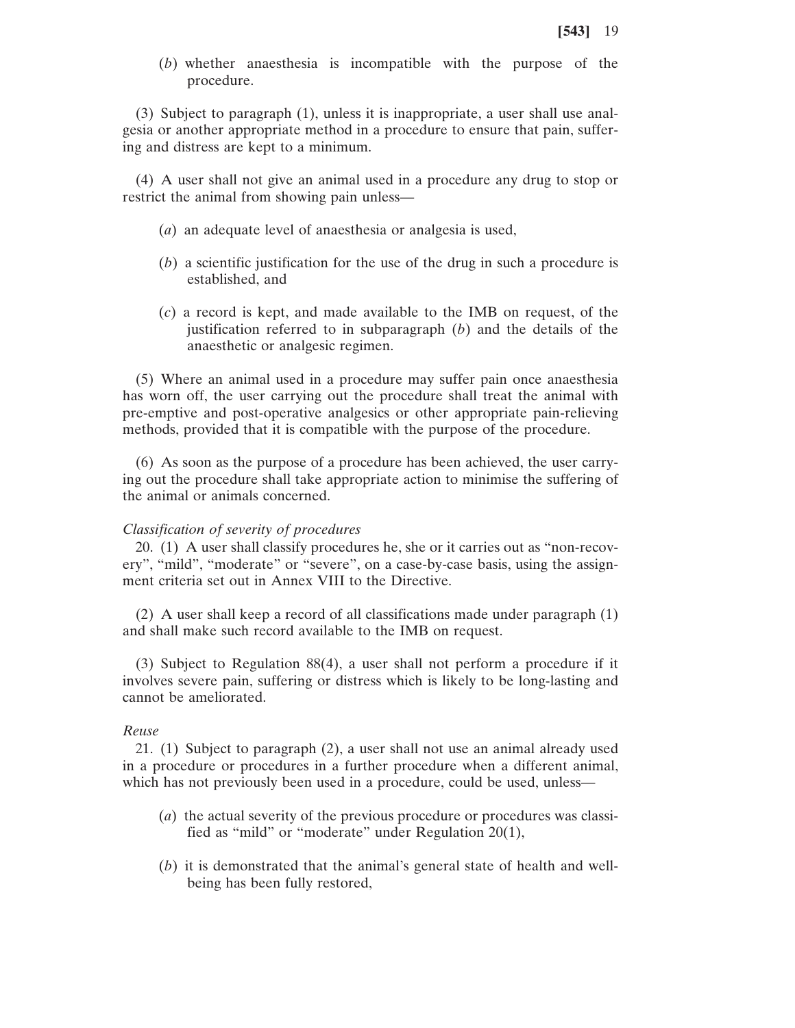(*b*) whether anaesthesia is incompatible with the purpose of the procedure.

(3) Subject to paragraph (1), unless it is inappropriate, a user shall use analgesia or another appropriate method in a procedure to ensure that pain, suffering and distress are kept to a minimum.

(4) A user shall not give an animal used in a procedure any drug to stop or restrict the animal from showing pain unless—

(*a*) an adequate level of anaesthesia or analgesia is used,

(*b*) a scientific justification for the use of the drug in such a procedure is established, and

(*c*) a record is kept, and made available to the IMB on request, of the justification referred to in subparagraph (*b*) and the details of the anaesthetic or analgesic regimen.

(5) Where an animal used in a procedure may suffer pain once anaesthesia has worn off, the user carrying out the procedure shall treat the animal with pre-emptive and post-operative analgesics or other appropriate pain-relieving methods, provided that it is compatible with the purpose of the procedure.

(6) As soon as the purpose of a procedure has been achieved, the user carrying out the procedure shall take appropriate action to minimise the suffering of the animal or animals concerned.

*Classification of severity of procedures*

20. (1) A user shall classify procedures he, she or it carries out as "non-recovery", "mild", "moderate" or "severe", on a case-by-case basis, using the assignment criteria set out in Annex VIII to the Directive.

(2) A user shall keep a record of all classifications made under paragraph (1) and shall make such record available to the IMB on request.

(3) Subject to Regulation 88(4), a user shall not perform a procedure if it involves severe pain, suffering or distress which is likely to be long-lasting and cannot be ameliorated.

*Reuse*

21. (1) Subject to paragraph (2), a user shall not use an animal already used in a procedure or procedures in a further procedure when a different animal, which has not previously been used in a procedure, could be used, unless—

(*a*) the actual severity of the previous procedure or procedures was classified as "mild" or "moderate" under Regulation 20(1),

(*b*) it is demonstrated that the animal's general state of health and well-being has been fully restored,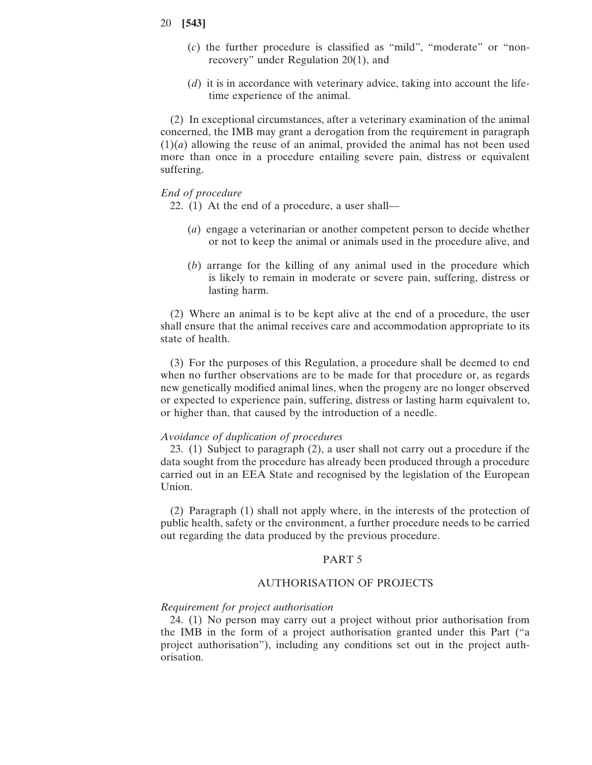(*c*) the further procedure is classified as “mild”, “moderate” or “non-recovery” under Regulation 20(1), and

(*d*) it is in accordance with veterinary advice, taking into account the lifetime experience of the animal.

(2) In exceptional circumstances, after a veterinary examination of the animal concerned, the IMB may grant a derogation from the requirement in paragraph (1)(*a*) allowing the reuse of an animal, provided the animal has not been used more than once in a procedure entailing severe pain, distress or equivalent suffering.

*End of procedure*

22. (1) At the end of a procedure, a user shall—

(*a*) engage a veterinarian or another competent person to decide whether or not to keep the animal or animals used in the procedure alive, and

(*b*) arrange for the killing of any animal used in the procedure which is likely to remain in moderate or severe pain, suffering, distress or lasting harm.

(2) Where an animal is to be kept alive at the end of a procedure, the user shall ensure that the animal receives care and accommodation appropriate to its state of health.

(3) For the purposes of this Regulation, a procedure shall be deemed to end when no further observations are to be made for that procedure or, as regards new genetically modified animal lines, when the progeny are no longer observed or expected to experience pain, suffering, distress or lasting harm equivalent to, or higher than, that caused by the introduction of a needle.

*Avoidance of duplication of procedures*

23. (1) Subject to paragraph (2), a user shall not carry out a procedure if the data sought from the procedure has already been produced through a procedure carried out in an EEA State and recognised by the legislation of the European Union.

(2) Paragraph (1) shall not apply where, in the interests of the protection of public health, safety or the environment, a further procedure needs to be carried out regarding the data produced by the previous procedure.

## PART 5

## AUTHORISATION OF PROJECTS

*Requirement for project authorisation*

24. (1) No person may carry out a project without prior authorisation from the IMB in the form of a project authorisation granted under this Part (“a project authorisation”), including any conditions set out in the project authorisation.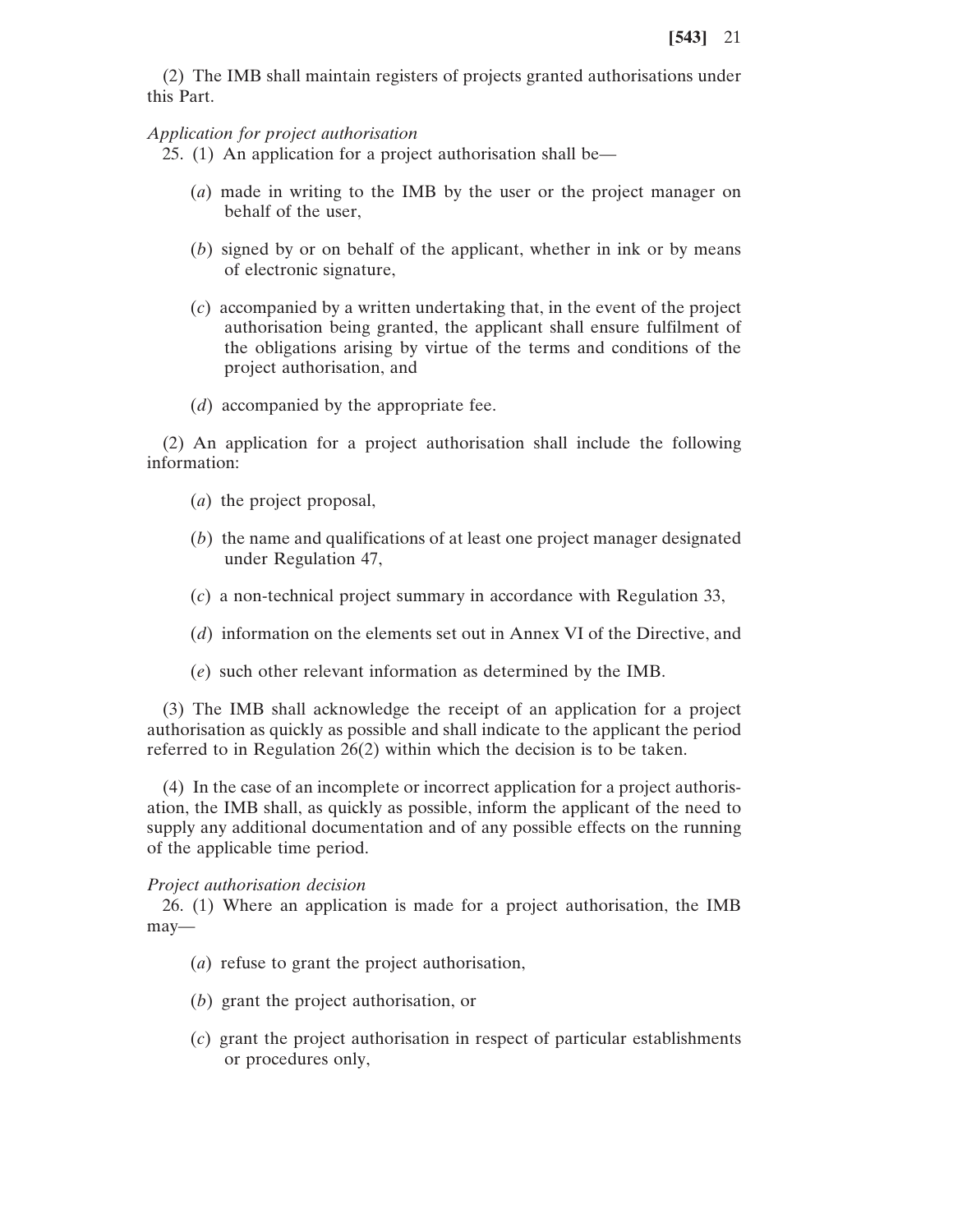(2) The IMB shall maintain registers of projects granted authorisations under this Part.

*Application for project authorisation*

25. (1) An application for a project authorisation shall be—

(*a*) made in writing to the IMB by the user or the project manager on behalf of the user,

(*b*) signed by or on behalf of the applicant, whether in ink or by means of electronic signature,

(*c*) accompanied by a written undertaking that, in the event of the project authorisation being granted, the applicant shall ensure fulfilment of the obligations arising by virtue of the terms and conditions of the project authorisation, and

(*d*) accompanied by the appropriate fee.

(2) An application for a project authorisation shall include the following information:

(*a*) the project proposal,

(*b*) the name and qualifications of at least one project manager designated under Regulation 47,

(*c*) a non-technical project summary in accordance with Regulation 33,

(*d*) information on the elements set out in Annex VI of the Directive, and

(*e*) such other relevant information as determined by the IMB.

(3) The IMB shall acknowledge the receipt of an application for a project authorisation as quickly as possible and shall indicate to the applicant the period referred to in Regulation 26(2) within which the decision is to be taken.

(4) In the case of an incomplete or incorrect application for a project authorisation, the IMB shall, as quickly as possible, inform the applicant of the need to supply any additional documentation and of any possible effects on the running of the applicable time period.

*Project authorisation decision*

26. (1) Where an application is made for a project authorisation, the IMB may—

(*a*) refuse to grant the project authorisation,

(*b*) grant the project authorisation, or

(*c*) grant the project authorisation in respect of particular establishments or procedures only,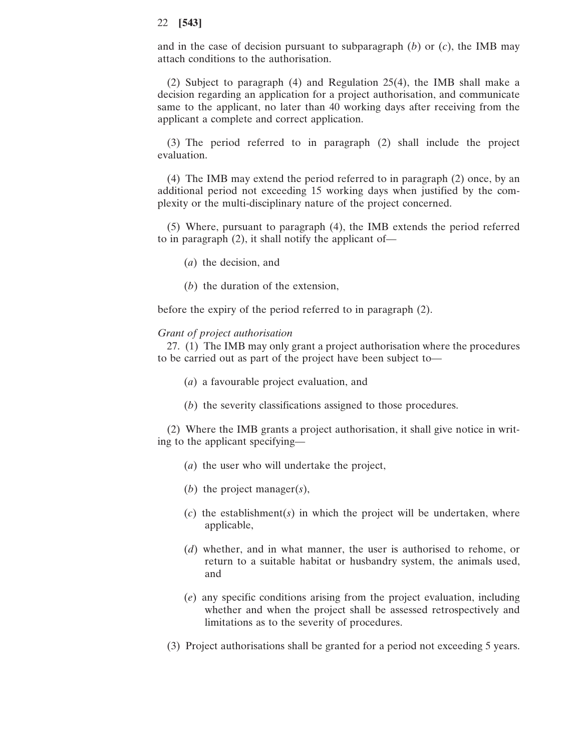and in the case of decision pursuant to subparagraph (*b*) or (*c*), the IMB may attach conditions to the authorisation.

(2) Subject to paragraph (4) and Regulation 25(4), the IMB shall make a decision regarding an application for a project authorisation, and communicate same to the applicant, no later than 40 working days after receiving from the applicant a complete and correct application.

(3) The period referred to in paragraph (2) shall include the project evaluation.

(4) The IMB may extend the period referred to in paragraph (2) once, by an additional period not exceeding 15 working days when justified by the complexity or the multi-disciplinary nature of the project concerned.

(5) Where, pursuant to paragraph (4), the IMB extends the period referred to in paragraph (2), it shall notify the applicant of—

(*a*) the decision, and

(*b*) the duration of the extension,

before the expiry of the period referred to in paragraph (2).

*Grant of project authorisation*

27. (1) The IMB may only grant a project authorisation where the procedures to be carried out as part of the project have been subject to—

(*a*) a favourable project evaluation, and

(*b*) the severity classifications assigned to those procedures.

(2) Where the IMB grants a project authorisation, it shall give notice in writing to the applicant specifying—

(*a*) the user who will undertake the project,

(*b*) the project manager(*s*),

(*c*) the establishment(*s*) in which the project will be undertaken, where applicable,

(*d*) whether, and in what manner, the user is authorised to rehome, or return to a suitable habitat or husbandry system, the animals used, and

(*e*) any specific conditions arising from the project evaluation, including whether and when the project shall be assessed retrospectively and limitations as to the severity of procedures.

(3) Project authorisations shall be granted for a period not exceeding 5 years.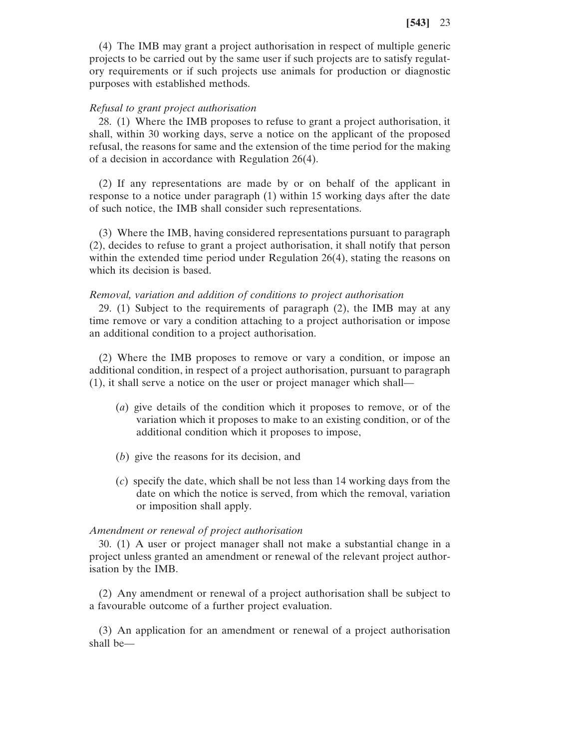(4) The IMB may grant a project authorisation in respect of multiple generic projects to be carried out by the same user if such projects are to satisfy regulatory requirements or if such projects use animals for production or diagnostic purposes with established methods.

*Refusal to grant project authorisation*

28. (1) Where the IMB proposes to refuse to grant a project authorisation, it shall, within 30 working days, serve a notice on the applicant of the proposed refusal, the reasons for same and the extension of the time period for the making of a decision in accordance with Regulation 26(4).

(2) If any representations are made by or on behalf of the applicant in response to a notice under paragraph (1) within 15 working days after the date of such notice, the IMB shall consider such representations.

(3) Where the IMB, having considered representations pursuant to paragraph (2), decides to refuse to grant a project authorisation, it shall notify that person within the extended time period under Regulation 26(4), stating the reasons on which its decision is based.

*Removal, variation and addition of conditions to project authorisation*

29. (1) Subject to the requirements of paragraph (2), the IMB may at any time remove or vary a condition attaching to a project authorisation or impose an additional condition to a project authorisation.

(2) Where the IMB proposes to remove or vary a condition, or impose an additional condition, in respect of a project authorisation, pursuant to paragraph (1), it shall serve a notice on the user or project manager which shall—

(*a*) give details of the condition which it proposes to remove, or of the variation which it proposes to make to an existing condition, or of the additional condition which it proposes to impose,

(*b*) give the reasons for its decision, and

(*c*) specify the date, which shall be not less than 14 working days from the date on which the notice is served, from which the removal, variation or imposition shall apply.

*Amendment or renewal of project authorisation*

30. (1) A user or project manager shall not make a substantial change in a project unless granted an amendment or renewal of the relevant project authorisation by the IMB.

(2) Any amendment or renewal of a project authorisation shall be subject to a favourable outcome of a further project evaluation.

(3) An application for an amendment or renewal of a project authorisation shall be—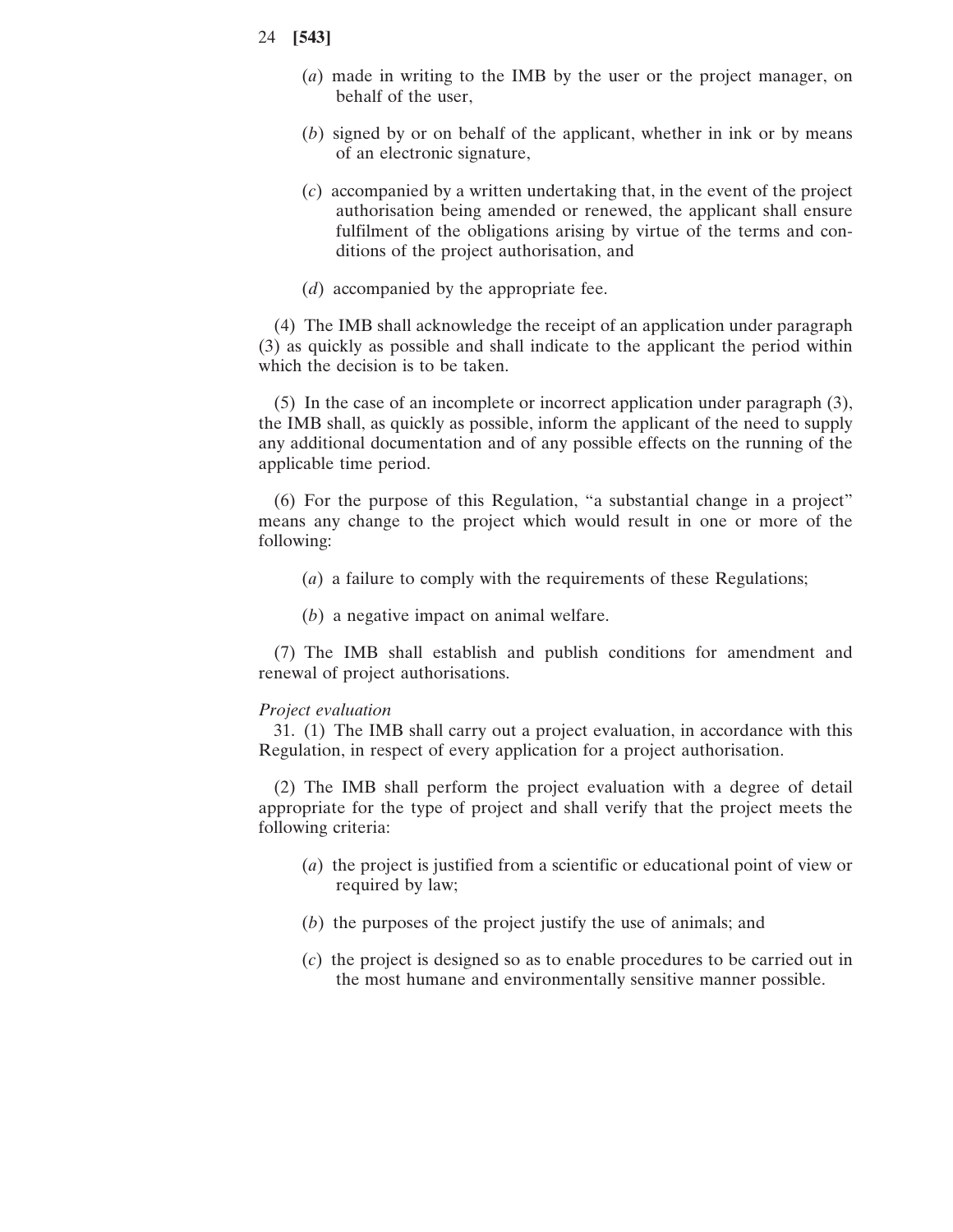(*a*) made in writing to the IMB by the user or the project manager, on behalf of the user,

(*b*) signed by or on behalf of the applicant, whether in ink or by means of an electronic signature,

(*c*) accompanied by a written undertaking that, in the event of the project authorisation being amended or renewed, the applicant shall ensure fulfilment of the obligations arising by virtue of the terms and conditions of the project authorisation, and

(*d*) accompanied by the appropriate fee.

(4) The IMB shall acknowledge the receipt of an application under paragraph (3) as quickly as possible and shall indicate to the applicant the period within which the decision is to be taken.

(5) In the case of an incomplete or incorrect application under paragraph (3), the IMB shall, as quickly as possible, inform the applicant of the need to supply any additional documentation and of any possible effects on the running of the applicable time period.

(6) For the purpose of this Regulation, "a substantial change in a project" means any change to the project which would result in one or more of the following:

(*a*) a failure to comply with the requirements of these Regulations;

(*b*) a negative impact on animal welfare.

(7) The IMB shall establish and publish conditions for amendment and renewal of project authorisations.

*Project evaluation*

31. (1) The IMB shall carry out a project evaluation, in accordance with this Regulation, in respect of every application for a project authorisation.

(2) The IMB shall perform the project evaluation with a degree of detail appropriate for the type of project and shall verify that the project meets the following criteria:

(*a*) the project is justified from a scientific or educational point of view or required by law;

(*b*) the purposes of the project justify the use of animals; and

(*c*) the project is designed so as to enable procedures to be carried out in the most humane and environmentally sensitive manner possible.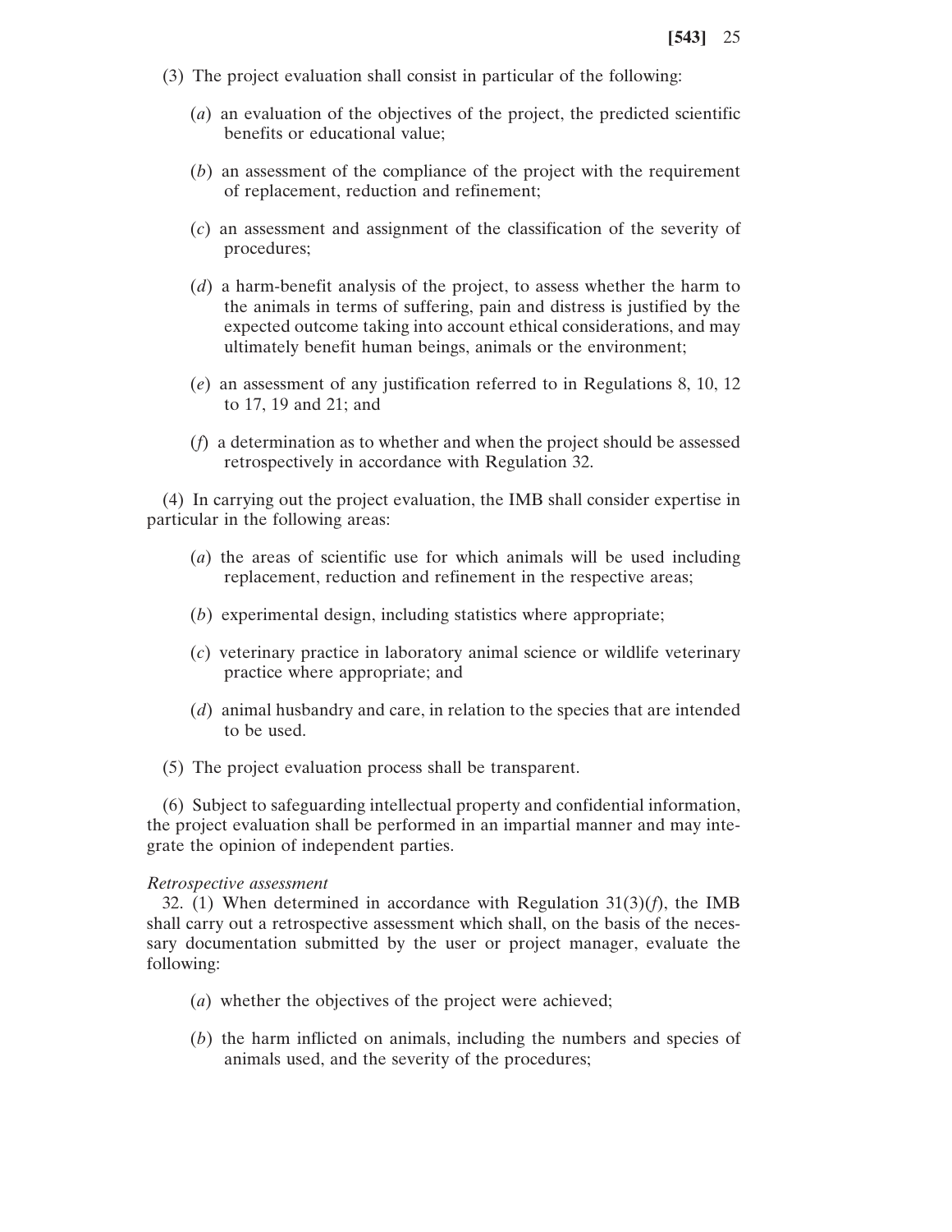(3) The project evaluation shall consist in particular of the following:

(*a*) an evaluation of the objectives of the project, the predicted scientific benefits or educational value;

(*b*) an assessment of the compliance of the project with the requirement of replacement, reduction and refinement;

(*c*) an assessment and assignment of the classification of the severity of procedures;

(*d*) a harm-benefit analysis of the project, to assess whether the harm to the animals in terms of suffering, pain and distress is justified by the expected outcome taking into account ethical considerations, and may ultimately benefit human beings, animals or the environment;

(*e*) an assessment of any justification referred to in Regulations 8, 10, 12 to 17, 19 and 21; and

(*f*) a determination as to whether and when the project should be assessed retrospectively in accordance with Regulation 32.

(4) In carrying out the project evaluation, the IMB shall consider expertise in particular in the following areas:

(*a*) the areas of scientific use for which animals will be used including replacement, reduction and refinement in the respective areas;

(*b*) experimental design, including statistics where appropriate;

(*c*) veterinary practice in laboratory animal science or wildlife veterinary practice where appropriate; and

(*d*) animal husbandry and care, in relation to the species that are intended to be used.

(5) The project evaluation process shall be transparent.

(6) Subject to safeguarding intellectual property and confidential information, the project evaluation shall be performed in an impartial manner and may integrate the opinion of independent parties.

*Retrospective assessment*

32. (1) When determined in accordance with Regulation 31(3)(*f*), the IMB shall carry out a retrospective assessment which shall, on the basis of the necessary documentation submitted by the user or project manager, evaluate the following:

(*a*) whether the objectives of the project were achieved;

(*b*) the harm inflicted on animals, including the numbers and species of animals used, and the severity of the procedures;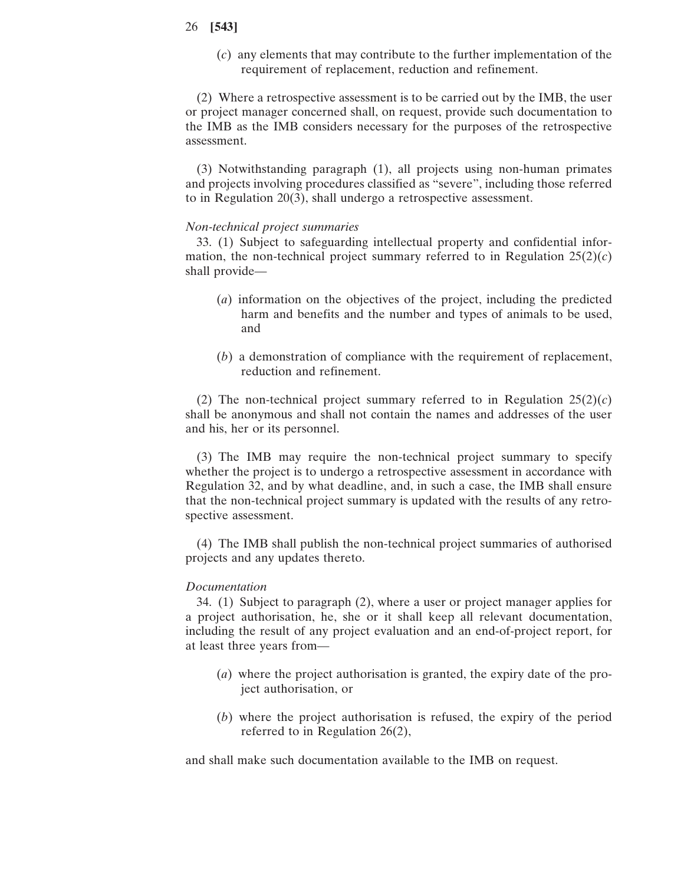(*c*) any elements that may contribute to the further implementation of the requirement of replacement, reduction and refinement.

(2) Where a retrospective assessment is to be carried out by the IMB, the user or project manager concerned shall, on request, provide such documentation to the IMB as the IMB considers necessary for the purposes of the retrospective assessment.

(3) Notwithstanding paragraph (1), all projects using non-human primates and projects involving procedures classified as "severe", including those referred to in Regulation 20(3), shall undergo a retrospective assessment.

*Non-technical project summaries*

33. (1) Subject to safeguarding intellectual property and confidential information, the non-technical project summary referred to in Regulation 25(2)(*c*) shall provide—

(*a*) information on the objectives of the project, including the predicted harm and benefits and the number and types of animals to be used, and

(*b*) a demonstration of compliance with the requirement of replacement, reduction and refinement.

(2) The non-technical project summary referred to in Regulation 25(2)(*c*) shall be anonymous and shall not contain the names and addresses of the user and his, her or its personnel.

(3) The IMB may require the non-technical project summary to specify whether the project is to undergo a retrospective assessment in accordance with Regulation 32, and by what deadline, and, in such a case, the IMB shall ensure that the non-technical project summary is updated with the results of any retrospective assessment.

(4) The IMB shall publish the non-technical project summaries of authorised projects and any updates thereto.

*Documentation*

34. (1) Subject to paragraph (2), where a user or project manager applies for a project authorisation, he, she or it shall keep all relevant documentation, including the result of any project evaluation and an end-of-project report, for at least three years from—

(*a*) where the project authorisation is granted, the expiry date of the project authorisation, or

(*b*) where the project authorisation is refused, the expiry of the period referred to in Regulation 26(2),

and shall make such documentation available to the IMB on request.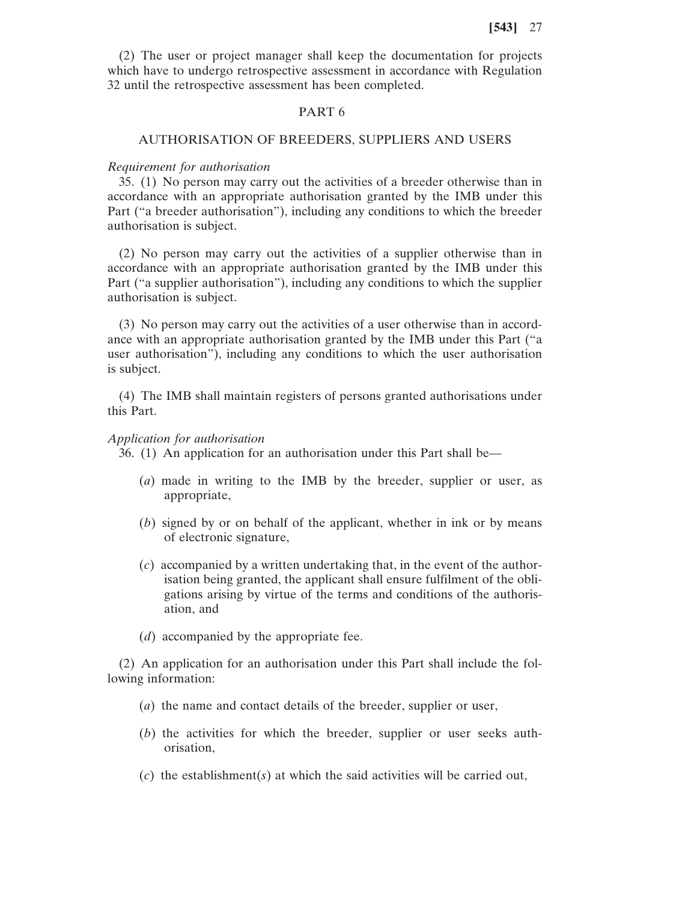(2) The user or project manager shall keep the documentation for projects which have to undergo retrospective assessment in accordance with Regulation 32 until the retrospective assessment has been completed.

## PART 6

## AUTHORISATION OF BREEDERS, SUPPLIERS AND USERS

*Requirement for authorisation*

35. (1) No person may carry out the activities of a breeder otherwise than in accordance with an appropriate authorisation granted by the IMB under this Part ("a breeder authorisation"), including any conditions to which the breeder authorisation is subject.

(2) No person may carry out the activities of a supplier otherwise than in accordance with an appropriate authorisation granted by the IMB under this Part ("a supplier authorisation"), including any conditions to which the supplier authorisation is subject.

(3) No person may carry out the activities of a user otherwise than in accordance with an appropriate authorisation granted by the IMB under this Part ("a user authorisation"), including any conditions to which the user authorisation is subject.

(4) The IMB shall maintain registers of persons granted authorisations under this Part.

*Application for authorisation*

36. (1) An application for an authorisation under this Part shall be—

(*a*) made in writing to the IMB by the breeder, supplier or user, as appropriate,

(*b*) signed by or on behalf of the applicant, whether in ink or by means of electronic signature,

(*c*) accompanied by a written undertaking that, in the event of the authorisation being granted, the applicant shall ensure fulfilment of the obligations arising by virtue of the terms and conditions of the authorisation, and

(*d*) accompanied by the appropriate fee.

(2) An application for an authorisation under this Part shall include the following information:

(*a*) the name and contact details of the breeder, supplier or user,

(*b*) the activities for which the breeder, supplier or user seeks authorisation,

(*c*) the establishment(*s*) at which the said activities will be carried out,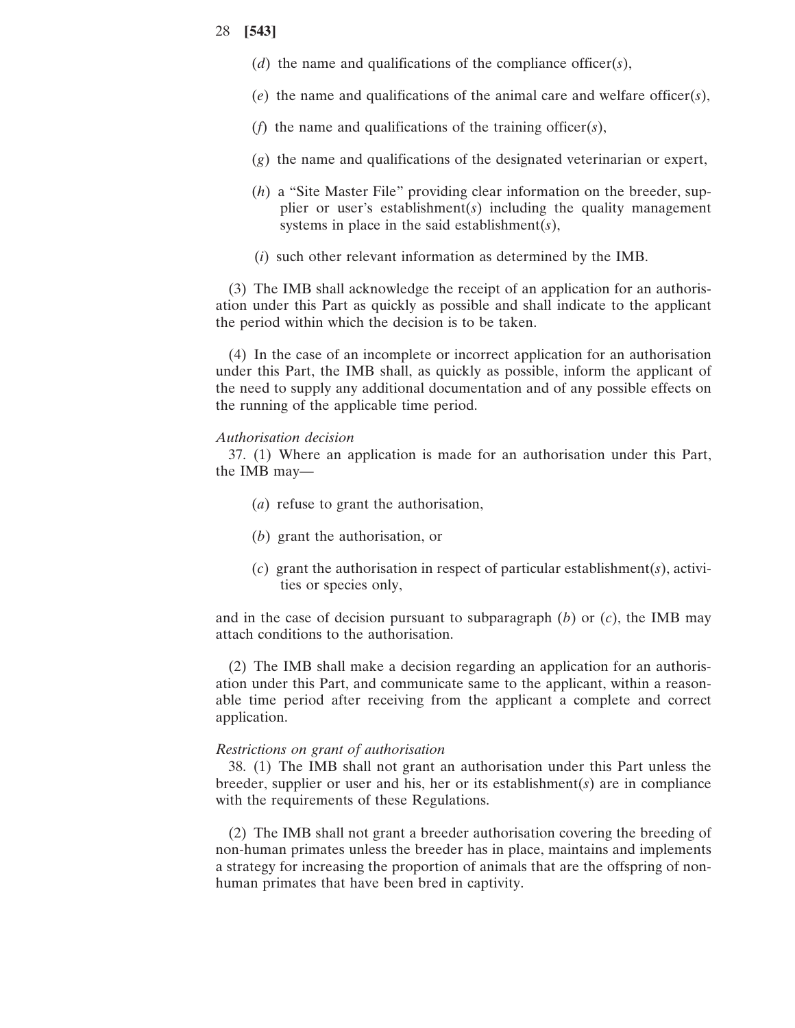(*d*) the name and qualifications of the compliance officer(*s*),

(*e*) the name and qualifications of the animal care and welfare officer(*s*),

(*f*) the name and qualifications of the training officer(*s*),

(*g*) the name and qualifications of the designated veterinarian or expert,

(*h*) a "Site Master File" providing clear information on the breeder, supplier or user's establishment(*s*) including the quality management systems in place in the said establishment(*s*),

(*i*) such other relevant information as determined by the IMB.

(3) The IMB shall acknowledge the receipt of an application for an authorisation under this Part as quickly as possible and shall indicate to the applicant the period within which the decision is to be taken.

(4) In the case of an incomplete or incorrect application for an authorisation under this Part, the IMB shall, as quickly as possible, inform the applicant of the need to supply any additional documentation and of any possible effects on the running of the applicable time period.

*Authorisation decision*

37. (1) Where an application is made for an authorisation under this Part, the IMB may—

(*a*) refuse to grant the authorisation,

(*b*) grant the authorisation, or

(*c*) grant the authorisation in respect of particular establishment(*s*), activities or species only,

and in the case of decision pursuant to subparagraph (*b*) or (*c*), the IMB may attach conditions to the authorisation.

(2) The IMB shall make a decision regarding an application for an authorisation under this Part, and communicate same to the applicant, within a reasonable time period after receiving from the applicant a complete and correct application.

*Restrictions on grant of authorisation*

38. (1) The IMB shall not grant an authorisation under this Part unless the breeder, supplier or user and his, her or its establishment(*s*) are in compliance with the requirements of these Regulations.

(2) The IMB shall not grant a breeder authorisation covering the breeding of non-human primates unless the breeder has in place, maintains and implements a strategy for increasing the proportion of animals that are the offspring of non-human primates that have been bred in captivity.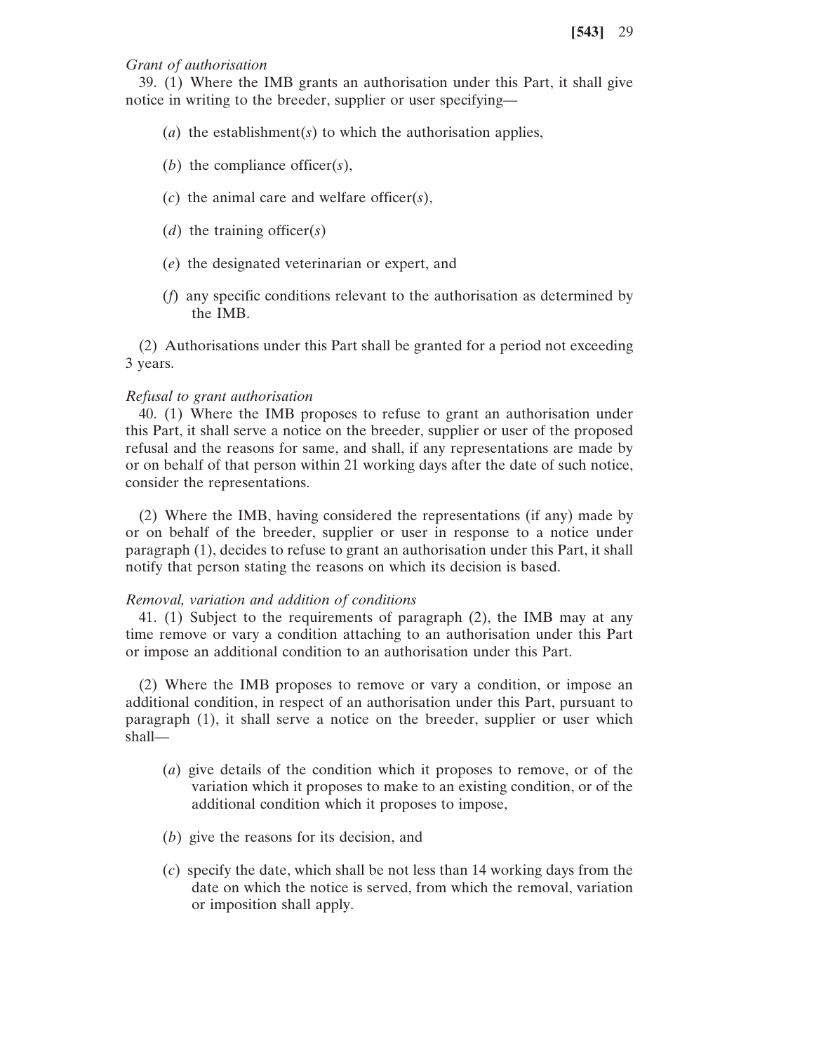*Grant of authorisation*

39. (1) Where the IMB grants an authorisation under this Part, it shall give notice in writing to the breeder, supplier or user specifying—

(*a*) the establishment(*s*) to which the authorisation applies,

(*b*) the compliance officer(*s*),

(*c*) the animal care and welfare officer(*s*),

(*d*) the training officer(*s*)

(*e*) the designated veterinarian or expert, and

(*f*) any specific conditions relevant to the authorisation as determined by the IMB.

(2) Authorisations under this Part shall be granted for a period not exceeding 3 years.

*Refusal to grant authorisation*

40. (1) Where the IMB proposes to refuse to grant an authorisation under this Part, it shall serve a notice on the breeder, supplier or user of the proposed refusal and the reasons for same, and shall, if any representations are made by or on behalf of that person within 21 working days after the date of such notice, consider the representations.

(2) Where the IMB, having considered the representations (if any) made by or on behalf of the breeder, supplier or user in response to a notice under paragraph (1), decides to refuse to grant an authorisation under this Part, it shall notify that person stating the reasons on which its decision is based.

*Removal, variation and addition of conditions*

41. (1) Subject to the requirements of paragraph (2), the IMB may at any time remove or vary a condition attaching to an authorisation under this Part or impose an additional condition to an authorisation under this Part.

(2) Where the IMB proposes to remove or vary a condition, or impose an additional condition, in respect of an authorisation under this Part, pursuant to paragraph (1), it shall serve a notice on the breeder, supplier or user which shall—

(*a*) give details of the condition which it proposes to remove, or of the variation which it proposes to make to an existing condition, or of the additional condition which it proposes to impose,

(*b*) give the reasons for its decision, and

(*c*) specify the date, which shall be not less than 14 working days from the date on which the notice is served, from which the removal, variation or imposition shall apply.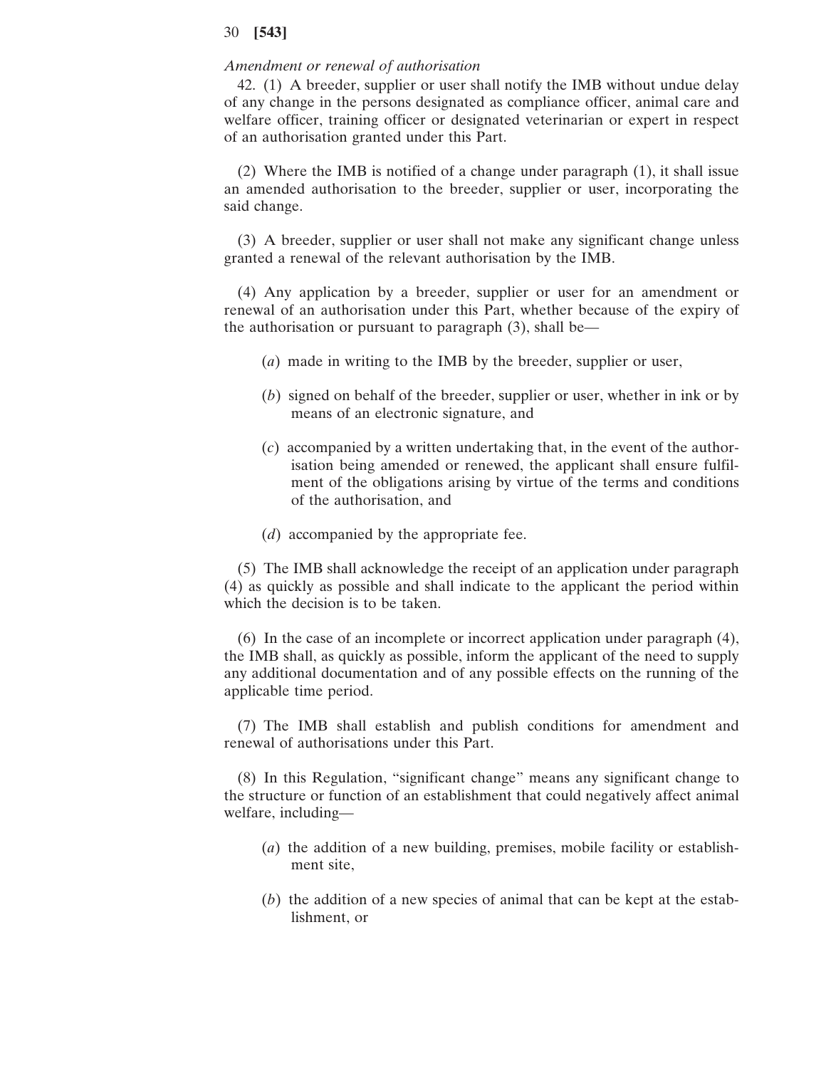*Amendment or renewal of authorisation*

42. (1) A breeder, supplier or user shall notify the IMB without undue delay of any change in the persons designated as compliance officer, animal care and welfare officer, training officer or designated veterinarian or expert in respect of an authorisation granted under this Part.

(2) Where the IMB is notified of a change under paragraph (1), it shall issue an amended authorisation to the breeder, supplier or user, incorporating the said change.

(3) A breeder, supplier or user shall not make any significant change unless granted a renewal of the relevant authorisation by the IMB.

(4) Any application by a breeder, supplier or user for an amendment or renewal of an authorisation under this Part, whether because of the expiry of the authorisation or pursuant to paragraph (3), shall be—

(*a*) made in writing to the IMB by the breeder, supplier or user,

(*b*) signed on behalf of the breeder, supplier or user, whether in ink or by means of an electronic signature, and

(*c*) accompanied by a written undertaking that, in the event of the authorisation being amended or renewed, the applicant shall ensure fulfilment of the obligations arising by virtue of the terms and conditions of the authorisation, and

(*d*) accompanied by the appropriate fee.

(5) The IMB shall acknowledge the receipt of an application under paragraph (4) as quickly as possible and shall indicate to the applicant the period within which the decision is to be taken.

(6) In the case of an incomplete or incorrect application under paragraph (4), the IMB shall, as quickly as possible, inform the applicant of the need to supply any additional documentation and of any possible effects on the running of the applicable time period.

(7) The IMB shall establish and publish conditions for amendment and renewal of authorisations under this Part.

(8) In this Regulation, "significant change" means any significant change to the structure or function of an establishment that could negatively affect animal welfare, including—

(*a*) the addition of a new building, premises, mobile facility or establishment site,

(*b*) the addition of a new species of animal that can be kept at the establishment, or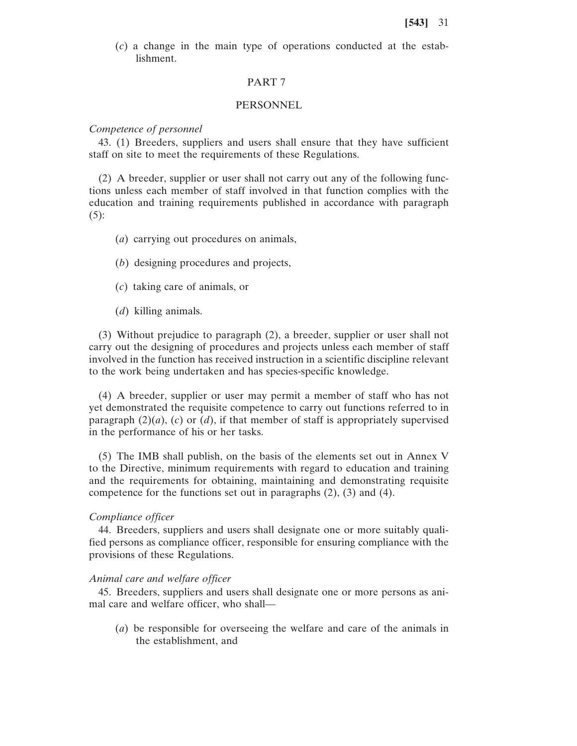(*c*) a change in the main type of operations conducted at the establishment.

## PART 7

## PERSONNEL

*Competence of personnel*

43. (1) Breeders, suppliers and users shall ensure that they have sufficient staff on site to meet the requirements of these Regulations.

(2) A breeder, supplier or user shall not carry out any of the following functions unless each member of staff involved in that function complies with the education and training requirements published in accordance with paragraph (5):

(*a*) carrying out procedures on animals,

(*b*) designing procedures and projects,

(*c*) taking care of animals, or

(*d*) killing animals.

(3) Without prejudice to paragraph (2), a breeder, supplier or user shall not carry out the designing of procedures and projects unless each member of staff involved in the function has received instruction in a scientific discipline relevant to the work being undertaken and has species-specific knowledge.

(4) A breeder, supplier or user may permit a member of staff who has not yet demonstrated the requisite competence to carry out functions referred to in paragraph (2)(*a*), (*c*) or (*d*), if that member of staff is appropriately supervised in the performance of his or her tasks.

(5) The IMB shall publish, on the basis of the elements set out in Annex V to the Directive, minimum requirements with regard to education and training and the requirements for obtaining, maintaining and demonstrating requisite competence for the functions set out in paragraphs (2), (3) and (4).

*Compliance officer*

44. Breeders, suppliers and users shall designate one or more suitably qualified persons as compliance officer, responsible for ensuring compliance with the provisions of these Regulations.

*Animal care and welfare officer*

45. Breeders, suppliers and users shall designate one or more persons as animal care and welfare officer, who shall—

(*a*) be responsible for overseeing the welfare and care of the animals in the establishment, and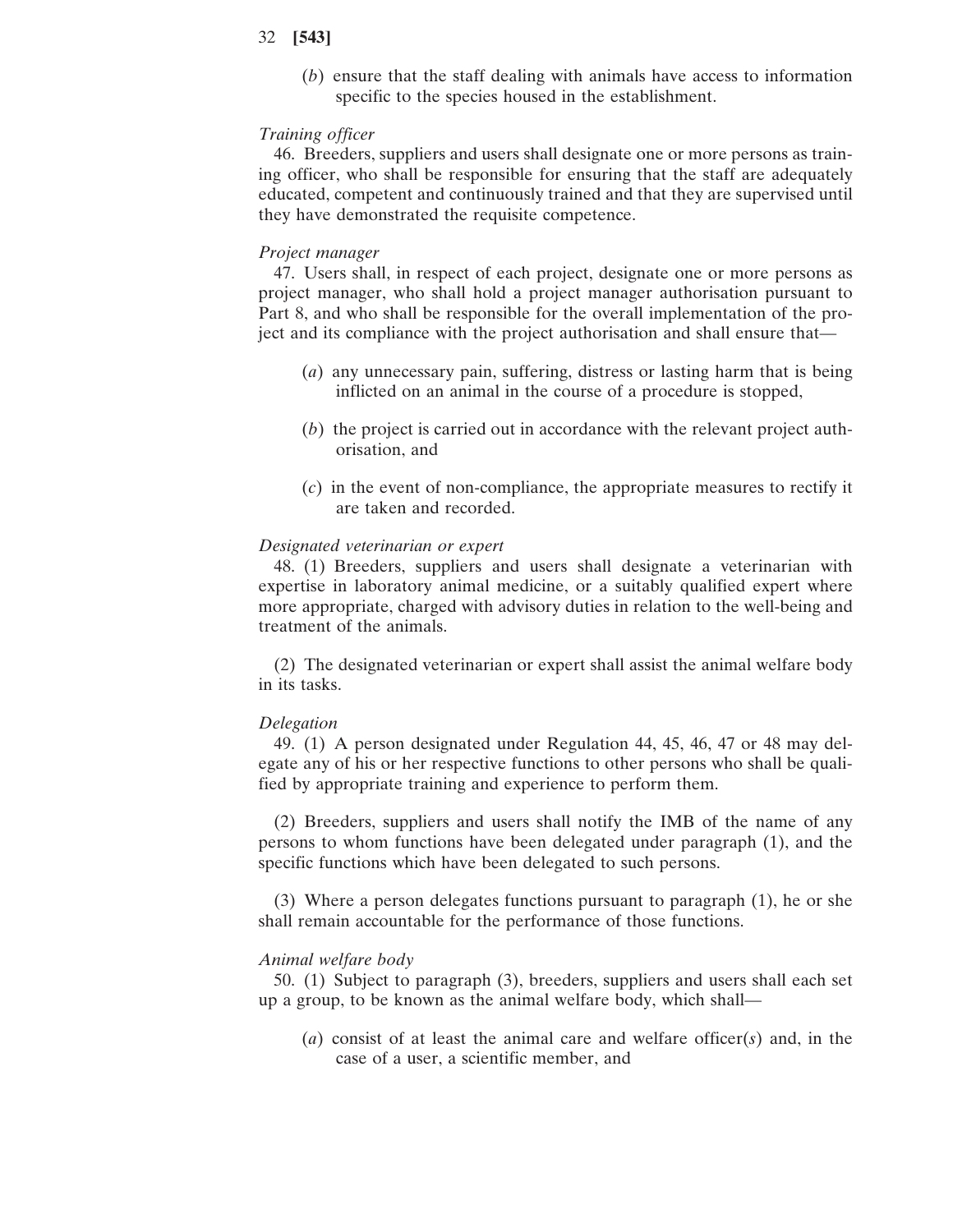(*b*) ensure that the staff dealing with animals have access to information specific to the species housed in the establishment.

*Training officer*

46. Breeders, suppliers and users shall designate one or more persons as training officer, who shall be responsible for ensuring that the staff are adequately educated, competent and continuously trained and that they are supervised until they have demonstrated the requisite competence.

*Project manager*

47. Users shall, in respect of each project, designate one or more persons as project manager, who shall hold a project manager authorisation pursuant to Part 8, and who shall be responsible for the overall implementation of the project and its compliance with the project authorisation and shall ensure that—

(*a*) any unnecessary pain, suffering, distress or lasting harm that is being inflicted on an animal in the course of a procedure is stopped,

(*b*) the project is carried out in accordance with the relevant project authorisation, and

(*c*) in the event of non-compliance, the appropriate measures to rectify it are taken and recorded.

*Designated veterinarian or expert*

48. (1) Breeders, suppliers and users shall designate a veterinarian with expertise in laboratory animal medicine, or a suitably qualified expert where more appropriate, charged with advisory duties in relation to the well-being and treatment of the animals.

(2) The designated veterinarian or expert shall assist the animal welfare body in its tasks.

*Delegation*

49. (1) A person designated under Regulation 44, 45, 46, 47 or 48 may delegate any of his or her respective functions to other persons who shall be qualified by appropriate training and experience to perform them.

(2) Breeders, suppliers and users shall notify the IMB of the name of any persons to whom functions have been delegated under paragraph (1), and the specific functions which have been delegated to such persons.

(3) Where a person delegates functions pursuant to paragraph (1), he or she shall remain accountable for the performance of those functions.

*Animal welfare body*

50. (1) Subject to paragraph (3), breeders, suppliers and users shall each set up a group, to be known as the animal welfare body, which shall—

(*a*) consist of at least the animal care and welfare officer(*s*) and, in the case of a user, a scientific member, and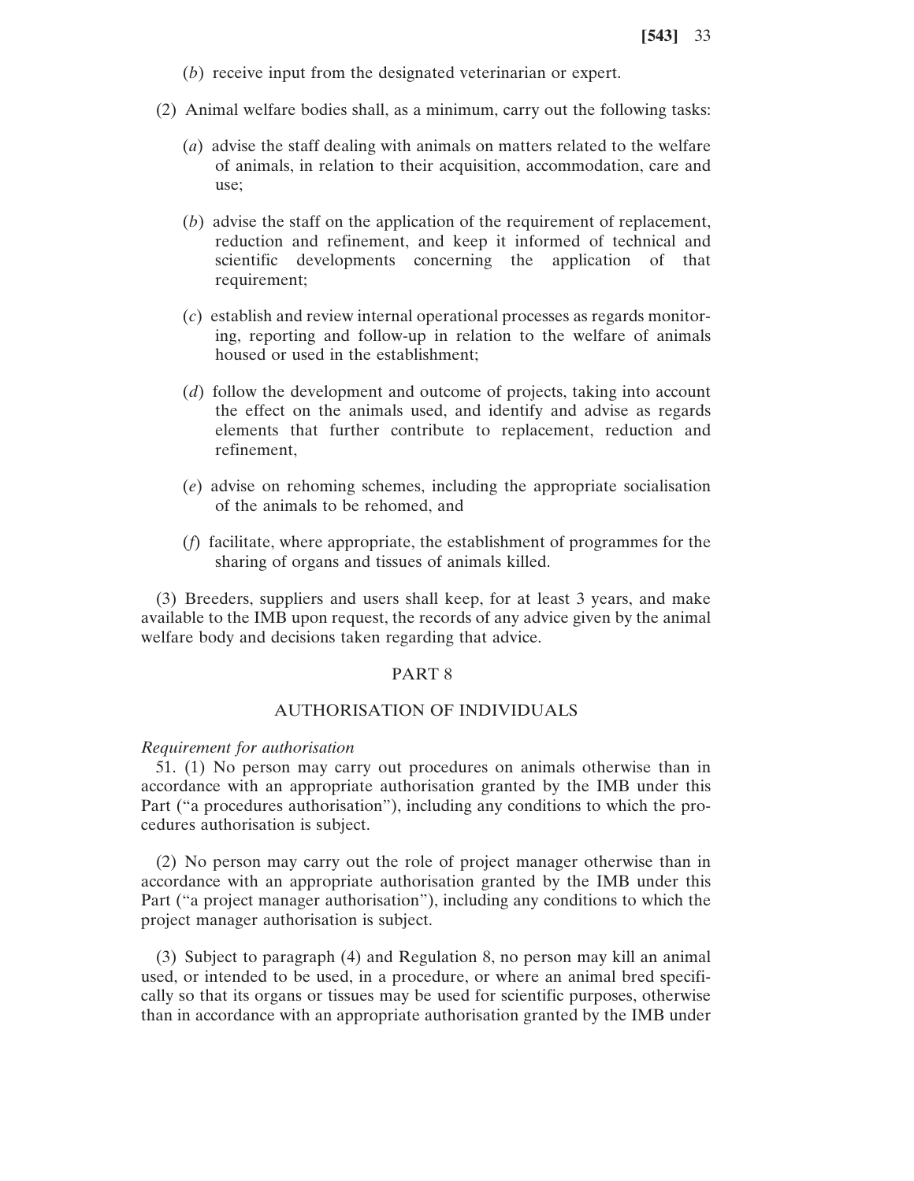(*b*) receive input from the designated veterinarian or expert.

(2) Animal welfare bodies shall, as a minimum, carry out the following tasks:

(*a*) advise the staff dealing with animals on matters related to the welfare of animals, in relation to their acquisition, accommodation, care and use;

(*b*) advise the staff on the application of the requirement of replacement, reduction and refinement, and keep it informed of technical and scientific developments concerning the application of that requirement;

(*c*) establish and review internal operational processes as regards monitoring, reporting and follow-up in relation to the welfare of animals housed or used in the establishment;

(*d*) follow the development and outcome of projects, taking into account the effect on the animals used, and identify and advise as regards elements that further contribute to replacement, reduction and refinement,

(*e*) advise on rehoming schemes, including the appropriate socialisation of the animals to be rehomed, and

(*f*) facilitate, where appropriate, the establishment of programmes for the sharing of organs and tissues of animals killed.

(3) Breeders, suppliers and users shall keep, for at least 3 years, and make available to the IMB upon request, the records of any advice given by the animal welfare body and decisions taken regarding that advice.

## PART 8

## AUTHORISATION OF INDIVIDUALS

*Requirement for authorisation*

51. (1) No person may carry out procedures on animals otherwise than in accordance with an appropriate authorisation granted by the IMB under this Part ("a procedures authorisation"), including any conditions to which the procedures authorisation is subject.

(2) No person may carry out the role of project manager otherwise than in accordance with an appropriate authorisation granted by the IMB under this Part ("a project manager authorisation"), including any conditions to which the project manager authorisation is subject.

(3) Subject to paragraph (4) and Regulation 8, no person may kill an animal used, or intended to be used, in a procedure, or where an animal bred specifically so that its organs or tissues may be used for scientific purposes, otherwise than in accordance with an appropriate authorisation granted by the IMB under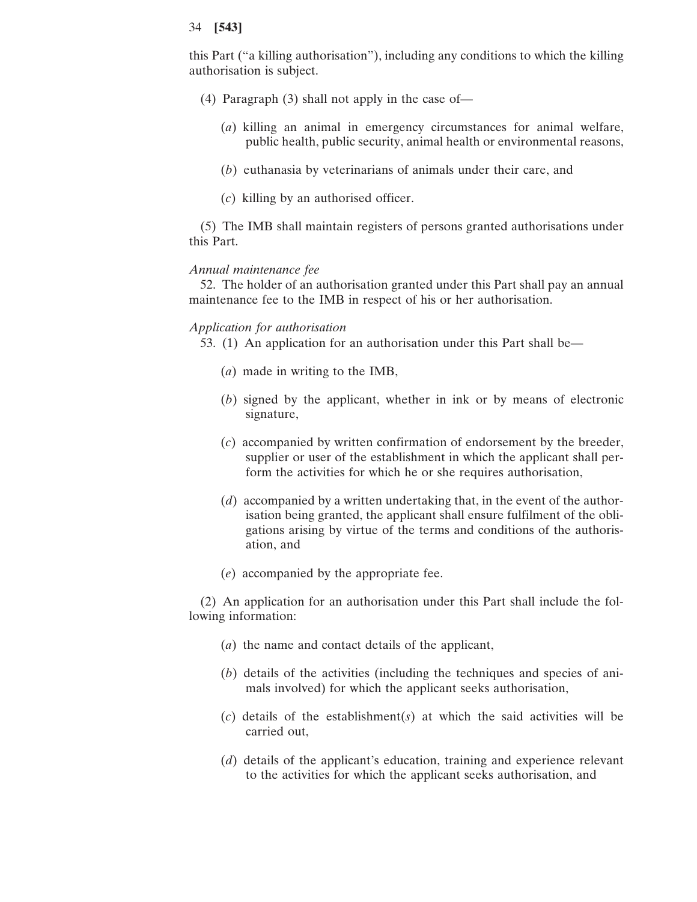this Part ("a killing authorisation"), including any conditions to which the killing authorisation is subject.

(4) Paragraph (3) shall not apply in the case of—

(*a*) killing an animal in emergency circumstances for animal welfare, public health, public security, animal health or environmental reasons,

(*b*) euthanasia by veterinarians of animals under their care, and

(*c*) killing by an authorised officer.

(5) The IMB shall maintain registers of persons granted authorisations under this Part.

*Annual maintenance fee*

52. The holder of an authorisation granted under this Part shall pay an annual maintenance fee to the IMB in respect of his or her authorisation.

*Application for authorisation*

53. (1) An application for an authorisation under this Part shall be—

(*a*) made in writing to the IMB,

(*b*) signed by the applicant, whether in ink or by means of electronic signature,

(*c*) accompanied by written confirmation of endorsement by the breeder, supplier or user of the establishment in which the applicant shall perform the activities for which he or she requires authorisation,

(*d*) accompanied by a written undertaking that, in the event of the authorisation being granted, the applicant shall ensure fulfilment of the obligations arising by virtue of the terms and conditions of the authorisation, and

(*e*) accompanied by the appropriate fee.

(2) An application for an authorisation under this Part shall include the following information:

(*a*) the name and contact details of the applicant,

(*b*) details of the activities (including the techniques and species of animals involved) for which the applicant seeks authorisation,

(*c*) details of the establishment(*s*) at which the said activities will be carried out,

(*d*) details of the applicant's education, training and experience relevant to the activities for which the applicant seeks authorisation, and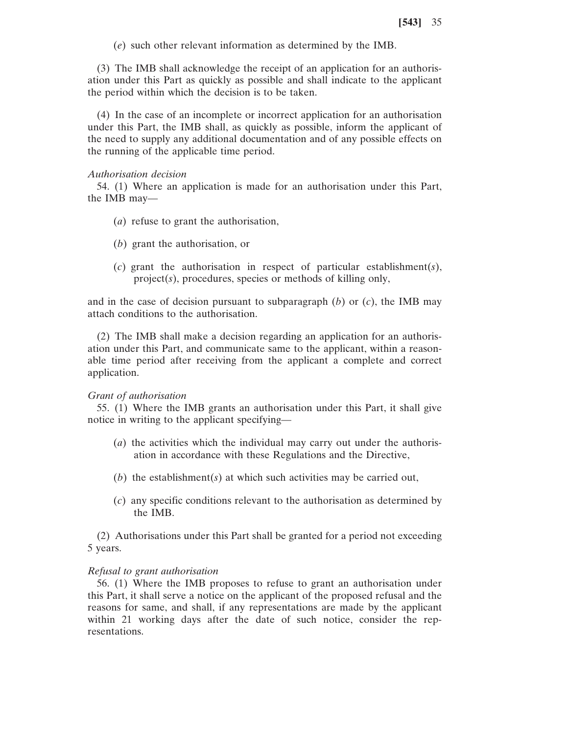(*e*) such other relevant information as determined by the IMB.

(3) The IMB shall acknowledge the receipt of an application for an authorisation under this Part as quickly as possible and shall indicate to the applicant the period within which the decision is to be taken.

(4) In the case of an incomplete or incorrect application for an authorisation under this Part, the IMB shall, as quickly as possible, inform the applicant of the need to supply any additional documentation and of any possible effects on the running of the applicable time period.

*Authorisation decision*

54. (1) Where an application is made for an authorisation under this Part, the IMB may—

(*a*) refuse to grant the authorisation,

(*b*) grant the authorisation, or

(*c*) grant the authorisation in respect of particular establishment(*s*), project(*s*), procedures, species or methods of killing only,

and in the case of decision pursuant to subparagraph (*b*) or (*c*), the IMB may attach conditions to the authorisation.

(2) The IMB shall make a decision regarding an application for an authorisation under this Part, and communicate same to the applicant, within a reasonable time period after receiving from the applicant a complete and correct application.

*Grant of authorisation*

55. (1) Where the IMB grants an authorisation under this Part, it shall give notice in writing to the applicant specifying—

(*a*) the activities which the individual may carry out under the authorisation in accordance with these Regulations and the Directive,

(*b*) the establishment(*s*) at which such activities may be carried out,

(*c*) any specific conditions relevant to the authorisation as determined by the IMB.

(2) Authorisations under this Part shall be granted for a period not exceeding 5 years.

*Refusal to grant authorisation*

56. (1) Where the IMB proposes to refuse to grant an authorisation under this Part, it shall serve a notice on the applicant of the proposed refusal and the reasons for same, and shall, if any representations are made by the applicant within 21 working days after the date of such notice, consider the representations.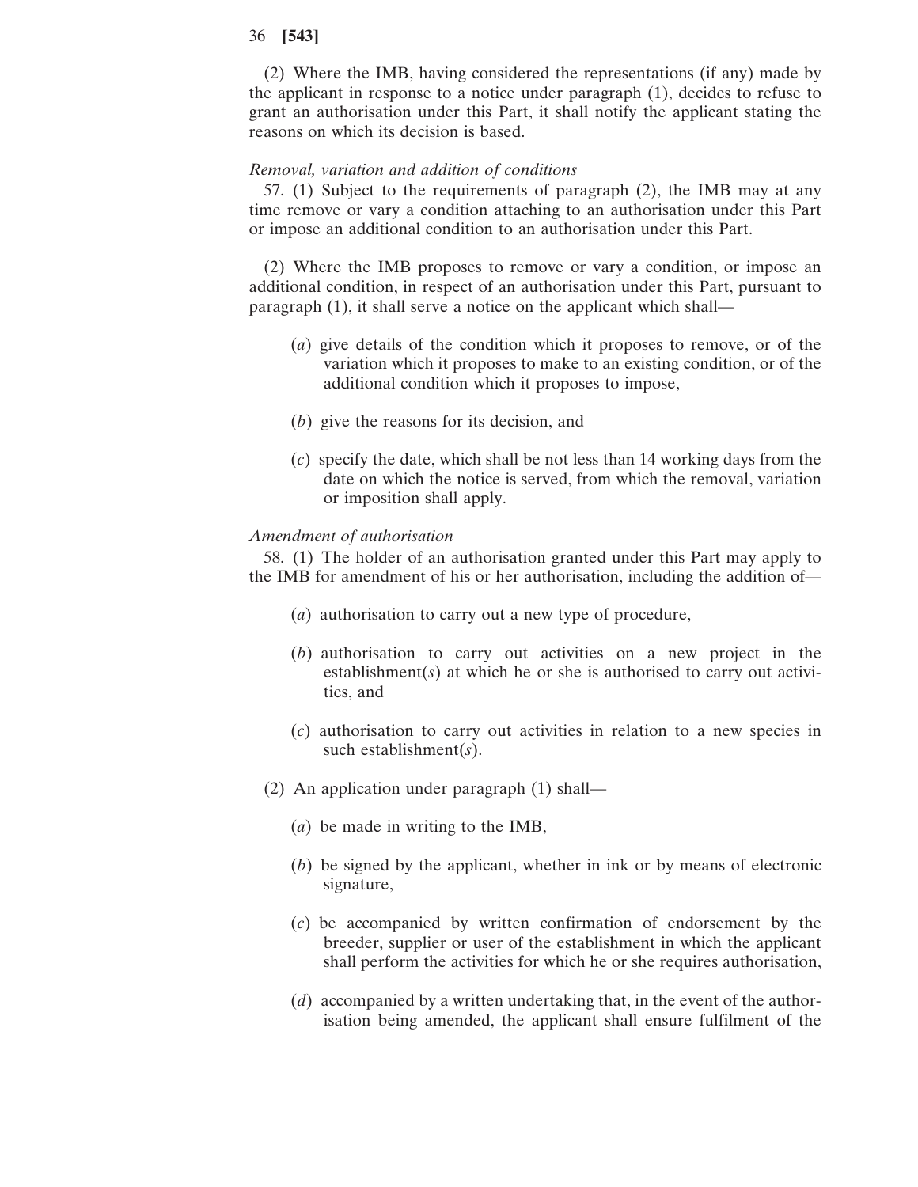(2) Where the IMB, having considered the representations (if any) made by the applicant in response to a notice under paragraph (1), decides to refuse to grant an authorisation under this Part, it shall notify the applicant stating the reasons on which its decision is based.

*Removal, variation and addition of conditions*

57. (1) Subject to the requirements of paragraph (2), the IMB may at any time remove or vary a condition attaching to an authorisation under this Part or impose an additional condition to an authorisation under this Part.

(2) Where the IMB proposes to remove or vary a condition, or impose an additional condition, in respect of an authorisation under this Part, pursuant to paragraph (1), it shall serve a notice on the applicant which shall—

(*a*) give details of the condition which it proposes to remove, or of the variation which it proposes to make to an existing condition, or of the additional condition which it proposes to impose,

(*b*) give the reasons for its decision, and

(*c*) specify the date, which shall be not less than 14 working days from the date on which the notice is served, from which the removal, variation or imposition shall apply.

*Amendment of authorisation*

58. (1) The holder of an authorisation granted under this Part may apply to the IMB for amendment of his or her authorisation, including the addition of—

(*a*) authorisation to carry out a new type of procedure,

(*b*) authorisation to carry out activities on a new project in the establishment(*s*) at which he or she is authorised to carry out activities, and

(*c*) authorisation to carry out activities in relation to a new species in such establishment(*s*).

(2) An application under paragraph (1) shall—

(*a*) be made in writing to the IMB,

(*b*) be signed by the applicant, whether in ink or by means of electronic signature,

(*c*) be accompanied by written confirmation of endorsement by the breeder, supplier or user of the establishment in which the applicant shall perform the activities for which he or she requires authorisation,

(*d*) accompanied by a written undertaking that, in the event of the authorisation being amended, the applicant shall ensure fulfilment of the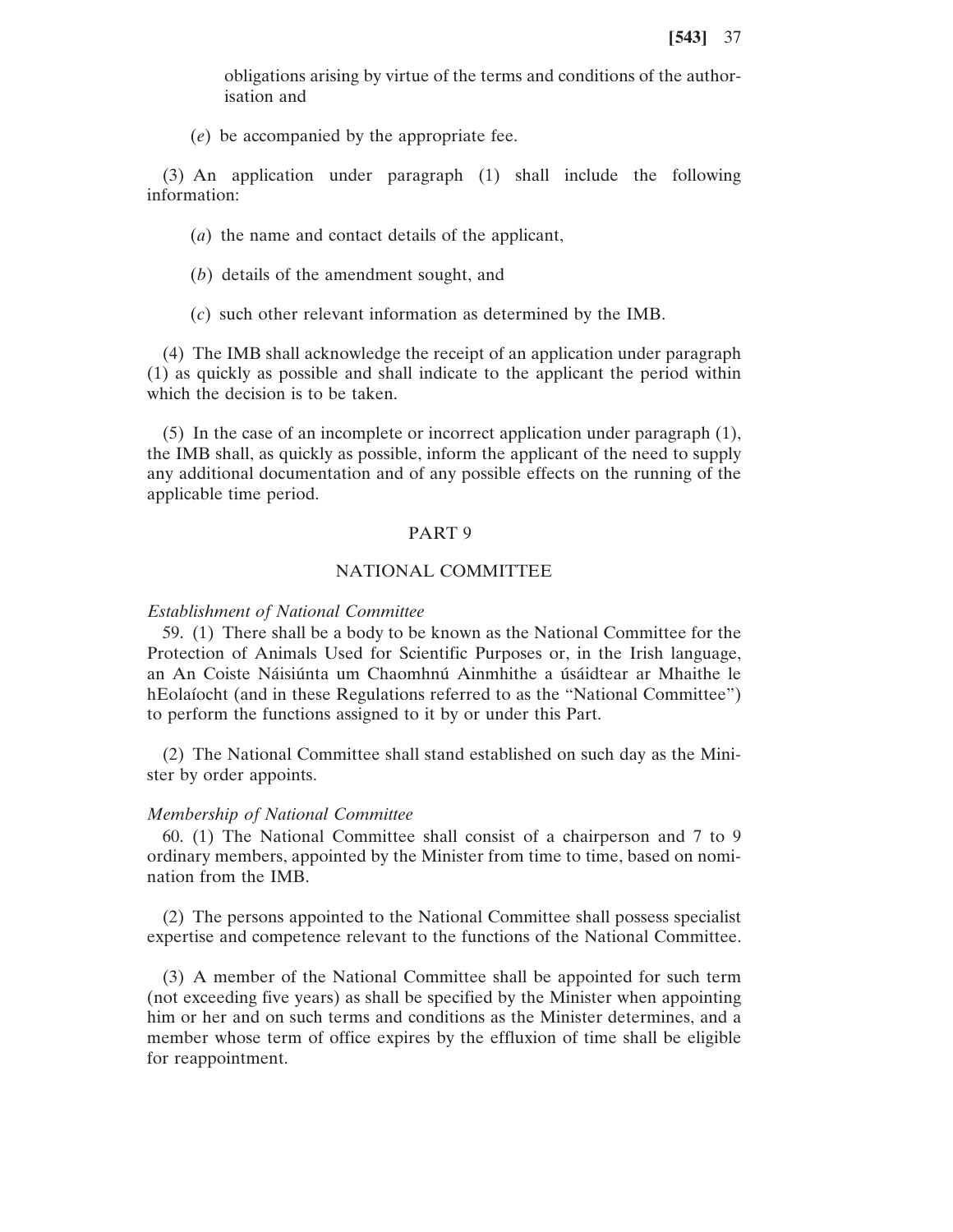obligations arising by virtue of the terms and conditions of the authorisation and

(*e*) be accompanied by the appropriate fee.

(3) An application under paragraph (1) shall include the following information:

(*a*) the name and contact details of the applicant,

(*b*) details of the amendment sought, and

(*c*) such other relevant information as determined by the IMB.

(4) The IMB shall acknowledge the receipt of an application under paragraph (1) as quickly as possible and shall indicate to the applicant the period within which the decision is to be taken.

(5) In the case of an incomplete or incorrect application under paragraph (1), the IMB shall, as quickly as possible, inform the applicant of the need to supply any additional documentation and of any possible effects on the running of the applicable time period.

## PART 9

## NATIONAL COMMITTEE

*Establishment of National Committee*

59. (1) There shall be a body to be known as the National Committee for the Protection of Animals Used for Scientific Purposes or, in the Irish language, an An Coiste Náisiúnta um Chaomhnú Ainmhithe a úsáidtear ar Mhaithe le hEolaíocht (and in these Regulations referred to as the "National Committee") to perform the functions assigned to it by or under this Part.

(2) The National Committee shall stand established on such day as the Minister by order appoints.

*Membership of National Committee*

60. (1) The National Committee shall consist of a chairperson and 7 to 9 ordinary members, appointed by the Minister from time to time, based on nomination from the IMB.

(2) The persons appointed to the National Committee shall possess specialist expertise and competence relevant to the functions of the National Committee.

(3) A member of the National Committee shall be appointed for such term (not exceeding five years) as shall be specified by the Minister when appointing him or her and on such terms and conditions as the Minister determines, and a member whose term of office expires by the effluxion of time shall be eligible for reappointment.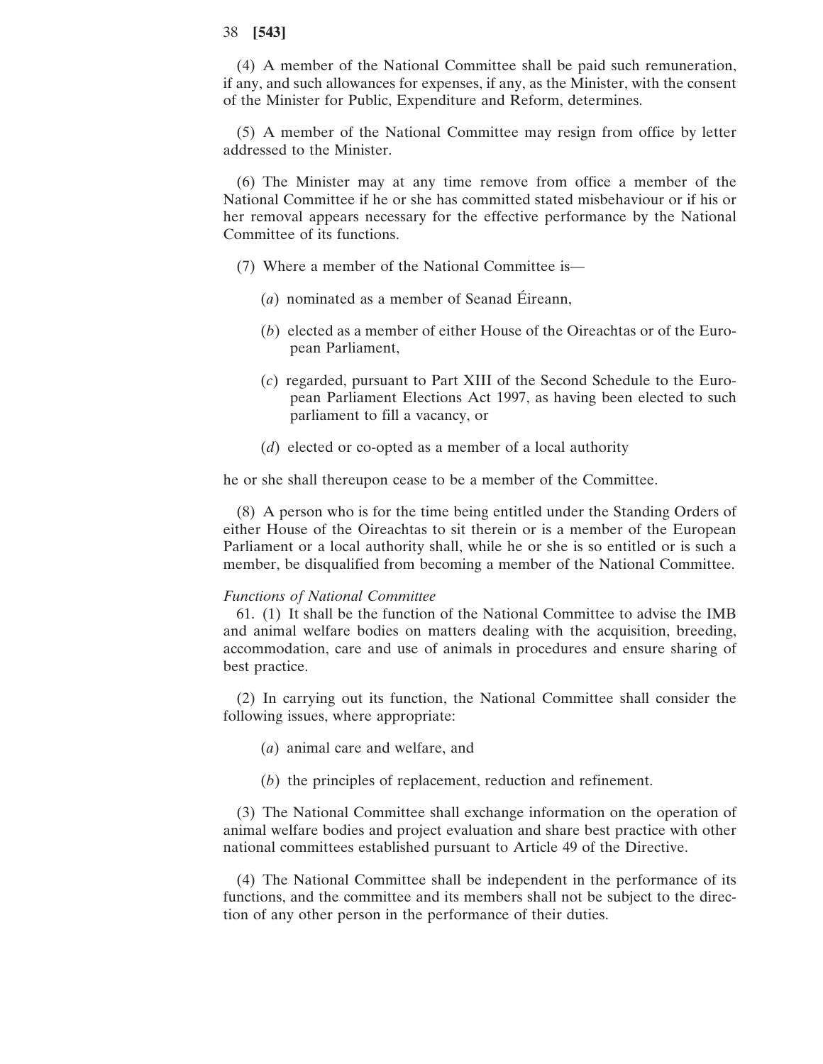(4) A member of the National Committee shall be paid such remuneration, if any, and such allowances for expenses, if any, as the Minister, with the consent of the Minister for Public, Expenditure and Reform, determines.

(5) A member of the National Committee may resign from office by letter addressed to the Minister.

(6) The Minister may at any time remove from office a member of the National Committee if he or she has committed stated misbehaviour or if his or her removal appears necessary for the effective performance by the National Committee of its functions.

(7) Where a member of the National Committee is—

(*a*) nominated as a member of Seanad Éireann,

(*b*) elected as a member of either House of the Oireachtas or of the European Parliament,

(*c*) regarded, pursuant to Part XIII of the Second Schedule to the European Parliament Elections Act 1997, as having been elected to such parliament to fill a vacancy, or

(*d*) elected or co-opted as a member of a local authority

he or she shall thereupon cease to be a member of the Committee.

(8) A person who is for the time being entitled under the Standing Orders of either House of the Oireachtas to sit therein or is a member of the European Parliament or a local authority shall, while he or she is so entitled or is such a member, be disqualified from becoming a member of the National Committee.

*Functions of National Committee*

61. (1) It shall be the function of the National Committee to advise the IMB and animal welfare bodies on matters dealing with the acquisition, breeding, accommodation, care and use of animals in procedures and ensure sharing of best practice.

(2) In carrying out its function, the National Committee shall consider the following issues, where appropriate:

(*a*) animal care and welfare, and

(*b*) the principles of replacement, reduction and refinement.

(3) The National Committee shall exchange information on the operation of animal welfare bodies and project evaluation and share best practice with other national committees established pursuant to Article 49 of the Directive.

(4) The National Committee shall be independent in the performance of its functions, and the committee and its members shall not be subject to the direction of any other person in the performance of their duties.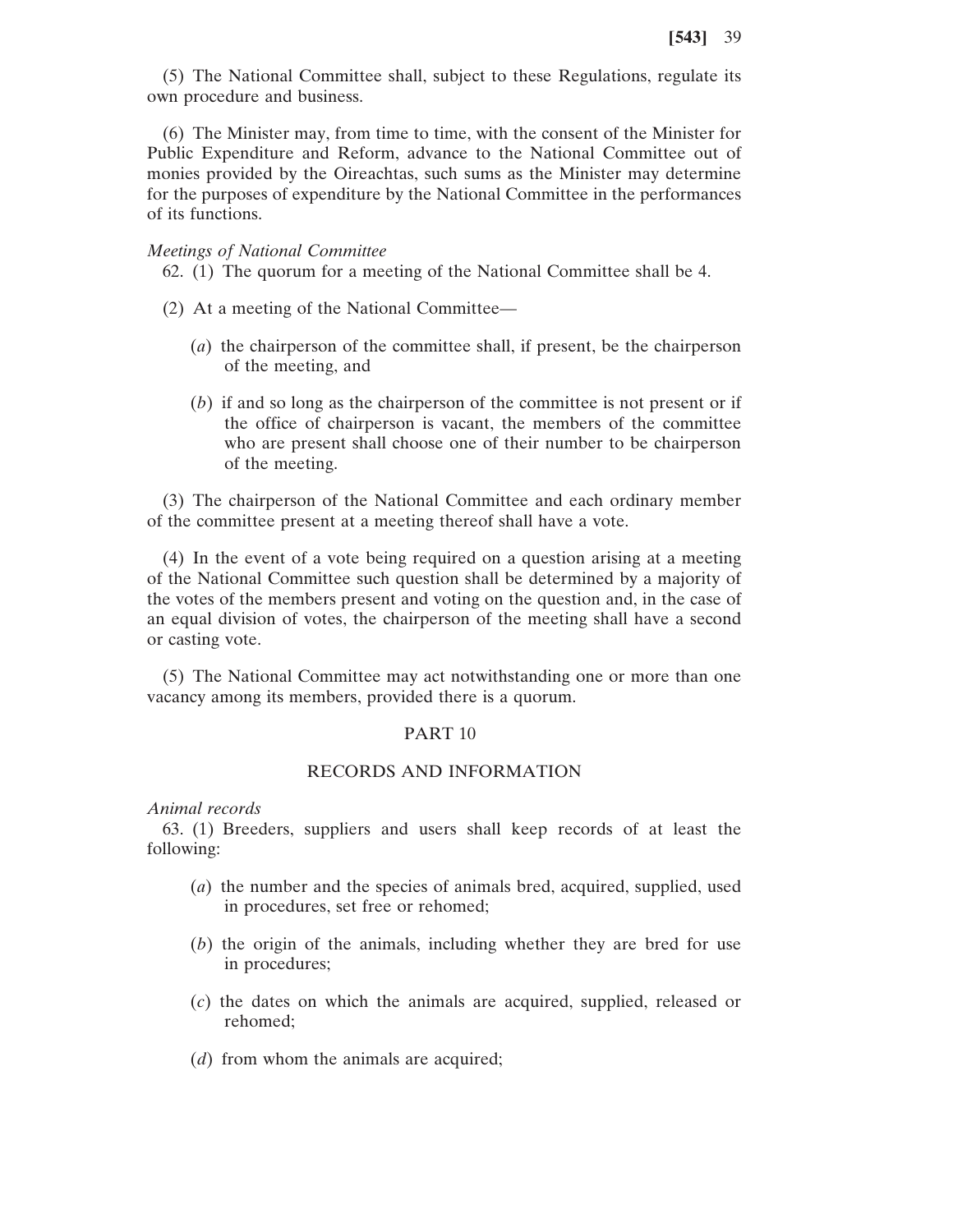(5) The National Committee shall, subject to these Regulations, regulate its own procedure and business.

(6) The Minister may, from time to time, with the consent of the Minister for Public Expenditure and Reform, advance to the National Committee out of monies provided by the Oireachtas, such sums as the Minister may determine for the purposes of expenditure by the National Committee in the performances of its functions.

*Meetings of National Committee*

62. (1) The quorum for a meeting of the National Committee shall be 4.

(2) At a meeting of the National Committee—

(*a*) the chairperson of the committee shall, if present, be the chairperson of the meeting, and

(*b*) if and so long as the chairperson of the committee is not present or if the office of chairperson is vacant, the members of the committee who are present shall choose one of their number to be chairperson of the meeting.

(3) The chairperson of the National Committee and each ordinary member of the committee present at a meeting thereof shall have a vote.

(4) In the event of a vote being required on a question arising at a meeting of the National Committee such question shall be determined by a majority of the votes of the members present and voting on the question and, in the case of an equal division of votes, the chairperson of the meeting shall have a second or casting vote.

(5) The National Committee may act notwithstanding one or more than one vacancy among its members, provided there is a quorum.

## PART 10

## RECORDS AND INFORMATION

*Animal records*

63. (1) Breeders, suppliers and users shall keep records of at least the following:

(*a*) the number and the species of animals bred, acquired, supplied, used in procedures, set free or rehomed;

(*b*) the origin of the animals, including whether they are bred for use in procedures;

(*c*) the dates on which the animals are acquired, supplied, released or rehomed;

(*d*) from whom the animals are acquired;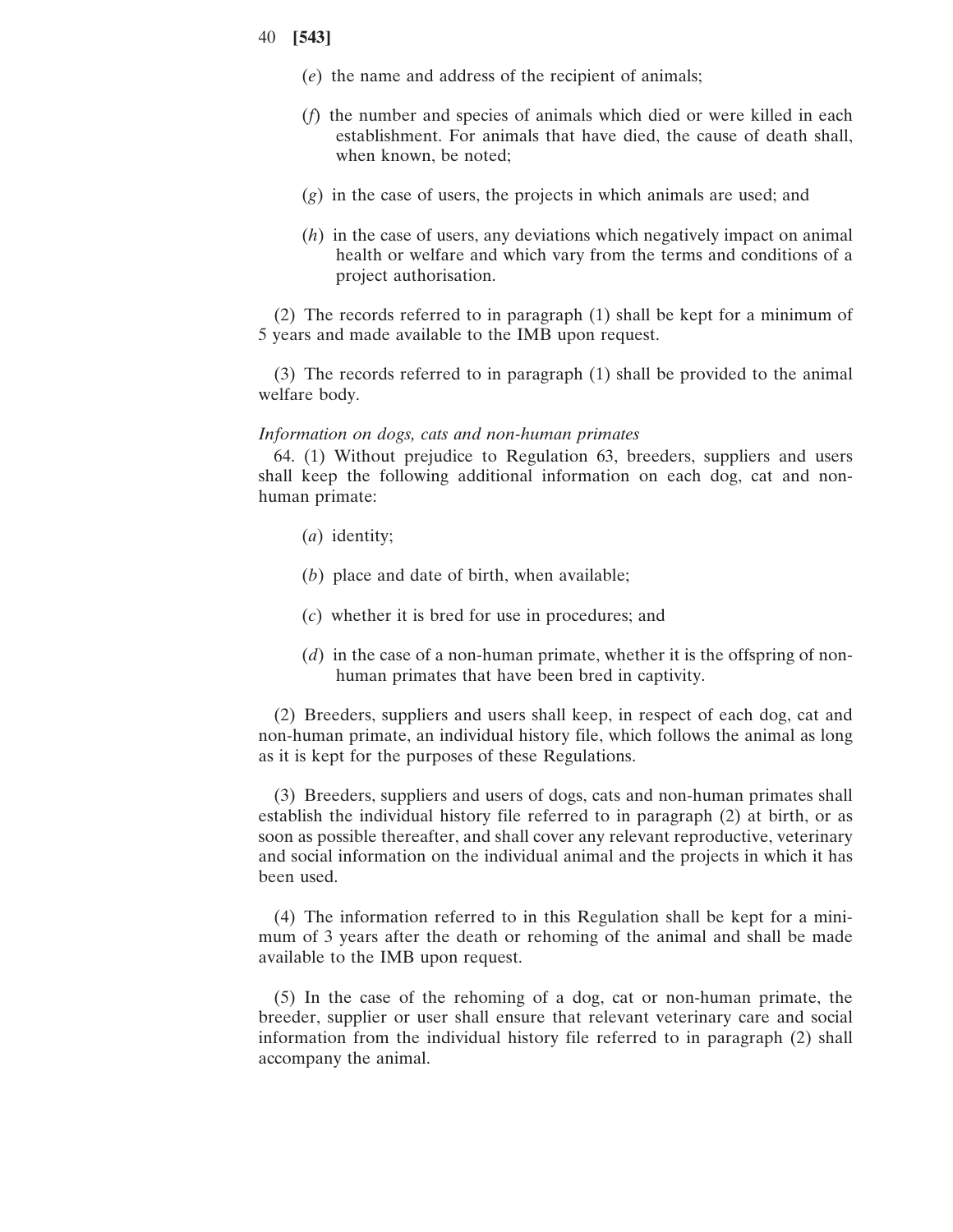(*e*) the name and address of the recipient of animals;

(*f*) the number and species of animals which died or were killed in each establishment. For animals that have died, the cause of death shall, when known, be noted;

(*g*) in the case of users, the projects in which animals are used; and

(*h*) in the case of users, any deviations which negatively impact on animal health or welfare and which vary from the terms and conditions of a project authorisation.

(2) The records referred to in paragraph (1) shall be kept for a minimum of 5 years and made available to the IMB upon request.

(3) The records referred to in paragraph (1) shall be provided to the animal welfare body.

*Information on dogs, cats and non-human primates*

64. (1) Without prejudice to Regulation 63, breeders, suppliers and users shall keep the following additional information on each dog, cat and non-human primate:

(*a*) identity;

(*b*) place and date of birth, when available;

(*c*) whether it is bred for use in procedures; and

(*d*) in the case of a non-human primate, whether it is the offspring of non-human primates that have been bred in captivity.

(2) Breeders, suppliers and users shall keep, in respect of each dog, cat and non-human primate, an individual history file, which follows the animal as long as it is kept for the purposes of these Regulations.

(3) Breeders, suppliers and users of dogs, cats and non-human primates shall establish the individual history file referred to in paragraph (2) at birth, or as soon as possible thereafter, and shall cover any relevant reproductive, veterinary and social information on the individual animal and the projects in which it has been used.

(4) The information referred to in this Regulation shall be kept for a minimum of 3 years after the death or rehoming of the animal and shall be made available to the IMB upon request.

(5) In the case of the rehoming of a dog, cat or non-human primate, the breeder, supplier or user shall ensure that relevant veterinary care and social information from the individual history file referred to in paragraph (2) shall accompany the animal.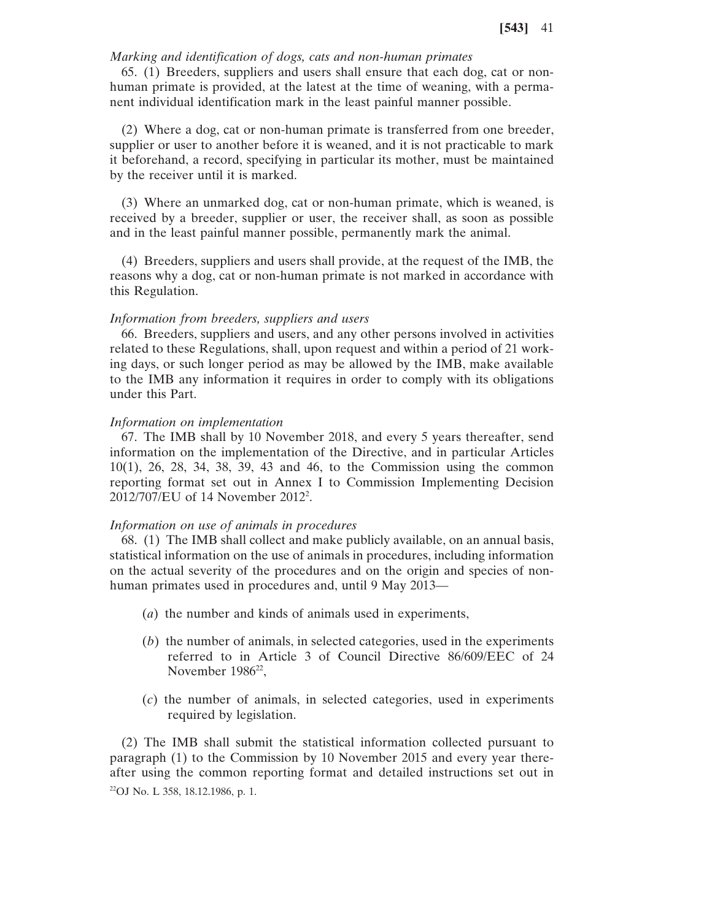*Marking and identification of dogs, cats and non-human primates*

65. (1) Breeders, suppliers and users shall ensure that each dog, cat or non-human primate is provided, at the latest at the time of weaning, with a permanent individual identification mark in the least painful manner possible.

(2) Where a dog, cat or non-human primate is transferred from one breeder, supplier or user to another before it is weaned, and it is not practicable to mark it beforehand, a record, specifying in particular its mother, must be maintained by the receiver until it is marked.

(3) Where an unmarked dog, cat or non-human primate, which is weaned, is received by a breeder, supplier or user, the receiver shall, as soon as possible and in the least painful manner possible, permanently mark the animal.

(4) Breeders, suppliers and users shall provide, at the request of the IMB, the reasons why a dog, cat or non-human primate is not marked in accordance with this Regulation.

*Information from breeders, suppliers and users*

66. Breeders, suppliers and users, and any other persons involved in activities related to these Regulations, shall, upon request and within a period of 21 working days, or such longer period as may be allowed by the IMB, make available to the IMB any information it requires in order to comply with its obligations under this Part.

*Information on implementation*

67. The IMB shall by 10 November 2018, and every 5 years thereafter, send information on the implementation of the Directive, and in particular Articles 10(1), 26, 28, 34, 38, 39, 43 and 46, to the Commission using the common reporting format set out in Annex I to Commission Implementing Decision 2012/707/EU of 14 November 2012[2].

*Information on use of animals in procedures*

68. (1) The IMB shall collect and make publicly available, on an annual basis, statistical information on the use of animals in procedures, including information on the actual severity of the procedures and on the origin and species of non-human primates used in procedures and, until 9 May 2013—

(*a*) the number and kinds of animals used in experiments,

(*b*) the number of animals, in selected categories, used in the experiments referred to in Article 3 of Council Directive 86/609/EEC of 24 November 1986[22],

(*c*) the number of animals, in selected categories, used in experiments required by legislation.

(2) The IMB shall submit the statistical information collected pursuant to paragraph (1) to the Commission by 10 November 2015 and every year thereafter using the common reporting format and detailed instructions set out in

[22]OJ No. L 358, 18.12.1986, p. 1.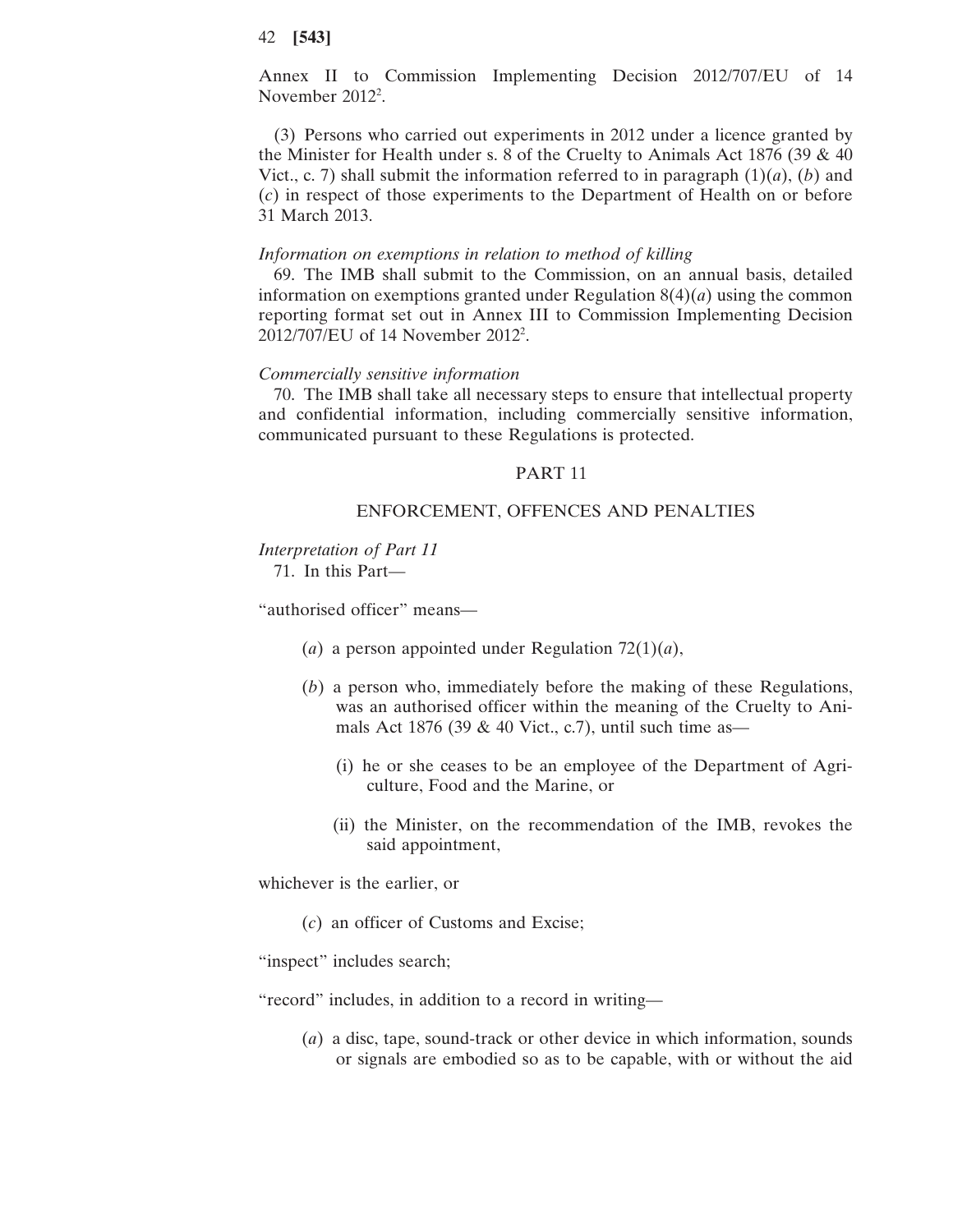Annex II to Commission Implementing Decision 2012/707/EU of 14 November 2012[2].

(3) Persons who carried out experiments in 2012 under a licence granted by the Minister for Health under s. 8 of the Cruelty to Animals Act 1876 (39 & 40 Vict., c. 7) shall submit the information referred to in paragraph (1)(*a*), (*b*) and (*c*) in respect of those experiments to the Department of Health on or before 31 March 2013.

*Information on exemptions in relation to method of killing*

69. The IMB shall submit to the Commission, on an annual basis, detailed information on exemptions granted under Regulation 8(4)(*a*) using the common reporting format set out in Annex III to Commission Implementing Decision 2012/707/EU of 14 November 2012[2].

*Commercially sensitive information*

70. The IMB shall take all necessary steps to ensure that intellectual property and confidential information, including commercially sensitive information, communicated pursuant to these Regulations is protected.

## PART 11

## ENFORCEMENT, OFFENCES AND PENALTIES

*Interpretation of Part 11*

71. In this Part—

"authorised officer" means—

(*a*) a person appointed under Regulation 72(1)(*a*),

(*b*) a person who, immediately before the making of these Regulations, was an authorised officer within the meaning of the Cruelty to Animals Act 1876 (39 & 40 Vict., c.7), until such time as—

(i) he or she ceases to be an employee of the Department of Agriculture, Food and the Marine, or

(ii) the Minister, on the recommendation of the IMB, revokes the said appointment,

whichever is the earlier, or

(*c*) an officer of Customs and Excise;

"inspect" includes search;

"record" includes, in addition to a record in writing—

(*a*) a disc, tape, sound-track or other device in which information, sounds or signals are embodied so as to be capable, with or without the aid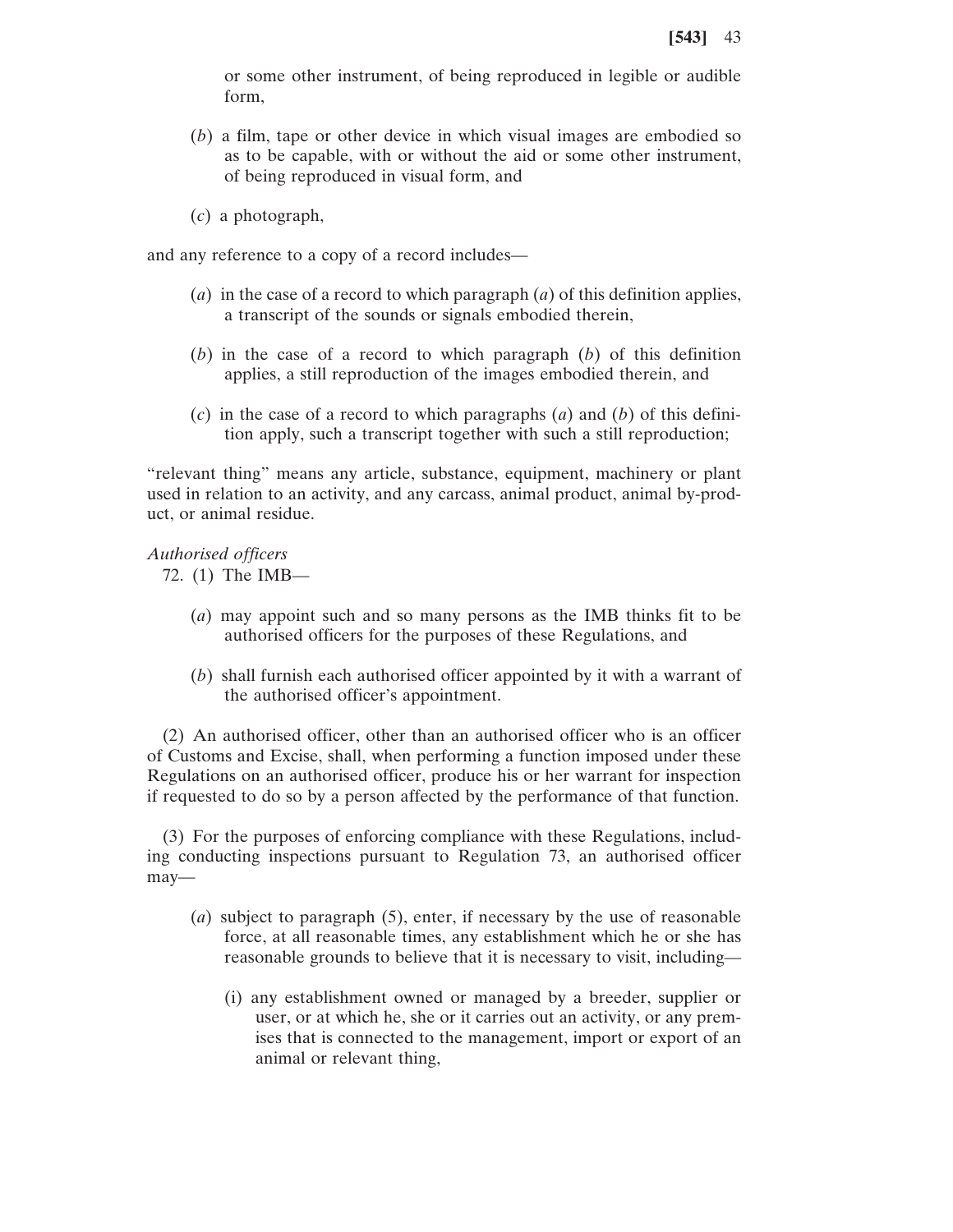or some other instrument, of being reproduced in legible or audible form,

(*b*) a film, tape or other device in which visual images are embodied so as to be capable, with or without the aid or some other instrument, of being reproduced in visual form, and

(*c*) a photograph,

and any reference to a copy of a record includes—

(*a*) in the case of a record to which paragraph (*a*) of this definition applies, a transcript of the sounds or signals embodied therein,

(*b*) in the case of a record to which paragraph (*b*) of this definition applies, a still reproduction of the images embodied therein, and

(*c*) in the case of a record to which paragraphs (*a*) and (*b*) of this definition apply, such a transcript together with such a still reproduction;

"relevant thing" means any article, substance, equipment, machinery or plant used in relation to an activity, and any carcass, animal product, animal by-product, or animal residue.

*Authorised officers*

72. (1) The IMB—

(*a*) may appoint such and so many persons as the IMB thinks fit to be authorised officers for the purposes of these Regulations, and

(*b*) shall furnish each authorised officer appointed by it with a warrant of the authorised officer's appointment.

(2) An authorised officer, other than an authorised officer who is an officer of Customs and Excise, shall, when performing a function imposed under these Regulations on an authorised officer, produce his or her warrant for inspection if requested to do so by a person affected by the performance of that function.

(3) For the purposes of enforcing compliance with these Regulations, including conducting inspections pursuant to Regulation 73, an authorised officer may—

(*a*) subject to paragraph (5), enter, if necessary by the use of reasonable force, at all reasonable times, any establishment which he or she has reasonable grounds to believe that it is necessary to visit, including—

(i) any establishment owned or managed by a breeder, supplier or user, or at which he, she or it carries out an activity, or any premises that is connected to the management, import or export of an animal or relevant thing,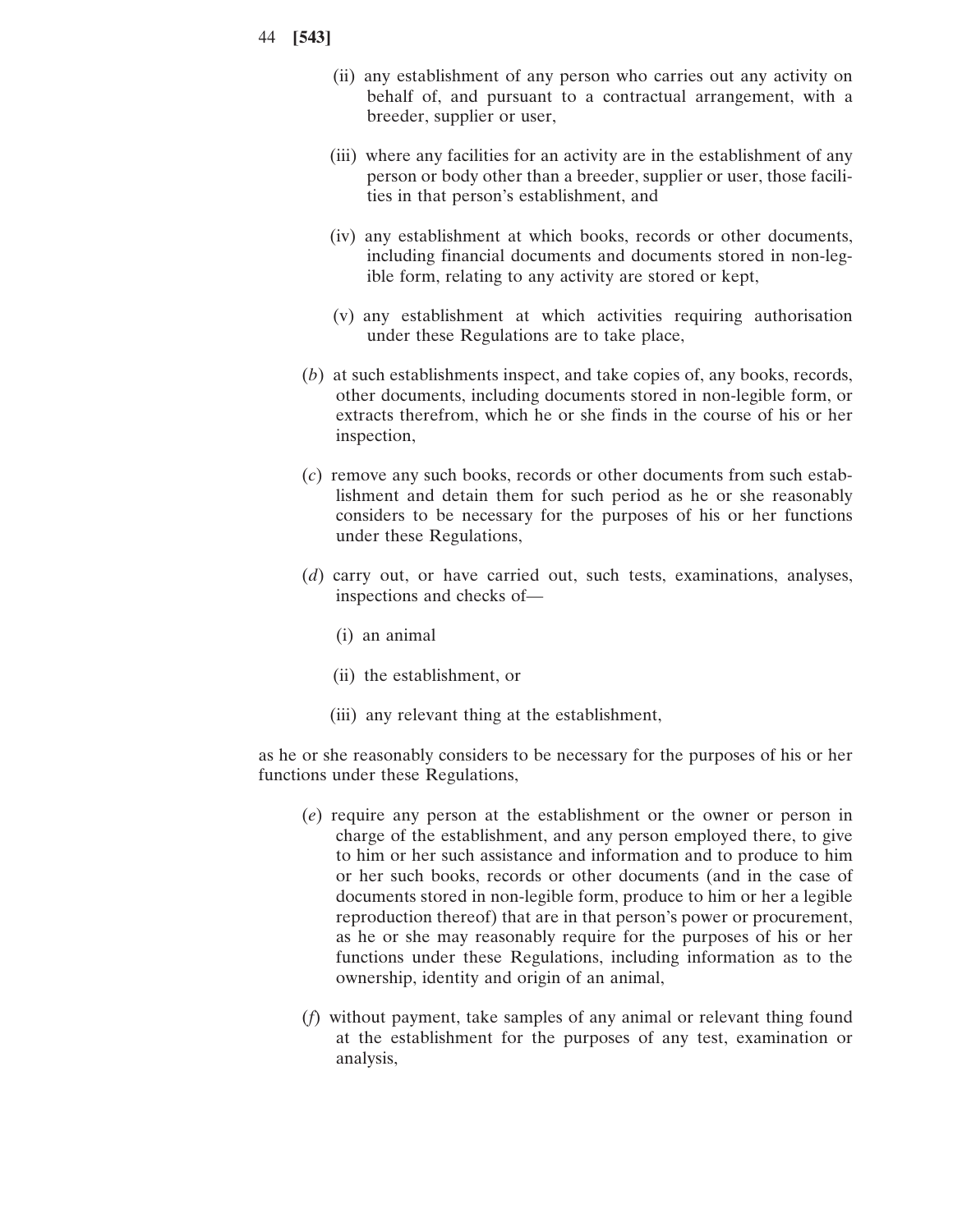(ii) any establishment of any person who carries out any activity on behalf of, and pursuant to a contractual arrangement, with a breeder, supplier or user,

(iii) where any facilities for an activity are in the establishment of any person or body other than a breeder, supplier or user, those facilities in that person's establishment, and

(iv) any establishment at which books, records or other documents, including financial documents and documents stored in non-legible form, relating to any activity are stored or kept,

(v) any establishment at which activities requiring authorisation under these Regulations are to take place,

(*b*) at such establishments inspect, and take copies of, any books, records, other documents, including documents stored in non-legible form, or extracts therefrom, which he or she finds in the course of his or her inspection,

(*c*) remove any such books, records or other documents from such establishment and detain them for such period as he or she reasonably considers to be necessary for the purposes of his or her functions under these Regulations,

(*d*) carry out, or have carried out, such tests, examinations, analyses, inspections and checks of—

(i) an animal

(ii) the establishment, or

(iii) any relevant thing at the establishment,

as he or she reasonably considers to be necessary for the purposes of his or her functions under these Regulations,

(*e*) require any person at the establishment or the owner or person in charge of the establishment, and any person employed there, to give to him or her such assistance and information and to produce to him or her such books, records or other documents (and in the case of documents stored in non-legible form, produce to him or her a legible reproduction thereof) that are in that person's power or procurement, as he or she may reasonably require for the purposes of his or her functions under these Regulations, including information as to the ownership, identity and origin of an animal,

(*f*) without payment, take samples of any animal or relevant thing found at the establishment for the purposes of any test, examination or analysis,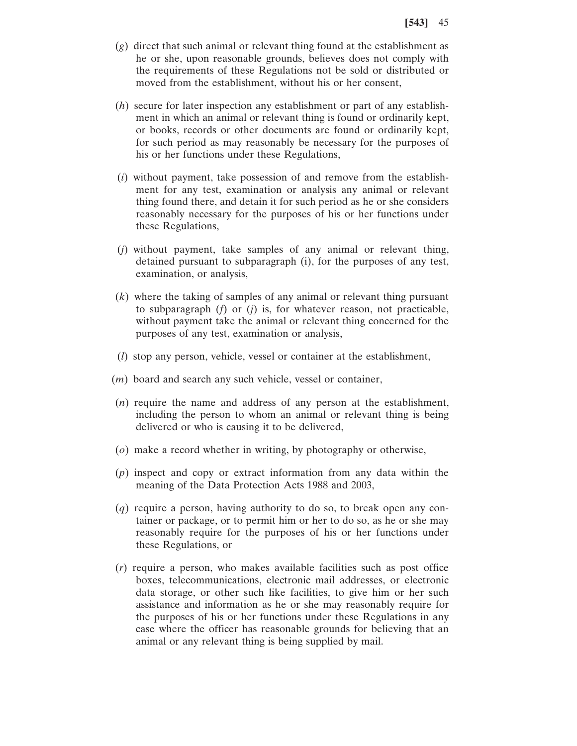(*g*) direct that such animal or relevant thing found at the establishment as he or she, upon reasonable grounds, believes does not comply with the requirements of these Regulations not be sold or distributed or moved from the establishment, without his or her consent,

(*h*) secure for later inspection any establishment or part of any establishment in which an animal or relevant thing is found or ordinarily kept, or books, records or other documents are found or ordinarily kept, for such period as may reasonably be necessary for the purposes of his or her functions under these Regulations,

(*i*) without payment, take possession of and remove from the establishment for any test, examination or analysis any animal or relevant thing found there, and detain it for such period as he or she considers reasonably necessary for the purposes of his or her functions under these Regulations,

(*j*) without payment, take samples of any animal or relevant thing, detained pursuant to subparagraph (i), for the purposes of any test, examination, or analysis,

(*k*) where the taking of samples of any animal or relevant thing pursuant to subparagraph (*f*) or (*j*) is, for whatever reason, not practicable, without payment take the animal or relevant thing concerned for the purposes of any test, examination or analysis,

(*l*) stop any person, vehicle, vessel or container at the establishment,

(*m*) board and search any such vehicle, vessel or container,

(*n*) require the name and address of any person at the establishment, including the person to whom an animal or relevant thing is being delivered or who is causing it to be delivered,

(*o*) make a record whether in writing, by photography or otherwise,

(*p*) inspect and copy or extract information from any data within the meaning of the Data Protection Acts 1988 and 2003,

(*q*) require a person, having authority to do so, to break open any container or package, or to permit him or her to do so, as he or she may reasonably require for the purposes of his or her functions under these Regulations, or

(*r*) require a person, who makes available facilities such as post office boxes, telecommunications, electronic mail addresses, or electronic data storage, or other such like facilities, to give him or her such assistance and information as he or she may reasonably require for the purposes of his or her functions under these Regulations in any case where the officer has reasonable grounds for believing that an animal or any relevant thing is being supplied by mail.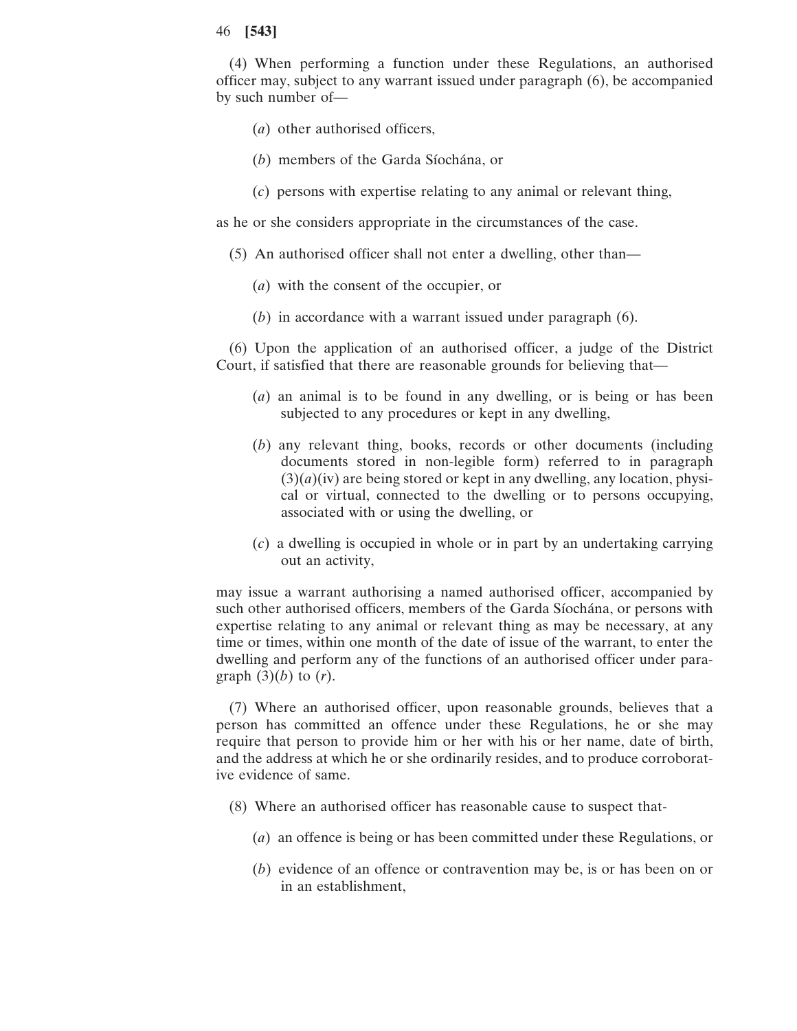(4) When performing a function under these Regulations, an authorised officer may, subject to any warrant issued under paragraph (6), be accompanied by such number of—

(*a*) other authorised officers,

(*b*) members of the Garda Síochána, or

(*c*) persons with expertise relating to any animal or relevant thing,

as he or she considers appropriate in the circumstances of the case.

(5) An authorised officer shall not enter a dwelling, other than—

(*a*) with the consent of the occupier, or

(*b*) in accordance with a warrant issued under paragraph (6).

(6) Upon the application of an authorised officer, a judge of the District Court, if satisfied that there are reasonable grounds for believing that—

(*a*) an animal is to be found in any dwelling, or is being or has been subjected to any procedures or kept in any dwelling,

(*b*) any relevant thing, books, records or other documents (including documents stored in non-legible form) referred to in paragraph (3)(*a*)(iv) are being stored or kept in any dwelling, any location, physical or virtual, connected to the dwelling or to persons occupying, associated with or using the dwelling, or

(*c*) a dwelling is occupied in whole or in part by an undertaking carrying out an activity,

may issue a warrant authorising a named authorised officer, accompanied by such other authorised officers, members of the Garda Síochána, or persons with expertise relating to any animal or relevant thing as may be necessary, at any time or times, within one month of the date of issue of the warrant, to enter the dwelling and perform any of the functions of an authorised officer under paragraph (3)(*b*) to (*r*).

(7) Where an authorised officer, upon reasonable grounds, believes that a person has committed an offence under these Regulations, he or she may require that person to provide him or her with his or her name, date of birth, and the address at which he or she ordinarily resides, and to produce corroborative evidence of same.

(8) Where an authorised officer has reasonable cause to suspect that-

(*a*) an offence is being or has been committed under these Regulations, or

(*b*) evidence of an offence or contravention may be, is or has been on or in an establishment,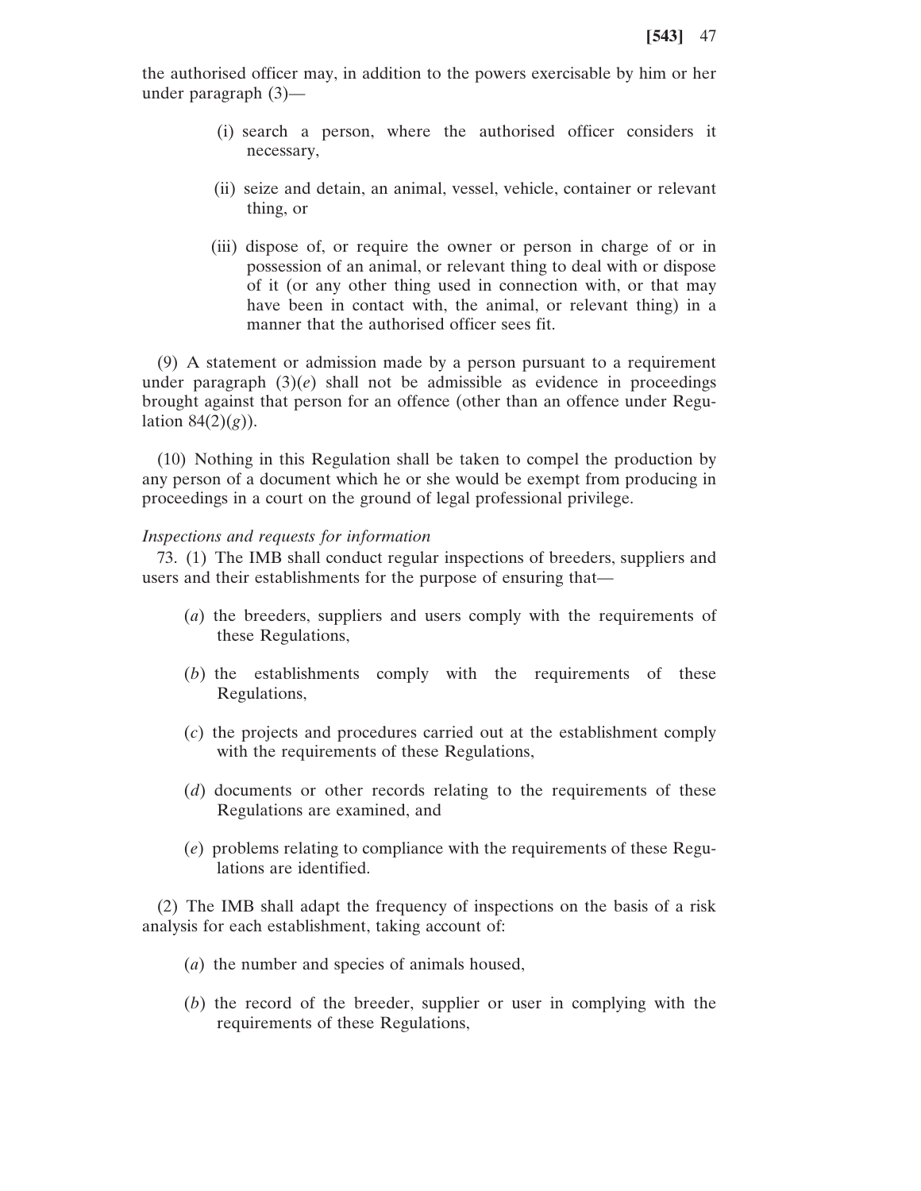the authorised officer may, in addition to the powers exercisable by him or her under paragraph (3)—

(i) search a person, where the authorised officer considers it necessary,

(ii) seize and detain, an animal, vessel, vehicle, container or relevant thing, or

(iii) dispose of, or require the owner or person in charge of or in possession of an animal, or relevant thing to deal with or dispose of it (or any other thing used in connection with, or that may have been in contact with, the animal, or relevant thing) in a manner that the authorised officer sees fit.

(9) A statement or admission made by a person pursuant to a requirement under paragraph (3)(*e*) shall not be admissible as evidence in proceedings brought against that person for an offence (other than an offence under Regulation 84(2)(*g*)).

(10) Nothing in this Regulation shall be taken to compel the production by any person of a document which he or she would be exempt from producing in proceedings in a court on the ground of legal professional privilege.

*Inspections and requests for information*

73. (1) The IMB shall conduct regular inspections of breeders, suppliers and users and their establishments for the purpose of ensuring that—

(*a*) the breeders, suppliers and users comply with the requirements of these Regulations,

(*b*) the establishments comply with the requirements of these Regulations,

(*c*) the projects and procedures carried out at the establishment comply with the requirements of these Regulations,

(*d*) documents or other records relating to the requirements of these Regulations are examined, and

(*e*) problems relating to compliance with the requirements of these Regulations are identified.

(2) The IMB shall adapt the frequency of inspections on the basis of a risk analysis for each establishment, taking account of:

(*a*) the number and species of animals housed,

(*b*) the record of the breeder, supplier or user in complying with the requirements of these Regulations,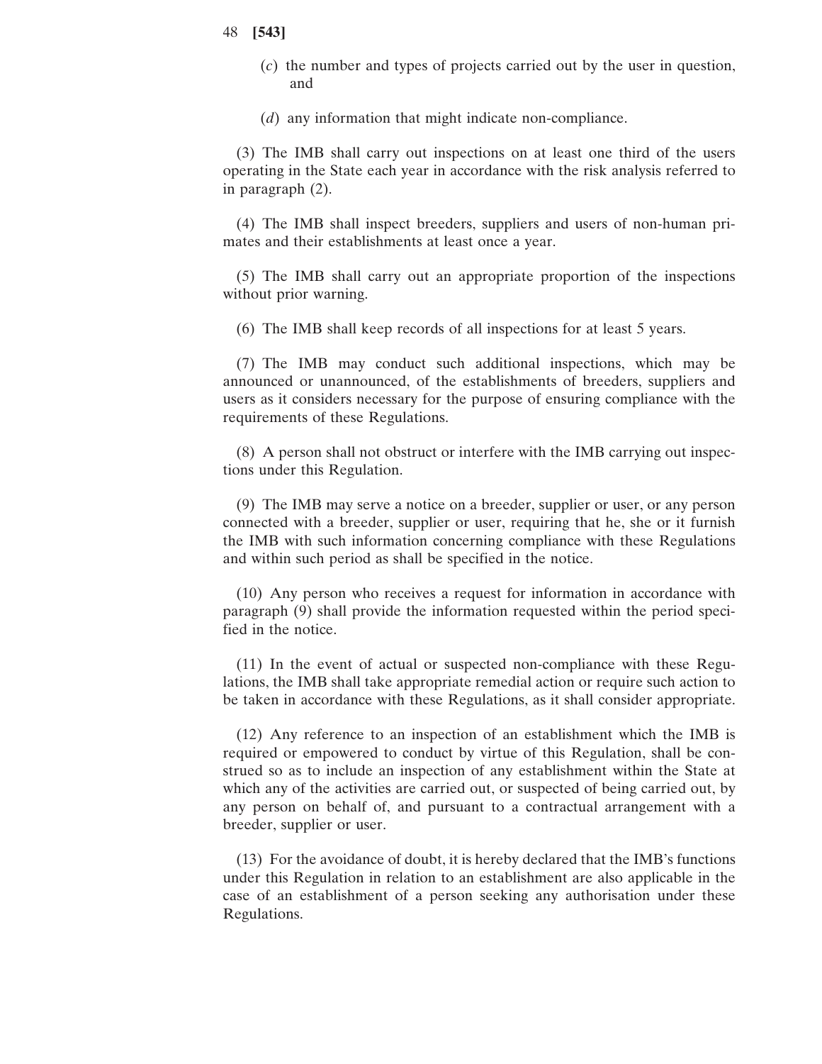(*c*) the number and types of projects carried out by the user in question, and

(*d*) any information that might indicate non-compliance.

(3) The IMB shall carry out inspections on at least one third of the users operating in the State each year in accordance with the risk analysis referred to in paragraph (2).

(4) The IMB shall inspect breeders, suppliers and users of non-human primates and their establishments at least once a year.

(5) The IMB shall carry out an appropriate proportion of the inspections without prior warning.

(6) The IMB shall keep records of all inspections for at least 5 years.

(7) The IMB may conduct such additional inspections, which may be announced or unannounced, of the establishments of breeders, suppliers and users as it considers necessary for the purpose of ensuring compliance with the requirements of these Regulations.

(8) A person shall not obstruct or interfere with the IMB carrying out inspections under this Regulation.

(9) The IMB may serve a notice on a breeder, supplier or user, or any person connected with a breeder, supplier or user, requiring that he, she or it furnish the IMB with such information concerning compliance with these Regulations and within such period as shall be specified in the notice.

(10) Any person who receives a request for information in accordance with paragraph (9) shall provide the information requested within the period specified in the notice.

(11) In the event of actual or suspected non-compliance with these Regulations, the IMB shall take appropriate remedial action or require such action to be taken in accordance with these Regulations, as it shall consider appropriate.

(12) Any reference to an inspection of an establishment which the IMB is required or empowered to conduct by virtue of this Regulation, shall be construed so as to include an inspection of any establishment within the State at which any of the activities are carried out, or suspected of being carried out, by any person on behalf of, and pursuant to a contractual arrangement with a breeder, supplier or user.

(13) For the avoidance of doubt, it is hereby declared that the IMB's functions under this Regulation in relation to an establishment are also applicable in the case of an establishment of a person seeking any authorisation under these Regulations.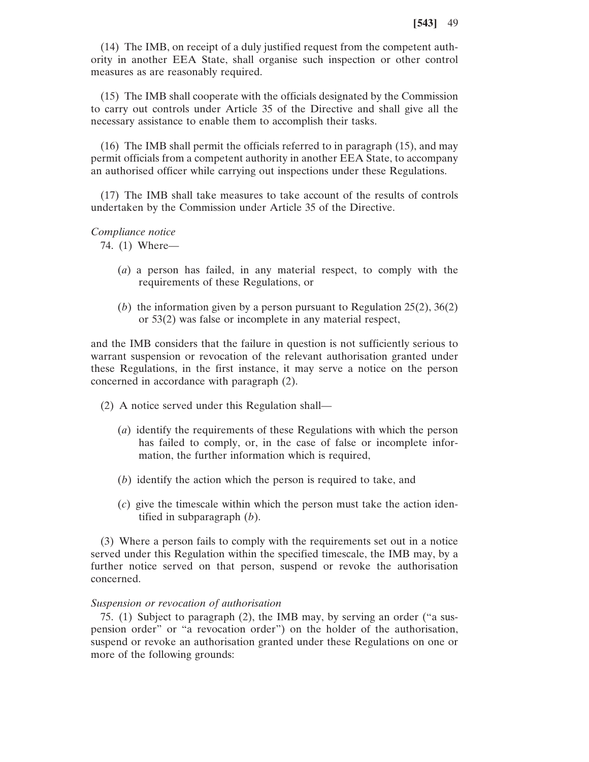(14) The IMB, on receipt of a duly justified request from the competent authority in another EEA State, shall organise such inspection or other control measures as are reasonably required.

(15) The IMB shall cooperate with the officials designated by the Commission to carry out controls under Article 35 of the Directive and shall give all the necessary assistance to enable them to accomplish their tasks.

(16) The IMB shall permit the officials referred to in paragraph (15), and may permit officials from a competent authority in another EEA State, to accompany an authorised officer while carrying out inspections under these Regulations.

(17) The IMB shall take measures to take account of the results of controls undertaken by the Commission under Article 35 of the Directive.

*Compliance notice*

74. (1) Where—

(*a*) a person has failed, in any material respect, to comply with the requirements of these Regulations, or

(*b*) the information given by a person pursuant to Regulation 25(2), 36(2) or 53(2) was false or incomplete in any material respect,

and the IMB considers that the failure in question is not sufficiently serious to warrant suspension or revocation of the relevant authorisation granted under these Regulations, in the first instance, it may serve a notice on the person concerned in accordance with paragraph (2).

(2) A notice served under this Regulation shall—

(*a*) identify the requirements of these Regulations with which the person has failed to comply, or, in the case of false or incomplete information, the further information which is required,

(*b*) identify the action which the person is required to take, and

(*c*) give the timescale within which the person must take the action identified in subparagraph (*b*).

(3) Where a person fails to comply with the requirements set out in a notice served under this Regulation within the specified timescale, the IMB may, by a further notice served on that person, suspend or revoke the authorisation concerned.

*Suspension or revocation of authorisation*

75. (1) Subject to paragraph (2), the IMB may, by serving an order ("a suspension order" or "a revocation order") on the holder of the authorisation, suspend or revoke an authorisation granted under these Regulations on one or more of the following grounds: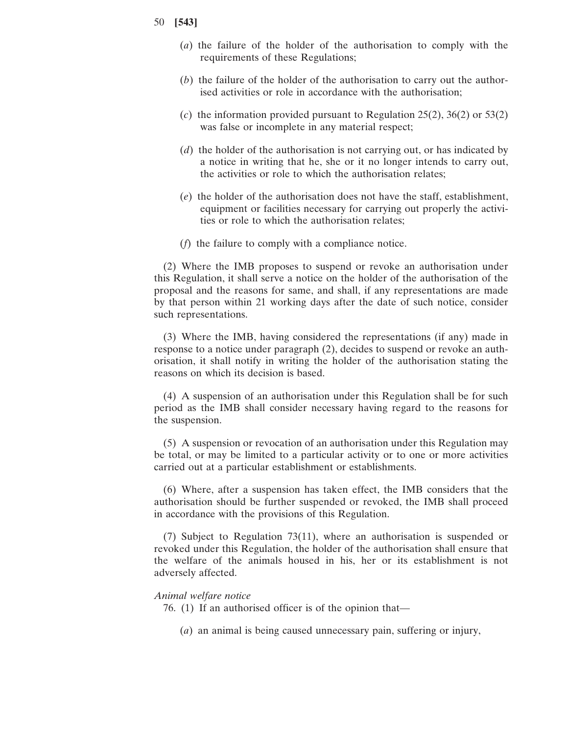(*a*) the failure of the holder of the authorisation to comply with the requirements of these Regulations;

(*b*) the failure of the holder of the authorisation to carry out the authorised activities or role in accordance with the authorisation;

(*c*) the information provided pursuant to Regulation 25(2), 36(2) or 53(2) was false or incomplete in any material respect;

(*d*) the holder of the authorisation is not carrying out, or has indicated by a notice in writing that he, she or it no longer intends to carry out, the activities or role to which the authorisation relates;

(*e*) the holder of the authorisation does not have the staff, establishment, equipment or facilities necessary for carrying out properly the activities or role to which the authorisation relates;

(*f*) the failure to comply with a compliance notice.

(2) Where the IMB proposes to suspend or revoke an authorisation under this Regulation, it shall serve a notice on the holder of the authorisation of the proposal and the reasons for same, and shall, if any representations are made by that person within 21 working days after the date of such notice, consider such representations.

(3) Where the IMB, having considered the representations (if any) made in response to a notice under paragraph (2), decides to suspend or revoke an authorisation, it shall notify in writing the holder of the authorisation stating the reasons on which its decision is based.

(4) A suspension of an authorisation under this Regulation shall be for such period as the IMB shall consider necessary having regard to the reasons for the suspension.

(5) A suspension or revocation of an authorisation under this Regulation may be total, or may be limited to a particular activity or to one or more activities carried out at a particular establishment or establishments.

(6) Where, after a suspension has taken effect, the IMB considers that the authorisation should be further suspended or revoked, the IMB shall proceed in accordance with the provisions of this Regulation.

(7) Subject to Regulation 73(11), where an authorisation is suspended or revoked under this Regulation, the holder of the authorisation shall ensure that the welfare of the animals housed in his, her or its establishment is not adversely affected.

*Animal welfare notice*

76. (1) If an authorised officer is of the opinion that—

(*a*) an animal is being caused unnecessary pain, suffering or injury,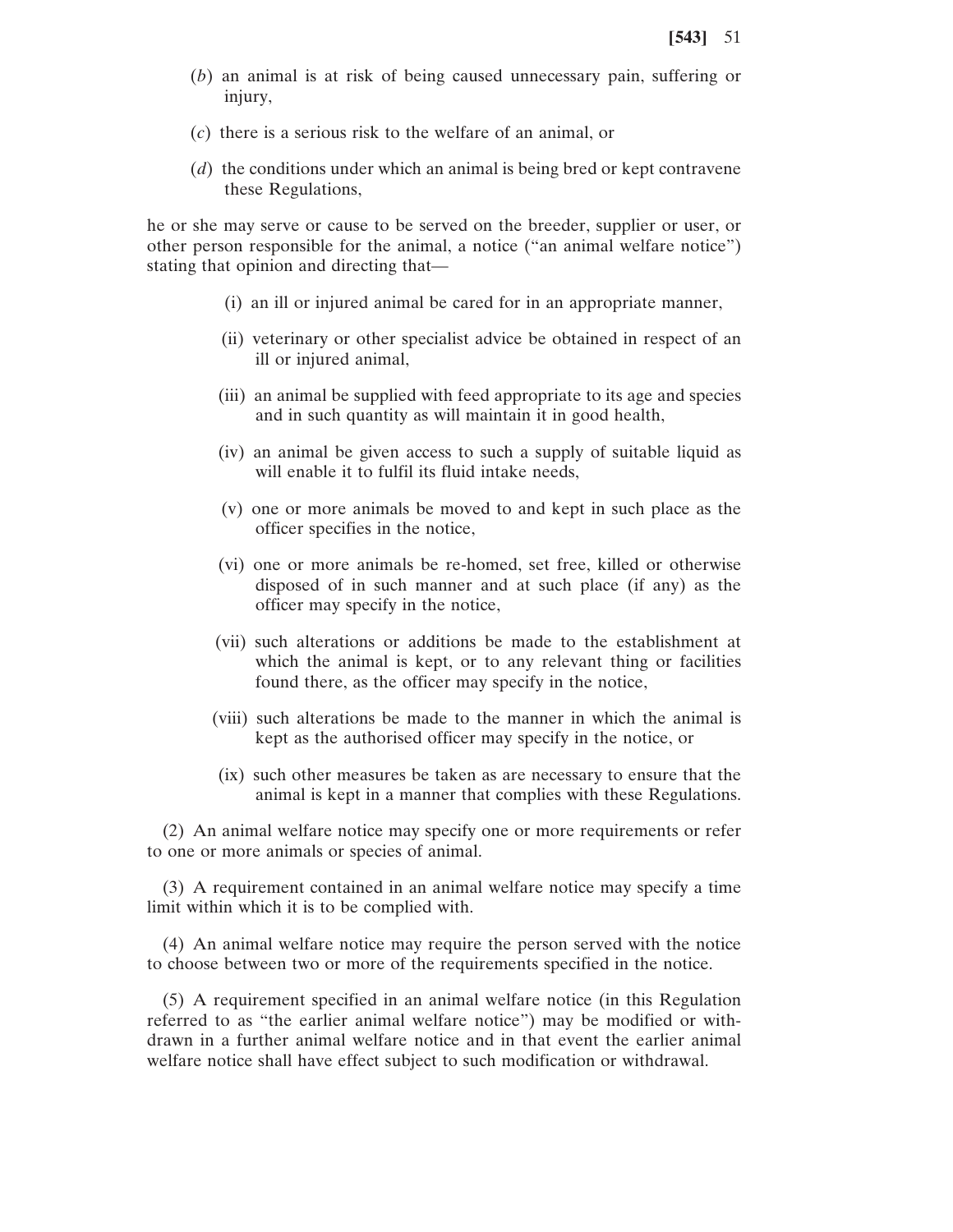(*b*) an animal is at risk of being caused unnecessary pain, suffering or injury,

(*c*) there is a serious risk to the welfare of an animal, or

(*d*) the conditions under which an animal is being bred or kept contravene these Regulations,

he or she may serve or cause to be served on the breeder, supplier or user, or other person responsible for the animal, a notice ("an animal welfare notice") stating that opinion and directing that—

(i) an ill or injured animal be cared for in an appropriate manner,

(ii) veterinary or other specialist advice be obtained in respect of an ill or injured animal,

(iii) an animal be supplied with feed appropriate to its age and species and in such quantity as will maintain it in good health,

(iv) an animal be given access to such a supply of suitable liquid as will enable it to fulfil its fluid intake needs,

(v) one or more animals be moved to and kept in such place as the officer specifies in the notice,

(vi) one or more animals be re-homed, set free, killed or otherwise disposed of in such manner and at such place (if any) as the officer may specify in the notice,

(vii) such alterations or additions be made to the establishment at which the animal is kept, or to any relevant thing or facilities found there, as the officer may specify in the notice,

(viii) such alterations be made to the manner in which the animal is kept as the authorised officer may specify in the notice, or

(ix) such other measures be taken as are necessary to ensure that the animal is kept in a manner that complies with these Regulations.

(2) An animal welfare notice may specify one or more requirements or refer to one or more animals or species of animal.

(3) A requirement contained in an animal welfare notice may specify a time limit within which it is to be complied with.

(4) An animal welfare notice may require the person served with the notice to choose between two or more of the requirements specified in the notice.

(5) A requirement specified in an animal welfare notice (in this Regulation referred to as "the earlier animal welfare notice") may be modified or withdrawn in a further animal welfare notice and in that event the earlier animal welfare notice shall have effect subject to such modification or withdrawal.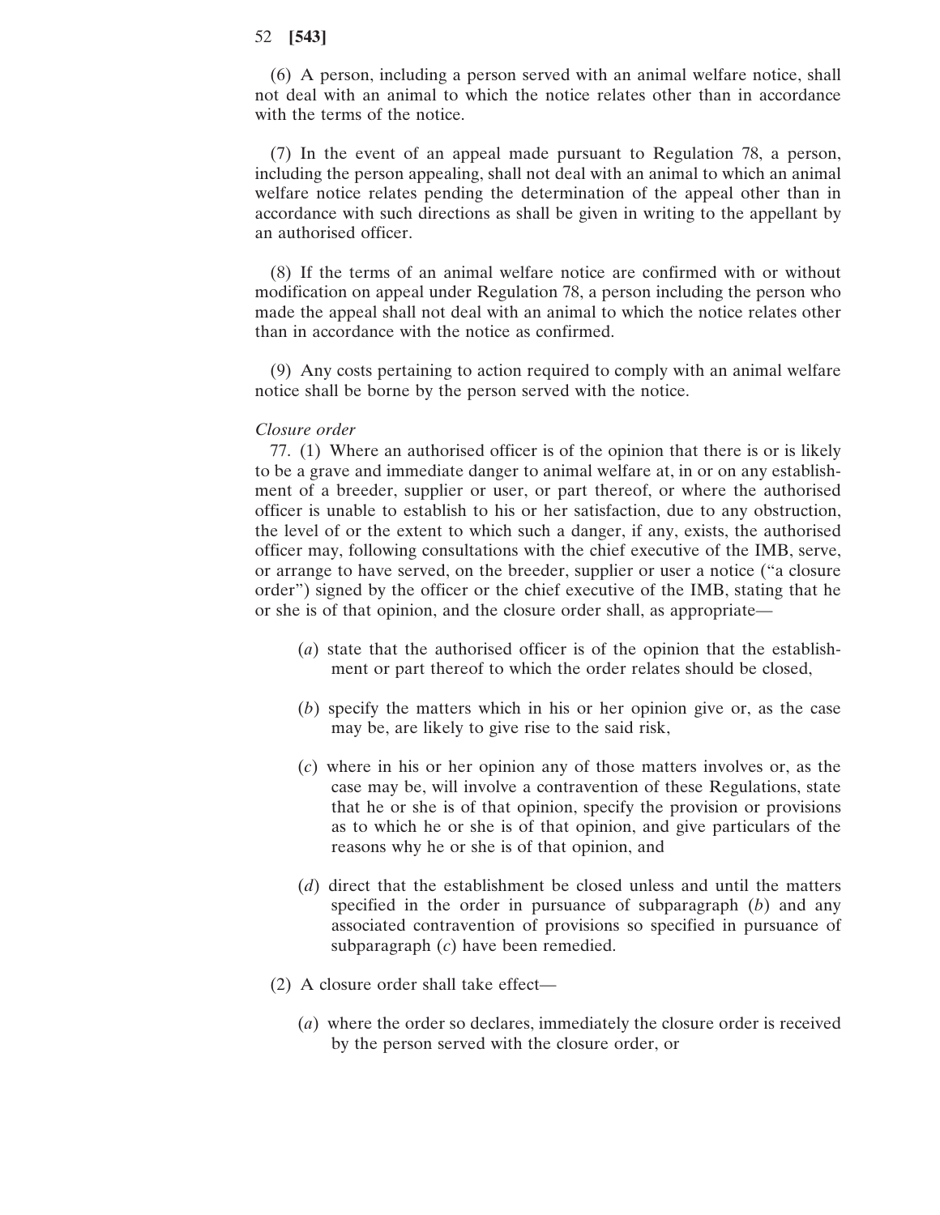(6) A person, including a person served with an animal welfare notice, shall not deal with an animal to which the notice relates other than in accordance with the terms of the notice.

(7) In the event of an appeal made pursuant to Regulation 78, a person, including the person appealing, shall not deal with an animal to which an animal welfare notice relates pending the determination of the appeal other than in accordance with such directions as shall be given in writing to the appellant by an authorised officer.

(8) If the terms of an animal welfare notice are confirmed with or without modification on appeal under Regulation 78, a person including the person who made the appeal shall not deal with an animal to which the notice relates other than in accordance with the notice as confirmed.

(9) Any costs pertaining to action required to comply with an animal welfare notice shall be borne by the person served with the notice.

*Closure order*

77. (1) Where an authorised officer is of the opinion that there is or is likely to be a grave and immediate danger to animal welfare at, in or on any establishment of a breeder, supplier or user, or part thereof, or where the authorised officer is unable to establish to his or her satisfaction, due to any obstruction, the level of or the extent to which such a danger, if any, exists, the authorised officer may, following consultations with the chief executive of the IMB, serve, or arrange to have served, on the breeder, supplier or user a notice ("a closure order") signed by the officer or the chief executive of the IMB, stating that he or she is of that opinion, and the closure order shall, as appropriate—

(*a*) state that the authorised officer is of the opinion that the establishment or part thereof to which the order relates should be closed,

(*b*) specify the matters which in his or her opinion give or, as the case may be, are likely to give rise to the said risk,

(*c*) where in his or her opinion any of those matters involves or, as the case may be, will involve a contravention of these Regulations, state that he or she is of that opinion, specify the provision or provisions as to which he or she is of that opinion, and give particulars of the reasons why he or she is of that opinion, and

(*d*) direct that the establishment be closed unless and until the matters specified in the order in pursuance of subparagraph (*b*) and any associated contravention of provisions so specified in pursuance of subparagraph (*c*) have been remedied.

(2) A closure order shall take effect—

(*a*) where the order so declares, immediately the closure order is received by the person served with the closure order, or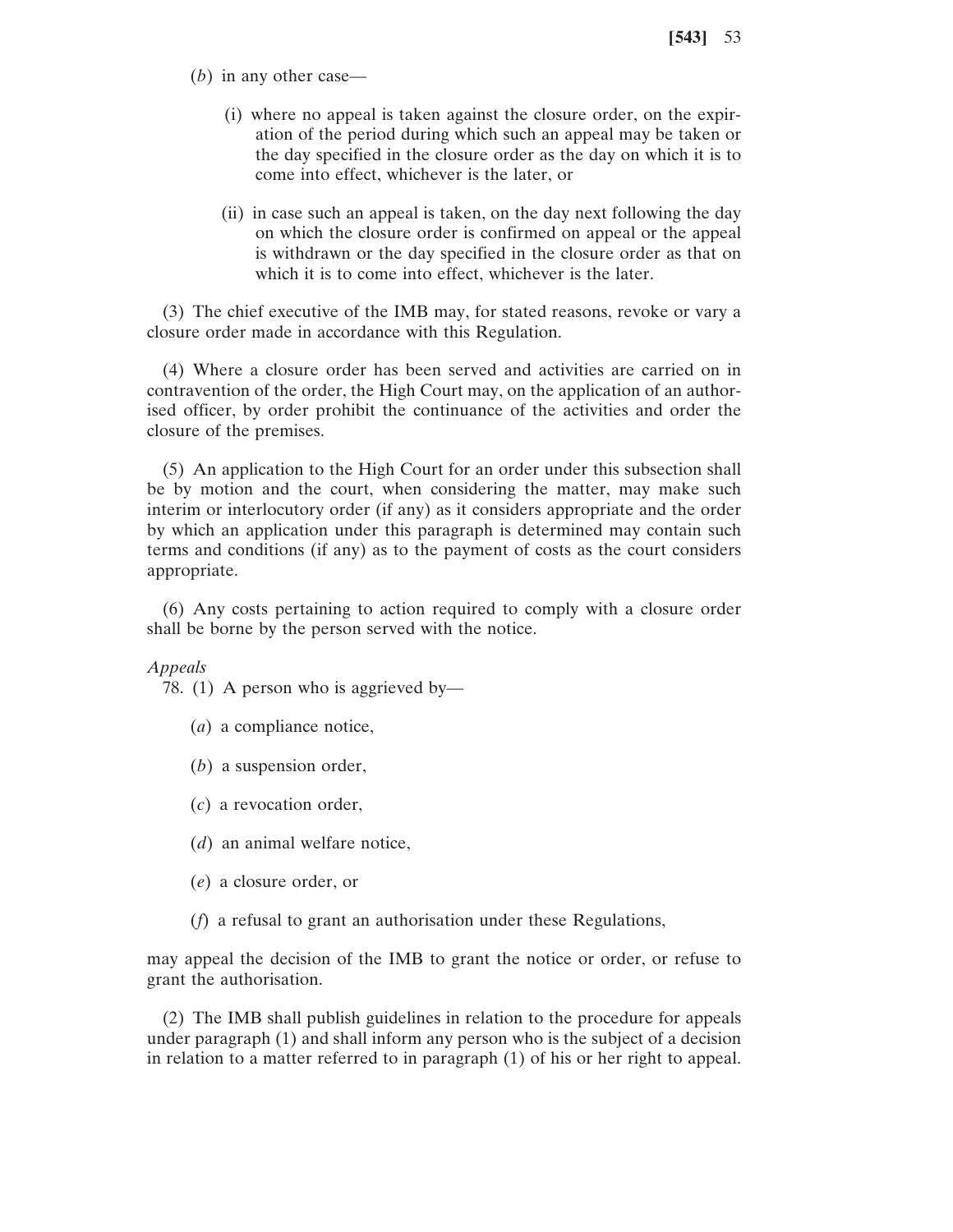(*b*) in any other case—

(i) where no appeal is taken against the closure order, on the expiration of the period during which such an appeal may be taken or the day specified in the closure order as the day on which it is to come into effect, whichever is the later, or

(ii) in case such an appeal is taken, on the day next following the day on which the closure order is confirmed on appeal or the appeal is withdrawn or the day specified in the closure order as that on which it is to come into effect, whichever is the later.

(3) The chief executive of the IMB may, for stated reasons, revoke or vary a closure order made in accordance with this Regulation.

(4) Where a closure order has been served and activities are carried on in contravention of the order, the High Court may, on the application of an authorised officer, by order prohibit the continuance of the activities and order the closure of the premises.

(5) An application to the High Court for an order under this subsection shall be by motion and the court, when considering the matter, may make such interim or interlocutory order (if any) as it considers appropriate and the order by which an application under this paragraph is determined may contain such terms and conditions (if any) as to the payment of costs as the court considers appropriate.

(6) Any costs pertaining to action required to comply with a closure order shall be borne by the person served with the notice.

*Appeals*

78. (1) A person who is aggrieved by—

(*a*) a compliance notice,

(*b*) a suspension order,

(*c*) a revocation order,

(*d*) an animal welfare notice,

(*e*) a closure order, or

(*f*) a refusal to grant an authorisation under these Regulations,

may appeal the decision of the IMB to grant the notice or order, or refuse to grant the authorisation.

(2) The IMB shall publish guidelines in relation to the procedure for appeals under paragraph (1) and shall inform any person who is the subject of a decision in relation to a matter referred to in paragraph (1) of his or her right to appeal.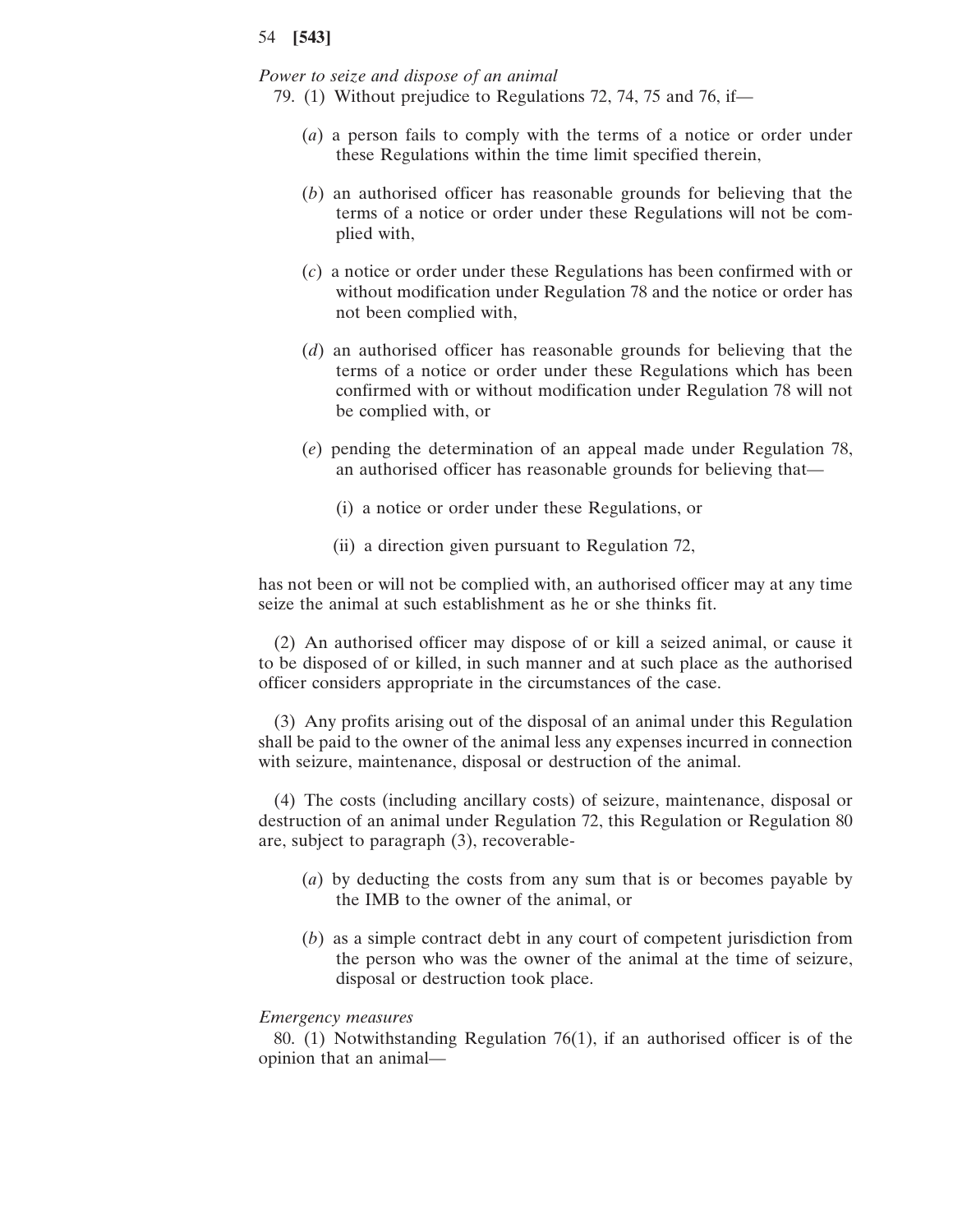*Power to seize and dispose of an animal*

79. (1) Without prejudice to Regulations 72, 74, 75 and 76, if—

(*a*) a person fails to comply with the terms of a notice or order under these Regulations within the time limit specified therein,

(*b*) an authorised officer has reasonable grounds for believing that the terms of a notice or order under these Regulations will not be complied with,

(*c*) a notice or order under these Regulations has been confirmed with or without modification under Regulation 78 and the notice or order has not been complied with,

(*d*) an authorised officer has reasonable grounds for believing that the terms of a notice or order under these Regulations which has been confirmed with or without modification under Regulation 78 will not be complied with, or

(*e*) pending the determination of an appeal made under Regulation 78, an authorised officer has reasonable grounds for believing that—

(i) a notice or order under these Regulations, or

(ii) a direction given pursuant to Regulation 72,

has not been or will not be complied with, an authorised officer may at any time seize the animal at such establishment as he or she thinks fit.

(2) An authorised officer may dispose of or kill a seized animal, or cause it to be disposed of or killed, in such manner and at such place as the authorised officer considers appropriate in the circumstances of the case.

(3) Any profits arising out of the disposal of an animal under this Regulation shall be paid to the owner of the animal less any expenses incurred in connection with seizure, maintenance, disposal or destruction of the animal.

(4) The costs (including ancillary costs) of seizure, maintenance, disposal or destruction of an animal under Regulation 72, this Regulation or Regulation 80 are, subject to paragraph (3), recoverable-

(*a*) by deducting the costs from any sum that is or becomes payable by the IMB to the owner of the animal, or

(*b*) as a simple contract debt in any court of competent jurisdiction from the person who was the owner of the animal at the time of seizure, disposal or destruction took place.

*Emergency measures*

80. (1) Notwithstanding Regulation 76(1), if an authorised officer is of the opinion that an animal—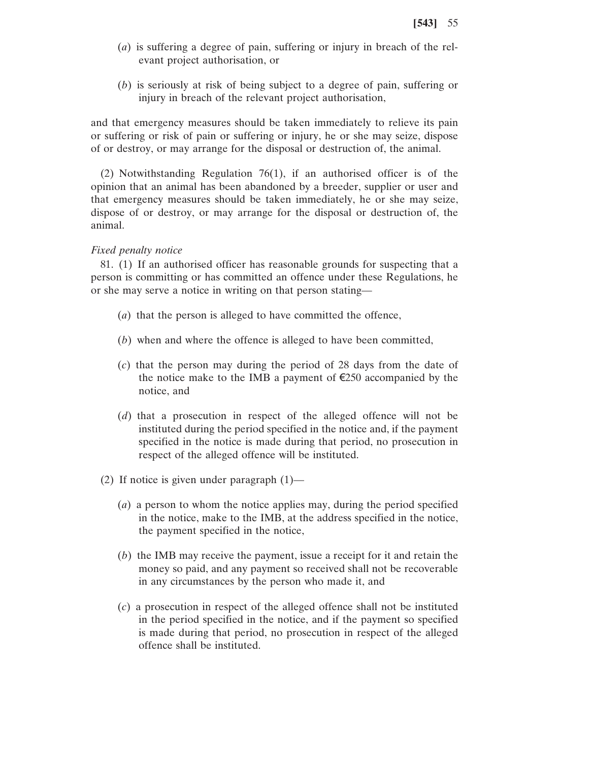(*a*) is suffering a degree of pain, suffering or injury in breach of the relevant project authorisation, or

(*b*) is seriously at risk of being subject to a degree of pain, suffering or injury in breach of the relevant project authorisation,

and that emergency measures should be taken immediately to relieve its pain or suffering or risk of pain or suffering or injury, he or she may seize, dispose of or destroy, or may arrange for the disposal or destruction of, the animal.

(2) Notwithstanding Regulation 76(1), if an authorised officer is of the opinion that an animal has been abandoned by a breeder, supplier or user and that emergency measures should be taken immediately, he or she may seize, dispose of or destroy, or may arrange for the disposal or destruction of, the animal.

*Fixed penalty notice*

81. (1) If an authorised officer has reasonable grounds for suspecting that a person is committing or has committed an offence under these Regulations, he or she may serve a notice in writing on that person stating—

(*a*) that the person is alleged to have committed the offence,

(*b*) when and where the offence is alleged to have been committed,

(*c*) that the person may during the period of 28 days from the date of the notice make to the IMB a payment of €250 accompanied by the notice, and

(*d*) that a prosecution in respect of the alleged offence will not be instituted during the period specified in the notice and, if the payment specified in the notice is made during that period, no prosecution in respect of the alleged offence will be instituted.

(2) If notice is given under paragraph (1)—

(*a*) a person to whom the notice applies may, during the period specified in the notice, make to the IMB, at the address specified in the notice, the payment specified in the notice,

(*b*) the IMB may receive the payment, issue a receipt for it and retain the money so paid, and any payment so received shall not be recoverable in any circumstances by the person who made it, and

(*c*) a prosecution in respect of the alleged offence shall not be instituted in the period specified in the notice, and if the payment so specified is made during that period, no prosecution in respect of the alleged offence shall be instituted.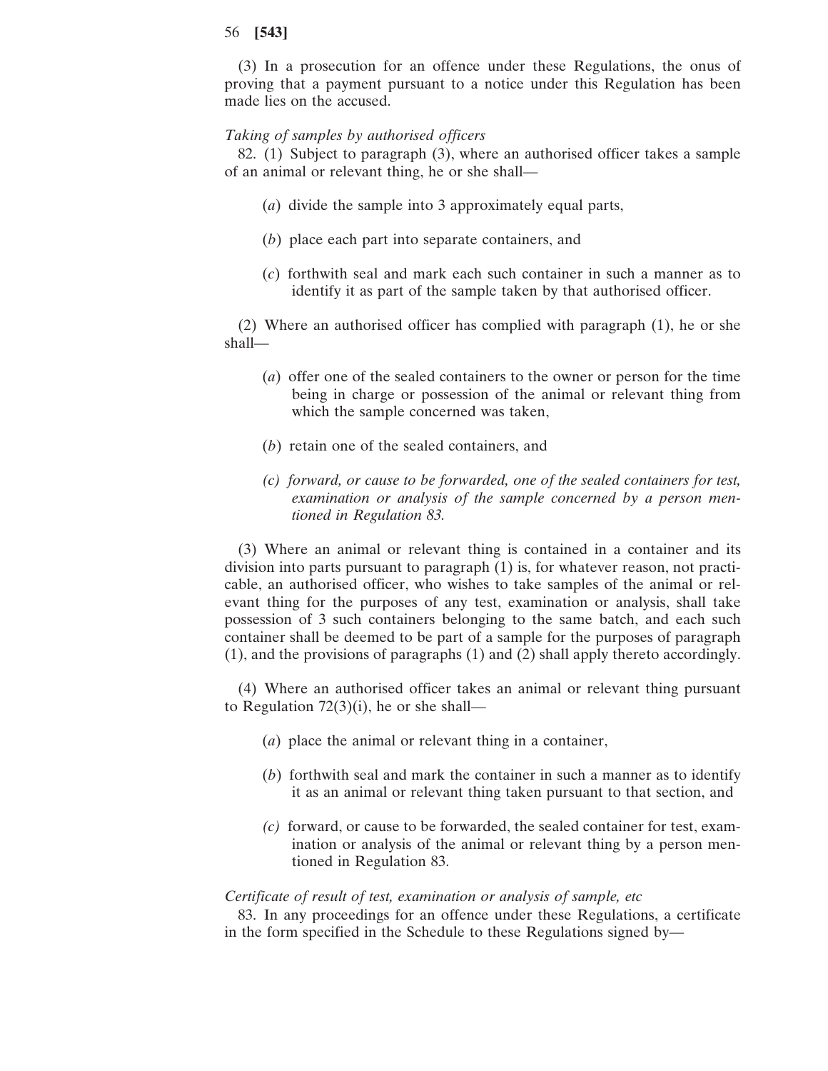(3) In a prosecution for an offence under these Regulations, the onus of proving that a payment pursuant to a notice under this Regulation has been made lies on the accused.

*Taking of samples by authorised officers*

82. (1) Subject to paragraph (3), where an authorised officer takes a sample of an animal or relevant thing, he or she shall—

(*a*) divide the sample into 3 approximately equal parts,

(*b*) place each part into separate containers, and

(*c*) forthwith seal and mark each such container in such a manner as to identify it as part of the sample taken by that authorised officer.

(2) Where an authorised officer has complied with paragraph (1), he or she shall—

(*a*) offer one of the sealed containers to the owner or person for the time being in charge or possession of the animal or relevant thing from which the sample concerned was taken,

(*b*) retain one of the sealed containers, and

*(c) forward, or cause to be forwarded, one of the sealed containers for test, examination or analysis of the sample concerned by a person mentioned in Regulation 83.*

(3) Where an animal or relevant thing is contained in a container and its division into parts pursuant to paragraph (1) is, for whatever reason, not practicable, an authorised officer, who wishes to take samples of the animal or relevant thing for the purposes of any test, examination or analysis, shall take possession of 3 such containers belonging to the same batch, and each such container shall be deemed to be part of a sample for the purposes of paragraph (1), and the provisions of paragraphs (1) and (2) shall apply thereto accordingly.

(4) Where an authorised officer takes an animal or relevant thing pursuant to Regulation 72(3)(i), he or she shall—

(*a*) place the animal or relevant thing in a container,

(*b*) forthwith seal and mark the container in such a manner as to identify it as an animal or relevant thing taken pursuant to that section, and

*(c)* forward, or cause to be forwarded, the sealed container for test, examination or analysis of the animal or relevant thing by a person mentioned in Regulation 83.

*Certificate of result of test, examination or analysis of sample, etc*

83. In any proceedings for an offence under these Regulations, a certificate in the form specified in the Schedule to these Regulations signed by—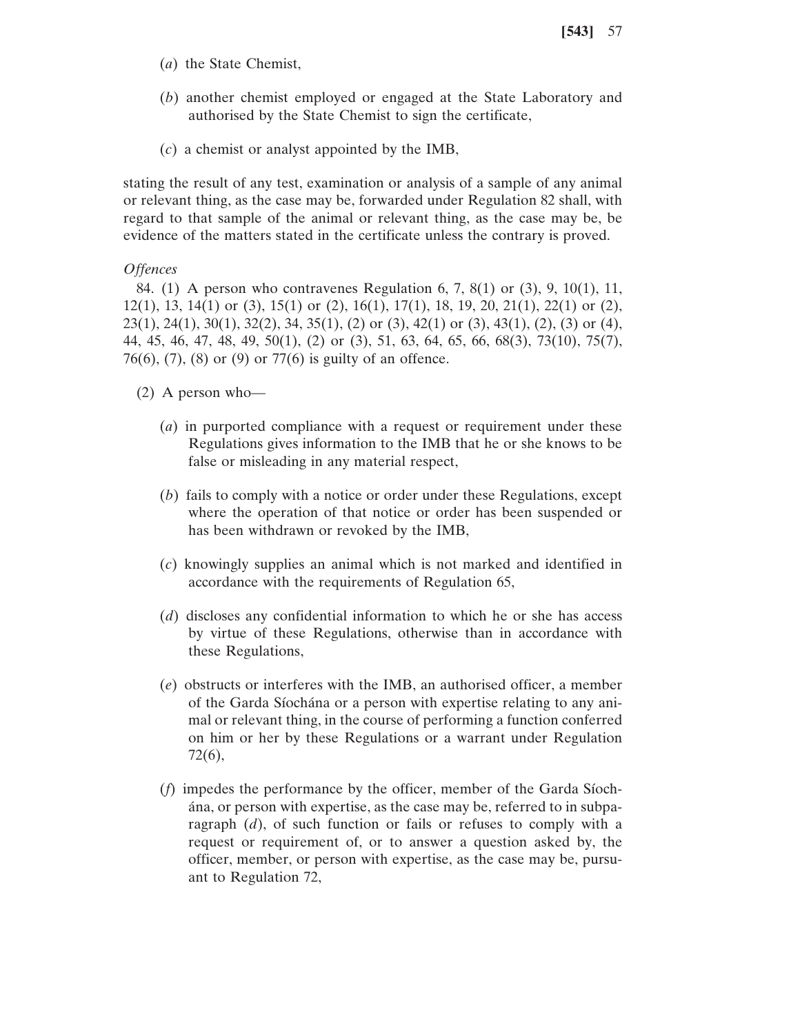(*a*) the State Chemist,

(*b*) another chemist employed or engaged at the State Laboratory and authorised by the State Chemist to sign the certificate,

(*c*) a chemist or analyst appointed by the IMB,

stating the result of any test, examination or analysis of a sample of any animal or relevant thing, as the case may be, forwarded under Regulation 82 shall, with regard to that sample of the animal or relevant thing, as the case may be, be evidence of the matters stated in the certificate unless the contrary is proved.

*Offences*

84. (1) A person who contravenes Regulation 6, 7, 8(1) or (3), 9, 10(1), 11, 12(1), 13, 14(1) or (3), 15(1) or (2), 16(1), 17(1), 18, 19, 20, 21(1), 22(1) or (2), 23(1), 24(1), 30(1), 32(2), 34, 35(1), (2) or (3), 42(1) or (3), 43(1), (2), (3) or (4), 44, 45, 46, 47, 48, 49, 50(1), (2) or (3), 51, 63, 64, 65, 66, 68(3), 73(10), 75(7), 76(6), (7), (8) or (9) or 77(6) is guilty of an offence.

(2) A person who—

(*a*) in purported compliance with a request or requirement under these Regulations gives information to the IMB that he or she knows to be false or misleading in any material respect,

(*b*) fails to comply with a notice or order under these Regulations, except where the operation of that notice or order has been suspended or has been withdrawn or revoked by the IMB,

(*c*) knowingly supplies an animal which is not marked and identified in accordance with the requirements of Regulation 65,

(*d*) discloses any confidential information to which he or she has access by virtue of these Regulations, otherwise than in accordance with these Regulations,

(*e*) obstructs or interferes with the IMB, an authorised officer, a member of the Garda Síochána or a person with expertise relating to any animal or relevant thing, in the course of performing a function conferred on him or her by these Regulations or a warrant under Regulation 72(6),

(*f*) impedes the performance by the officer, member of the Garda Síochána, or person with expertise, as the case may be, referred to in subparagraph (*d*), of such function or fails or refuses to comply with a request or requirement of, or to answer a question asked by, the officer, member, or person with expertise, as the case may be, pursuant to Regulation 72,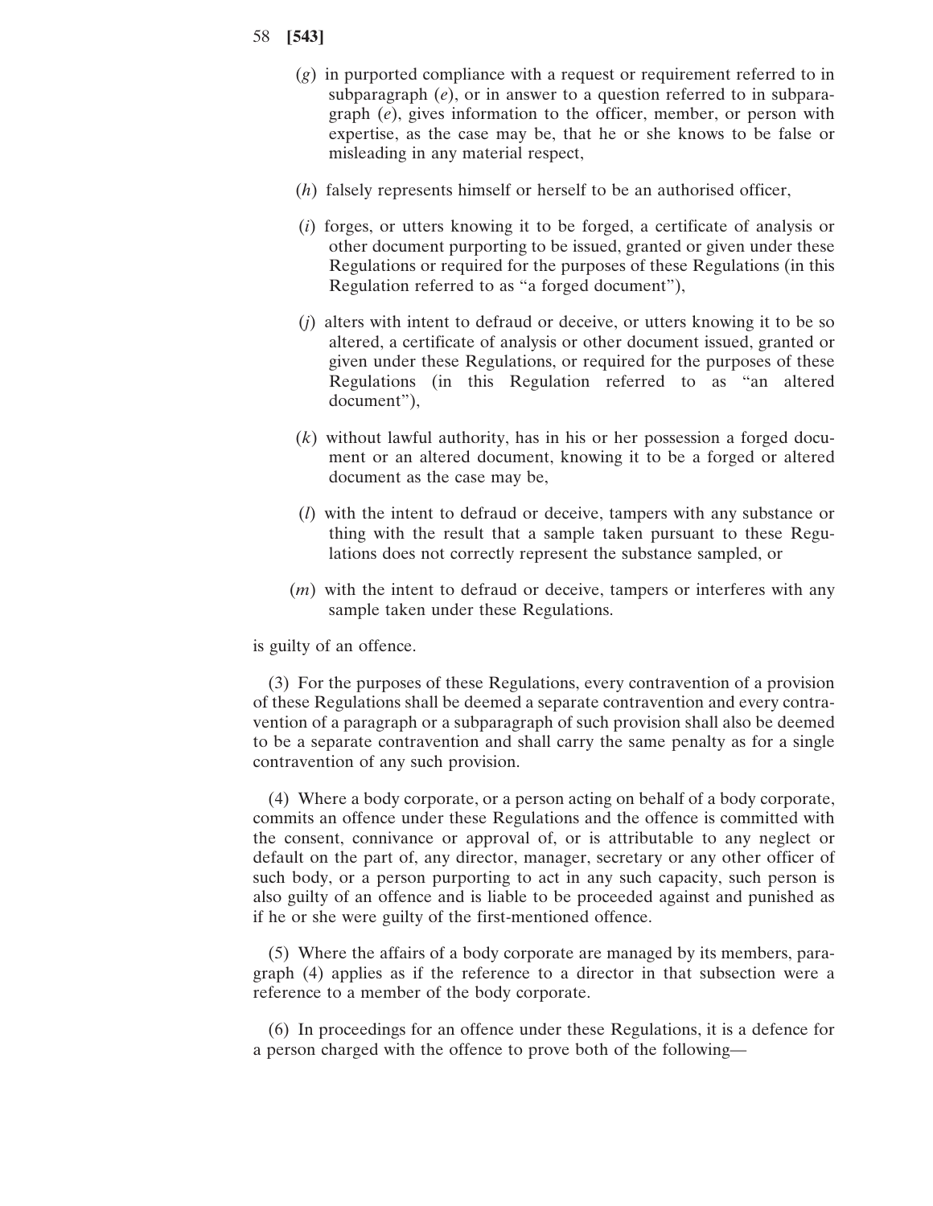(*g*) in purported compliance with a request or requirement referred to in subparagraph (*e*), or in answer to a question referred to in subparagraph (*e*), gives information to the officer, member, or person with expertise, as the case may be, that he or she knows to be false or misleading in any material respect,

(*h*) falsely represents himself or herself to be an authorised officer,

(*i*) forges, or utters knowing it to be forged, a certificate of analysis or other document purporting to be issued, granted or given under these Regulations or required for the purposes of these Regulations (in this Regulation referred to as "a forged document"),

(*j*) alters with intent to defraud or deceive, or utters knowing it to be so altered, a certificate of analysis or other document issued, granted or given under these Regulations, or required for the purposes of these Regulations (in this Regulation referred to as "an altered document"),

(*k*) without lawful authority, has in his or her possession a forged document or an altered document, knowing it to be a forged or altered document as the case may be,

(*l*) with the intent to defraud or deceive, tampers with any substance or thing with the result that a sample taken pursuant to these Regulations does not correctly represent the substance sampled, or

(*m*) with the intent to defraud or deceive, tampers or interferes with any sample taken under these Regulations.

is guilty of an offence.

(3) For the purposes of these Regulations, every contravention of a provision of these Regulations shall be deemed a separate contravention and every contravention of a paragraph or a subparagraph of such provision shall also be deemed to be a separate contravention and shall carry the same penalty as for a single contravention of any such provision.

(4) Where a body corporate, or a person acting on behalf of a body corporate, commits an offence under these Regulations and the offence is committed with the consent, connivance or approval of, or is attributable to any neglect or default on the part of, any director, manager, secretary or any other officer of such body, or a person purporting to act in any such capacity, such person is also guilty of an offence and is liable to be proceeded against and punished as if he or she were guilty of the first-mentioned offence.

(5) Where the affairs of a body corporate are managed by its members, paragraph (4) applies as if the reference to a director in that subsection were a reference to a member of the body corporate.

(6) In proceedings for an offence under these Regulations, it is a defence for a person charged with the offence to prove both of the following—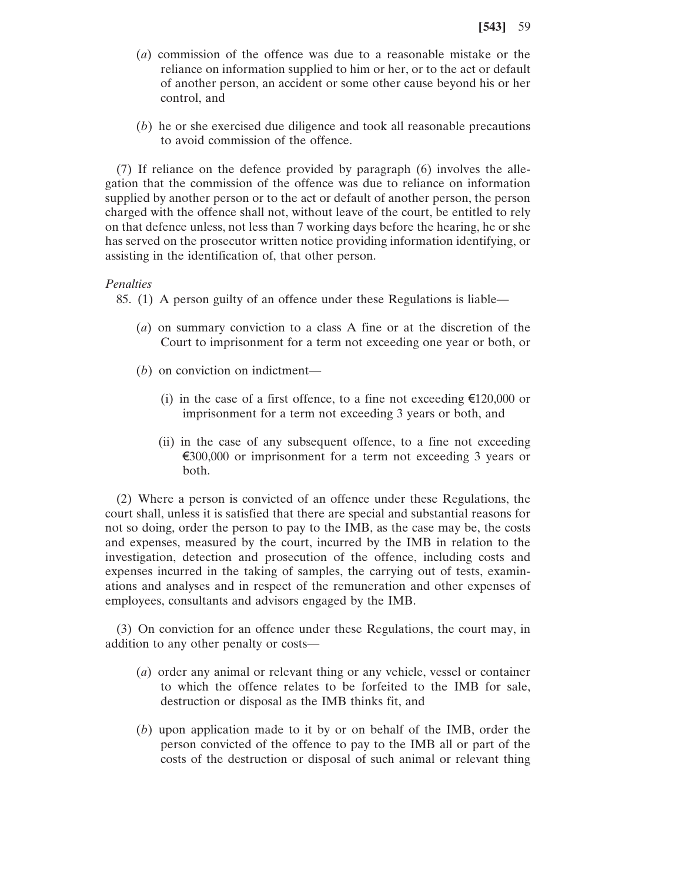(*a*) commission of the offence was due to a reasonable mistake or the reliance on information supplied to him or her, or to the act or default of another person, an accident or some other cause beyond his or her control, and

(*b*) he or she exercised due diligence and took all reasonable precautions to avoid commission of the offence.

(7) If reliance on the defence provided by paragraph (6) involves the allegation that the commission of the offence was due to reliance on information supplied by another person or to the act or default of another person, the person charged with the offence shall not, without leave of the court, be entitled to rely on that defence unless, not less than 7 working days before the hearing, he or she has served on the prosecutor written notice providing information identifying, or assisting in the identification of, that other person.

*Penalties*

85. (1) A person guilty of an offence under these Regulations is liable—

(*a*) on summary conviction to a class A fine or at the discretion of the Court to imprisonment for a term not exceeding one year or both, or

(*b*) on conviction on indictment—

(i) in the case of a first offence, to a fine not exceeding €120,000 or imprisonment for a term not exceeding 3 years or both, and

(ii) in the case of any subsequent offence, to a fine not exceeding €300,000 or imprisonment for a term not exceeding 3 years or both.

(2) Where a person is convicted of an offence under these Regulations, the court shall, unless it is satisfied that there are special and substantial reasons for not so doing, order the person to pay to the IMB, as the case may be, the costs and expenses, measured by the court, incurred by the IMB in relation to the investigation, detection and prosecution of the offence, including costs and expenses incurred in the taking of samples, the carrying out of tests, examinations and analyses and in respect of the remuneration and other expenses of employees, consultants and advisors engaged by the IMB.

(3) On conviction for an offence under these Regulations, the court may, in addition to any other penalty or costs—

(*a*) order any animal or relevant thing or any vehicle, vessel or container to which the offence relates to be forfeited to the IMB for sale, destruction or disposal as the IMB thinks fit, and

(*b*) upon application made to it by or on behalf of the IMB, order the person convicted of the offence to pay to the IMB all or part of the costs of the destruction or disposal of such animal or relevant thing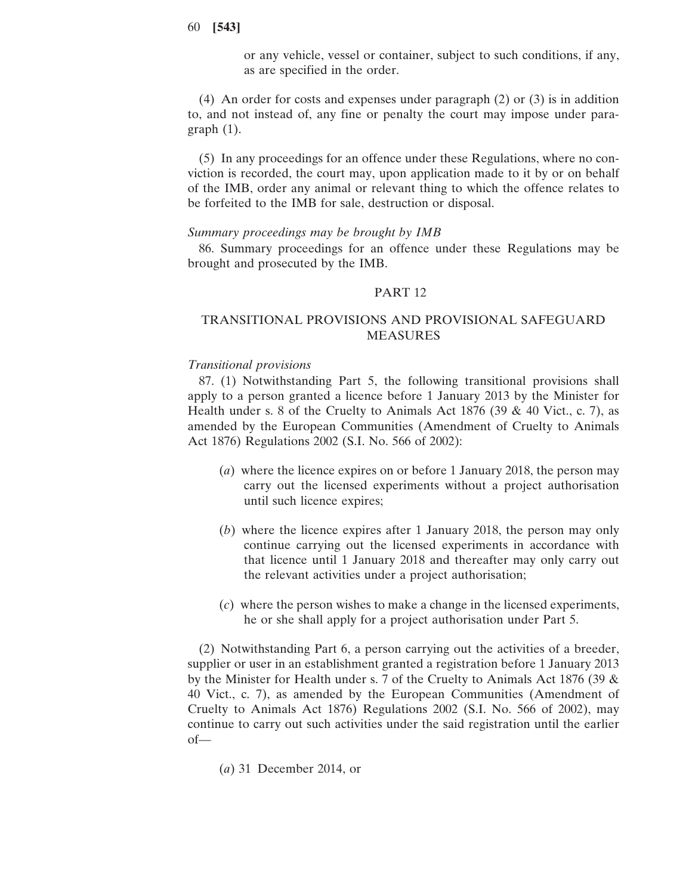or any vehicle, vessel or container, subject to such conditions, if any, as are specified in the order.

(4) An order for costs and expenses under paragraph (2) or (3) is in addition to, and not instead of, any fine or penalty the court may impose under paragraph (1).

(5) In any proceedings for an offence under these Regulations, where no conviction is recorded, the court may, upon application made to it by or on behalf of the IMB, order any animal or relevant thing to which the offence relates to be forfeited to the IMB for sale, destruction or disposal.

*Summary proceedings may be brought by IMB*

86. Summary proceedings for an offence under these Regulations may be brought and prosecuted by the IMB.

## PART 12

## TRANSITIONAL PROVISIONS AND PROVISIONAL SAFEGUARD MEASURES

*Transitional provisions*

87. (1) Notwithstanding Part 5, the following transitional provisions shall apply to a person granted a licence before 1 January 2013 by the Minister for Health under s. 8 of the Cruelty to Animals Act 1876 (39 & 40 Vict., c. 7), as amended by the European Communities (Amendment of Cruelty to Animals Act 1876) Regulations 2002 (S.I. No. 566 of 2002):

(*a*) where the licence expires on or before 1 January 2018, the person may carry out the licensed experiments without a project authorisation until such licence expires;

(*b*) where the licence expires after 1 January 2018, the person may only continue carrying out the licensed experiments in accordance with that licence until 1 January 2018 and thereafter may only carry out the relevant activities under a project authorisation;

(*c*) where the person wishes to make a change in the licensed experiments, he or she shall apply for a project authorisation under Part 5.

(2) Notwithstanding Part 6, a person carrying out the activities of a breeder, supplier or user in an establishment granted a registration before 1 January 2013 by the Minister for Health under s. 7 of the Cruelty to Animals Act 1876 (39 & 40 Vict., c. 7), as amended by the European Communities (Amendment of Cruelty to Animals Act 1876) Regulations 2002 (S.I. No. 566 of 2002), may continue to carry out such activities under the said registration until the earlier of—

(*a*) 31 December 2014, or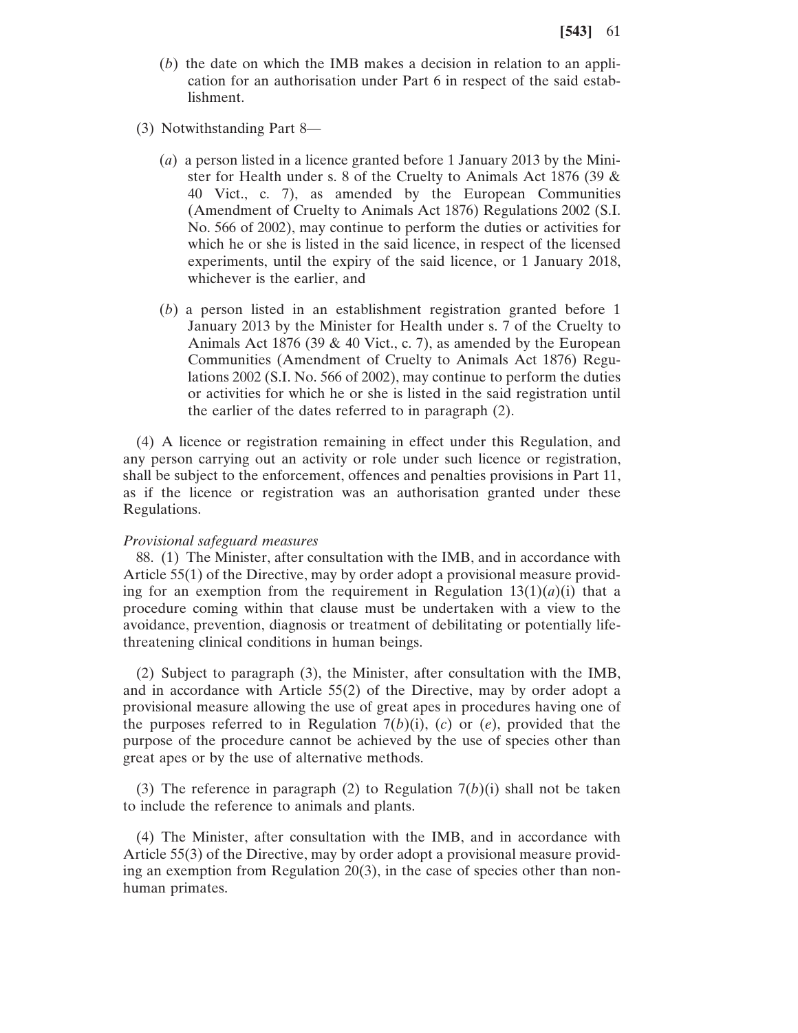(*b*) the date on which the IMB makes a decision in relation to an application for an authorisation under Part 6 in respect of the said establishment.

(3) Notwithstanding Part 8—

(*a*) a person listed in a licence granted before 1 January 2013 by the Minister for Health under s. 8 of the Cruelty to Animals Act 1876 (39 & 40 Vict., c. 7), as amended by the European Communities (Amendment of Cruelty to Animals Act 1876) Regulations 2002 (S.I. No. 566 of 2002), may continue to perform the duties or activities for which he or she is listed in the said licence, in respect of the licensed experiments, until the expiry of the said licence, or 1 January 2018, whichever is the earlier, and

(*b*) a person listed in an establishment registration granted before 1 January 2013 by the Minister for Health under s. 7 of the Cruelty to Animals Act 1876 (39 & 40 Vict., c. 7), as amended by the European Communities (Amendment of Cruelty to Animals Act 1876) Regulations 2002 (S.I. No. 566 of 2002), may continue to perform the duties or activities for which he or she is listed in the said registration until the earlier of the dates referred to in paragraph (2).

(4) A licence or registration remaining in effect under this Regulation, and any person carrying out an activity or role under such licence or registration, shall be subject to the enforcement, offences and penalties provisions in Part 11, as if the licence or registration was an authorisation granted under these Regulations.

*Provisional safeguard measures*

88. (1) The Minister, after consultation with the IMB, and in accordance with Article 55(1) of the Directive, may by order adopt a provisional measure providing for an exemption from the requirement in Regulation 13(1)(*a*)(i) that a procedure coming within that clause must be undertaken with a view to the avoidance, prevention, diagnosis or treatment of debilitating or potentially life-threatening clinical conditions in human beings.

(2) Subject to paragraph (3), the Minister, after consultation with the IMB, and in accordance with Article 55(2) of the Directive, may by order adopt a provisional measure allowing the use of great apes in procedures having one of the purposes referred to in Regulation 7(*b*)(i), (*c*) or (*e*), provided that the purpose of the procedure cannot be achieved by the use of species other than great apes or by the use of alternative methods.

(3) The reference in paragraph (2) to Regulation 7(*b*)(i) shall not be taken to include the reference to animals and plants.

(4) The Minister, after consultation with the IMB, and in accordance with Article 55(3) of the Directive, may by order adopt a provisional measure providing an exemption from Regulation 20(3), in the case of species other than non-human primates.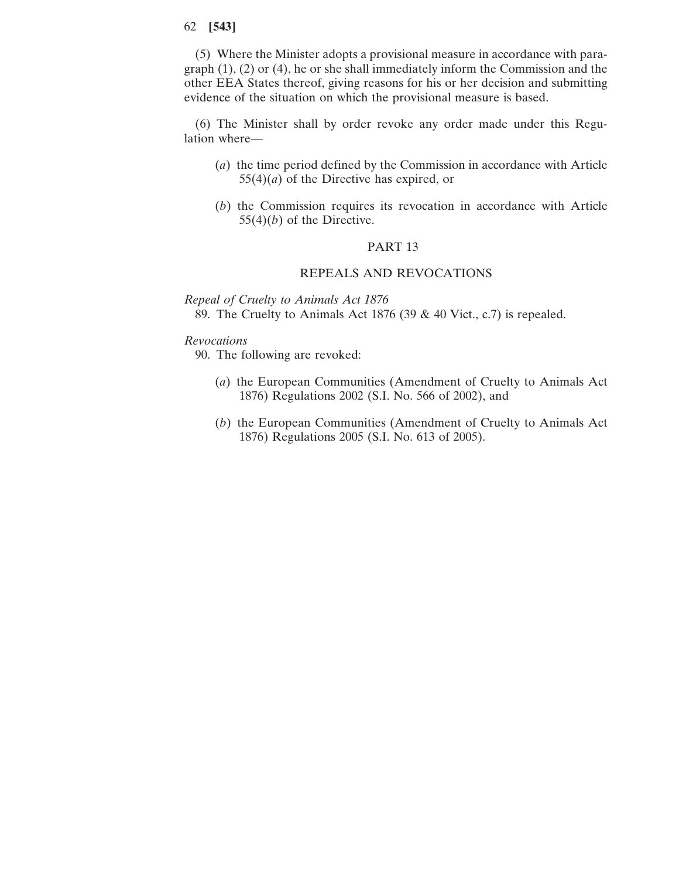(5) Where the Minister adopts a provisional measure in accordance with paragraph (1), (2) or (4), he or she shall immediately inform the Commission and the other EEA States thereof, giving reasons for his or her decision and submitting evidence of the situation on which the provisional measure is based.

(6) The Minister shall by order revoke any order made under this Regulation where—

(*a*) the time period defined by the Commission in accordance with Article 55(4)(*a*) of the Directive has expired, or

(*b*) the Commission requires its revocation in accordance with Article 55(4)(*b*) of the Directive.

## PART 13

## REPEALS AND REVOCATIONS

*Repeal of Cruelty to Animals Act 1876*

89. The Cruelty to Animals Act 1876 (39 & 40 Vict., c.7) is repealed.

*Revocations*

90. The following are revoked:

(*a*) the European Communities (Amendment of Cruelty to Animals Act 1876) Regulations 2002 (S.I. No. 566 of 2002), and

(*b*) the European Communities (Amendment of Cruelty to Animals Act 1876) Regulations 2005 (S.I. No. 613 of 2005).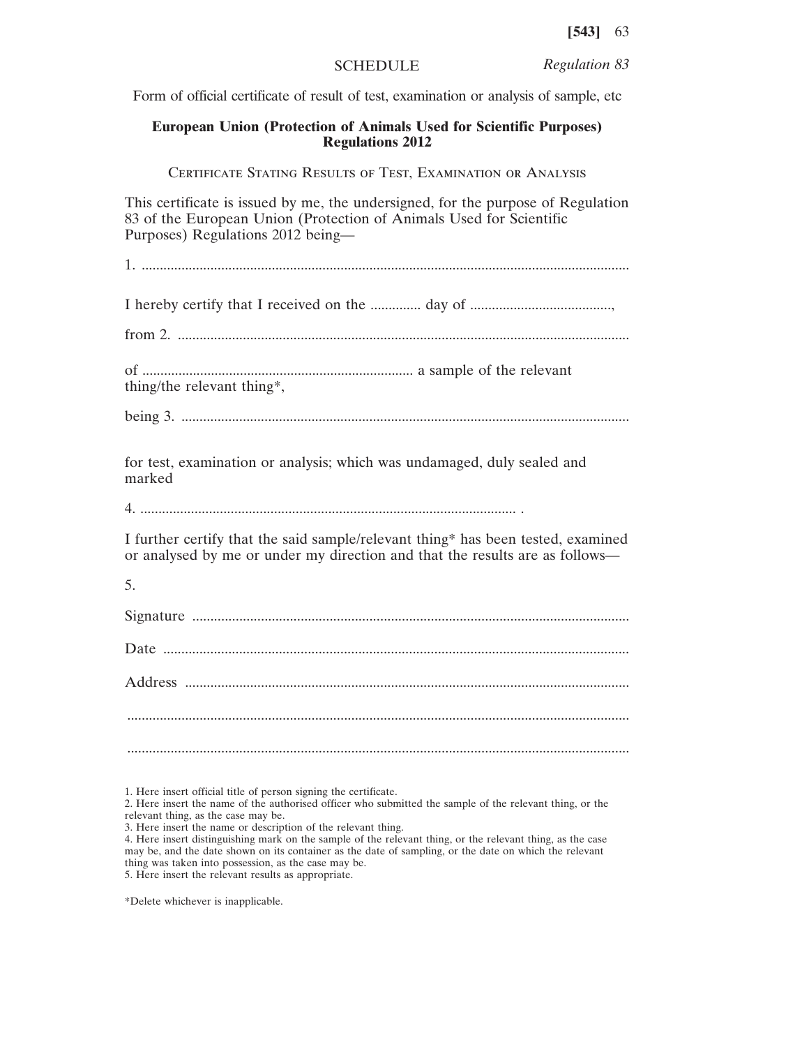SCHEDULE *Regulation 83*

Form of official certificate of result of test, examination or analysis of sample, etc

**European Union (Protection of Animals Used for Scientific Purposes) Regulations 2012**

CERTIFICATE STATING RESULTS OF TEST, EXAMINATION OR ANALYSIS

This certificate is issued by me, the undersigned, for the purpose of Regulation 83 of the European Union (Protection of Animals Used for Scientific Purposes) Regulations 2012 being—

1. ..........................................................................................................................................

I hereby certify that I received on the .............. day of .......................................,

from 2. ...............................................................................................................................

of .......................................................................... a sample of the relevant thing/the relevant thing*,

being 3. .............................................................................................................................

for test, examination or analysis; which was undamaged, duly sealed and marked

4. ....................................................................................................... .

I further certify that the said sample/relevant thing* has been tested, examined or analysed by me or under my direction and that the results are as follows—

5.

Signature ..........................................................................................................................

Date ..................................................................................................................................

Address ............................................................................................................................

..........................................................................................................................................

..........................................................................................................................................

1. Here insert official title of person signing the certificate.
2. Here insert the name of the authorised officer who submitted the sample of the relevant thing, or the relevant thing, as the case may be.
3. Here insert the name or description of the relevant thing.
4. Here insert distinguishing mark on the sample of the relevant thing, or the relevant thing, as the case may be, and the date shown on its container as the date of sampling, or the date on which the relevant thing was taken into possession, as the case may be.
5. Here insert the relevant results as appropriate.

*Delete whichever is inapplicable.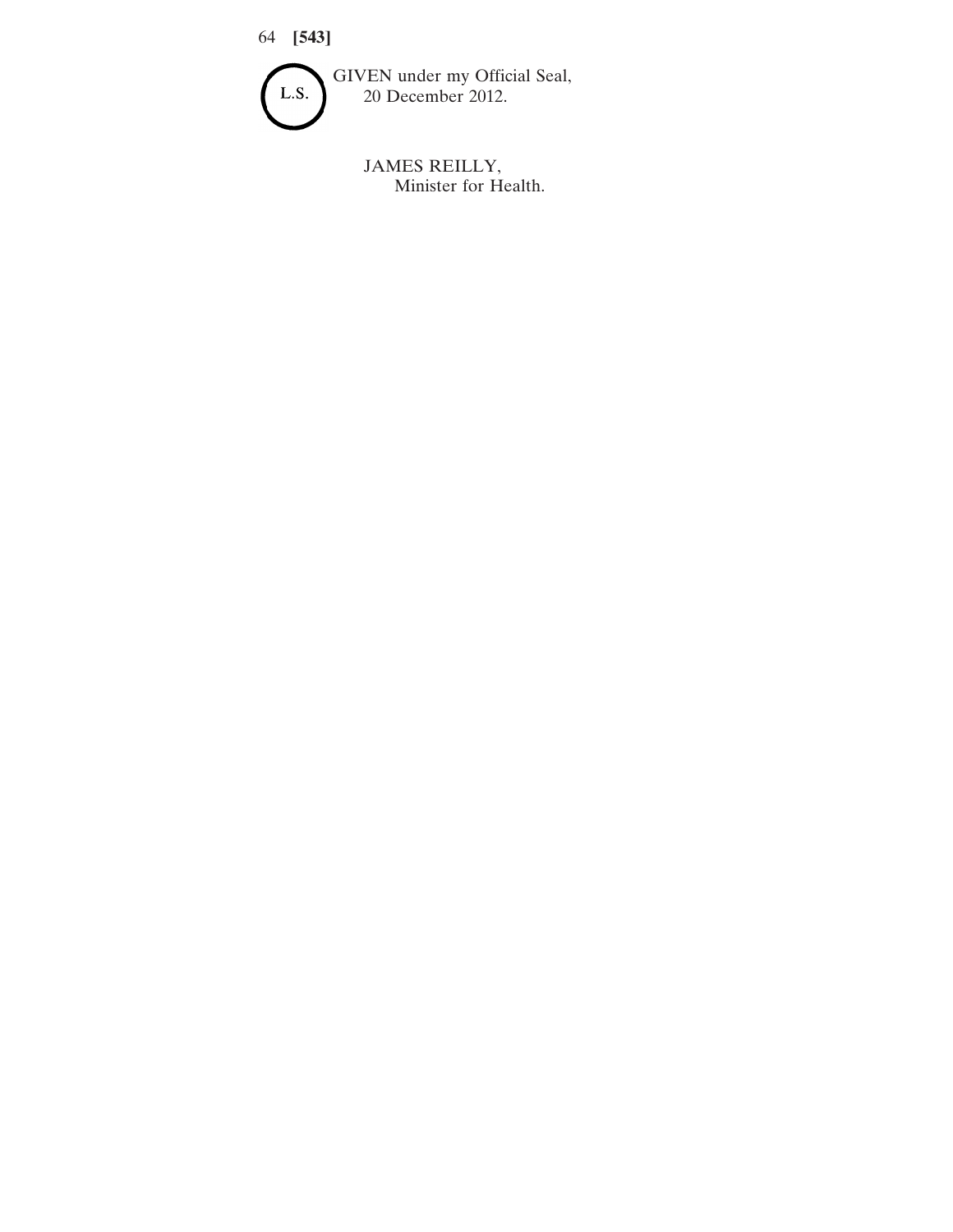L.S.

GIVEN under my Official Seal,
20 December 2012.

JAMES REILLY,
Minister for Health.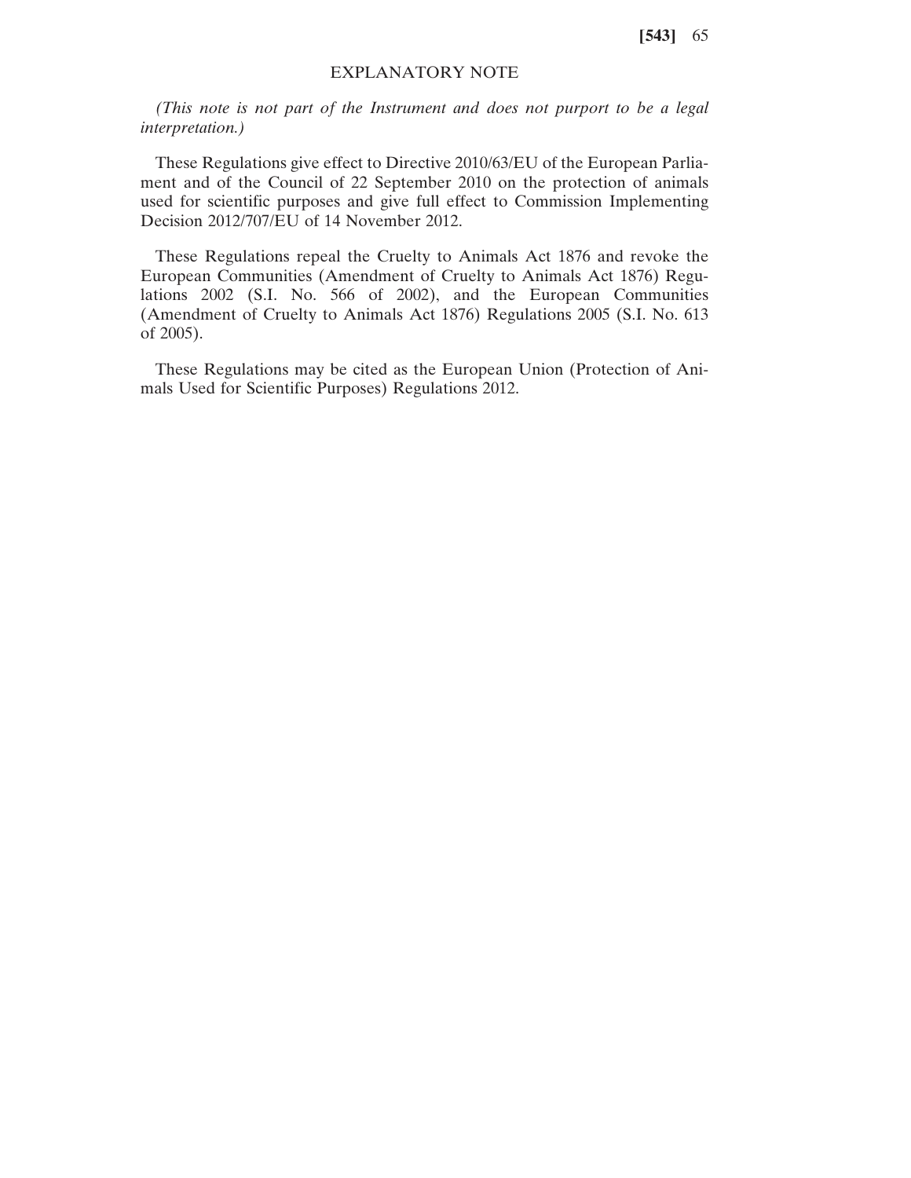# EXPLANATORY NOTE

*(This note is not part of the Instrument and does not purport to be a legal interpretation.)*

These Regulations give effect to Directive 2010/63/EU of the European Parliament and of the Council of 22 September 2010 on the protection of animals used for scientific purposes and give full effect to Commission Implementing Decision 2012/707/EU of 14 November 2012.

These Regulations repeal the Cruelty to Animals Act 1876 and revoke the European Communities (Amendment of Cruelty to Animals Act 1876) Regulations 2002 (S.I. No. 566 of 2002), and the European Communities (Amendment of Cruelty to Animals Act 1876) Regulations 2005 (S.I. No. 613 of 2005).

These Regulations may be cited as the European Union (Protection of Animals Used for Scientific Purposes) Regulations 2012.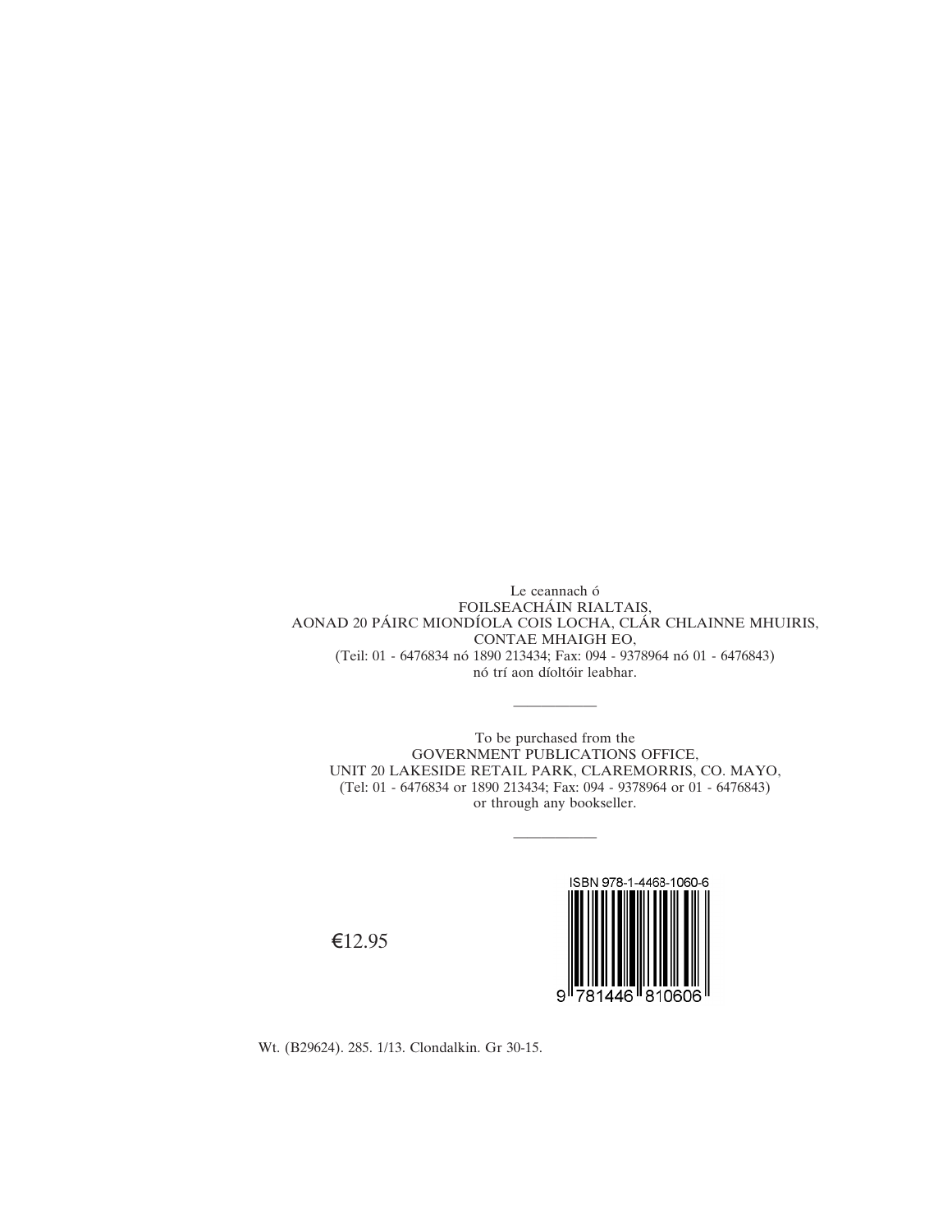Le ceannach ó
FOILSEACHÁIN RIALTAIS,
AONAD 20 PÁIRC MIONDÍOLA COIS LOCHA, CLÁR CHLAINNE MHUIRIS,
CONTAE MHAIGH EO,
(Teil: 01 - 6476834 nó 1890 213434; Fax: 094 - 9378964 nó 01 - 6476843)
nó trí aon díoltóir leabhar.

---

To be purchased from the
GOVERNMENT PUBLICATIONS OFFICE,
UNIT 20 LAKESIDE RETAIL PARK, CLAREMORRIS, CO. MAYO,
(Tel: 01 - 6476834 or 1890 213434; Fax: 094 - 9378964 or 01 - 6476843)
or through any bookseller.

---

€12.95

ISBN 978-1-4463-1060-6

9 781446 810606

Wt. (B29624). 285. 1/13. Clondalkin. Gr 30-15.